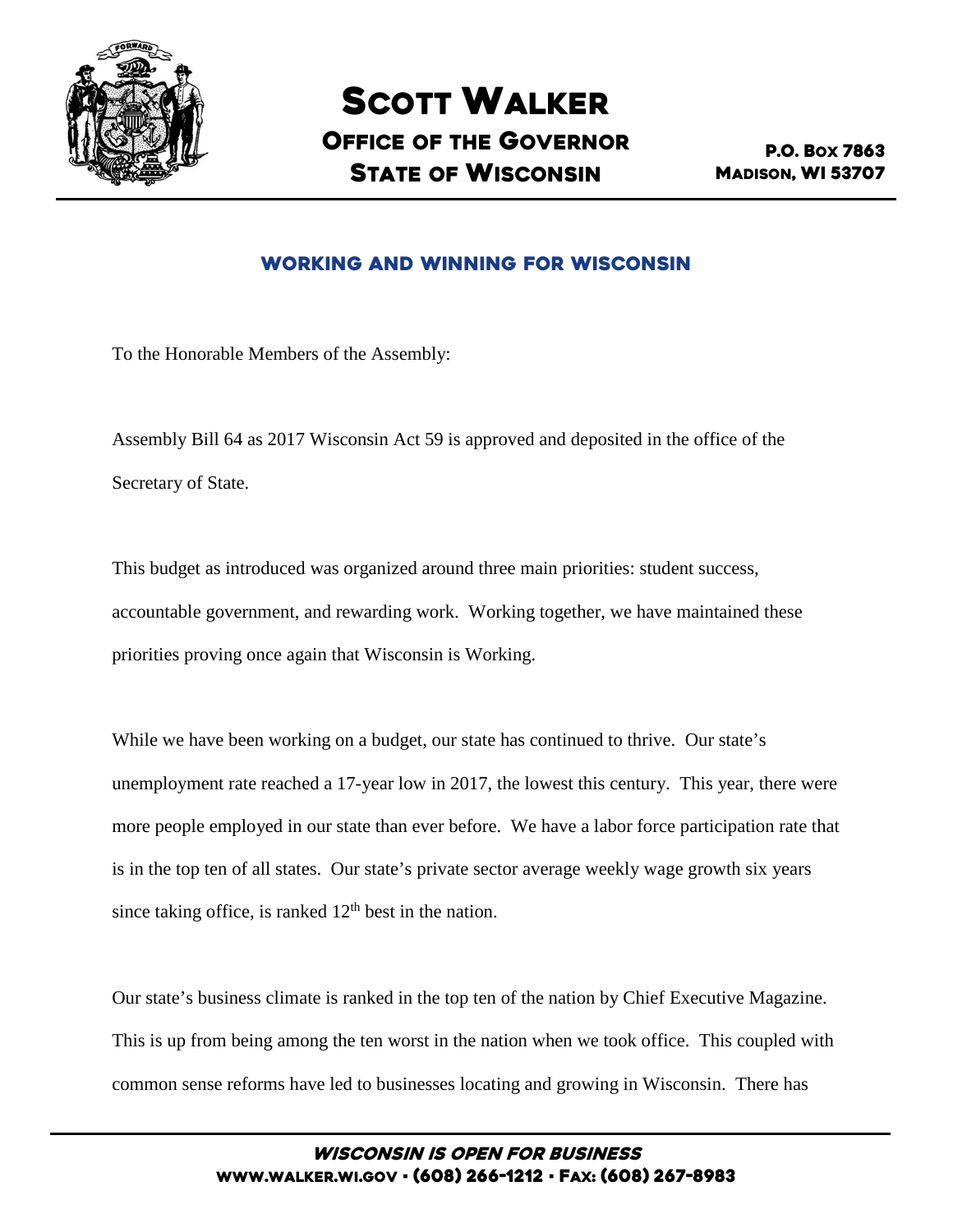# Scott Walker

## Office of the Governor
## State of Wisconsin

P.O. Box 7863
Madison, WI 53707

### WORKING AND WINNING FOR WISCONSIN

To the Honorable Members of the Assembly:

Assembly Bill 64 as 2017 Wisconsin Act 59 is approved and deposited in the office of the Secretary of State.

This budget as introduced was organized around three main priorities: student success, accountable government, and rewarding work. Working together, we have maintained these priorities proving once again that Wisconsin is Working.

While we have been working on a budget, our state has continued to thrive. Our state's unemployment rate reached a 17-year low in 2017, the lowest this century. This year, there were more people employed in our state than ever before. We have a labor force participation rate that is in the top ten of all states. Our state's private sector average weekly wage growth six years since taking office, is ranked 12th best in the nation.

Our state's business climate is ranked in the top ten of the nation by Chief Executive Magazine. This is up from being among the ten worst in the nation when we took office. This coupled with common sense reforms have led to businesses locating and growing in Wisconsin. There has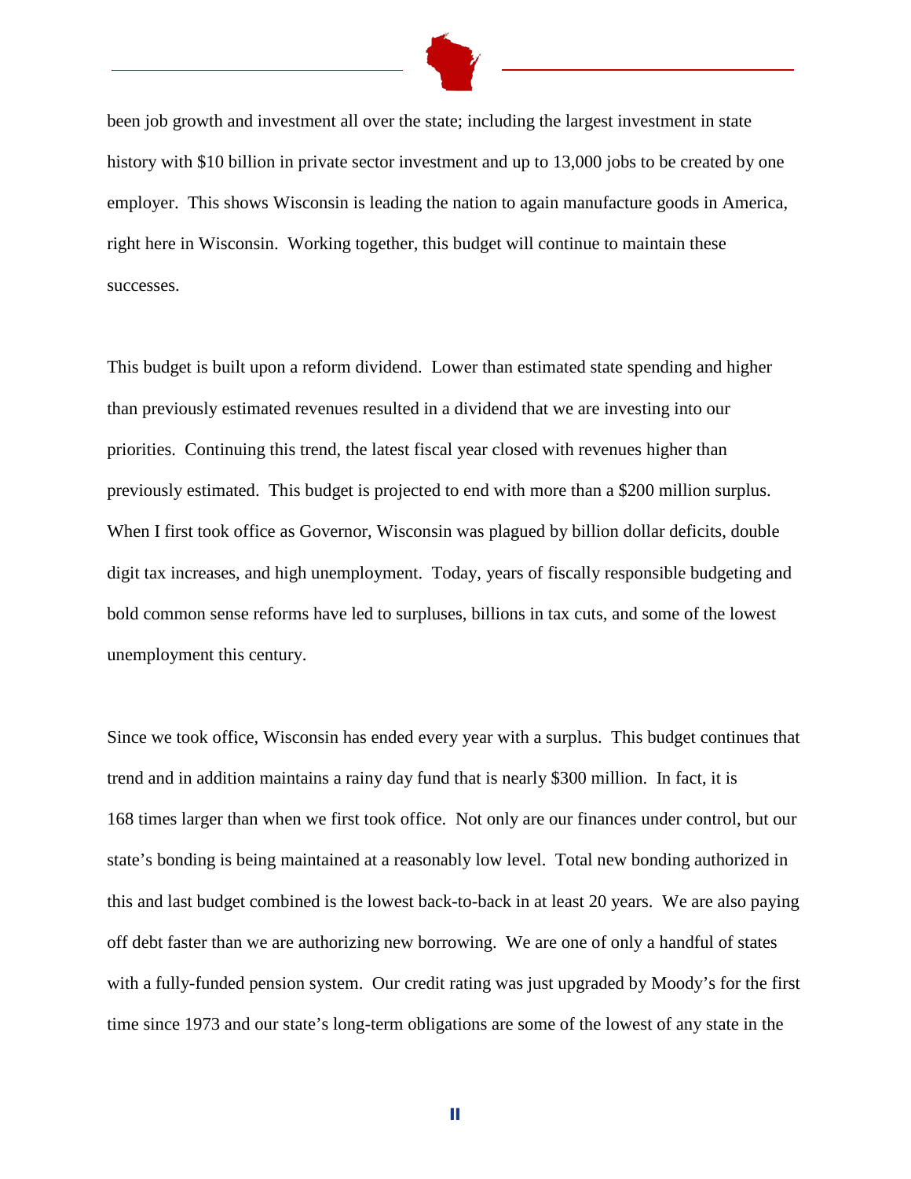been job growth and investment all over the state; including the largest investment in state history with $10 billion in private sector investment and up to 13,000 jobs to be created by one employer. This shows Wisconsin is leading the nation to again manufacture goods in America, right here in Wisconsin. Working together, this budget will continue to maintain these successes.

This budget is built upon a reform dividend. Lower than estimated state spending and higher than previously estimated revenues resulted in a dividend that we are investing into our priorities. Continuing this trend, the latest fiscal year closed with revenues higher than previously estimated. This budget is projected to end with more than a $200 million surplus. When I first took office as Governor, Wisconsin was plagued by billion dollar deficits, double digit tax increases, and high unemployment. Today, years of fiscally responsible budgeting and bold common sense reforms have led to surpluses, billions in tax cuts, and some of the lowest unemployment this century.

Since we took office, Wisconsin has ended every year with a surplus. This budget continues that trend and in addition maintains a rainy day fund that is nearly $300 million. In fact, it is 168 times larger than when we first took office. Not only are our finances under control, but our state's bonding is being maintained at a reasonably low level. Total new bonding authorized in this and last budget combined is the lowest back-to-back in at least 20 years. We are also paying off debt faster than we are authorizing new borrowing. We are one of only a handful of states with a fully-funded pension system. Our credit rating was just upgraded by Moody's for the first time since 1973 and our state's long-term obligations are some of the lowest of any state in the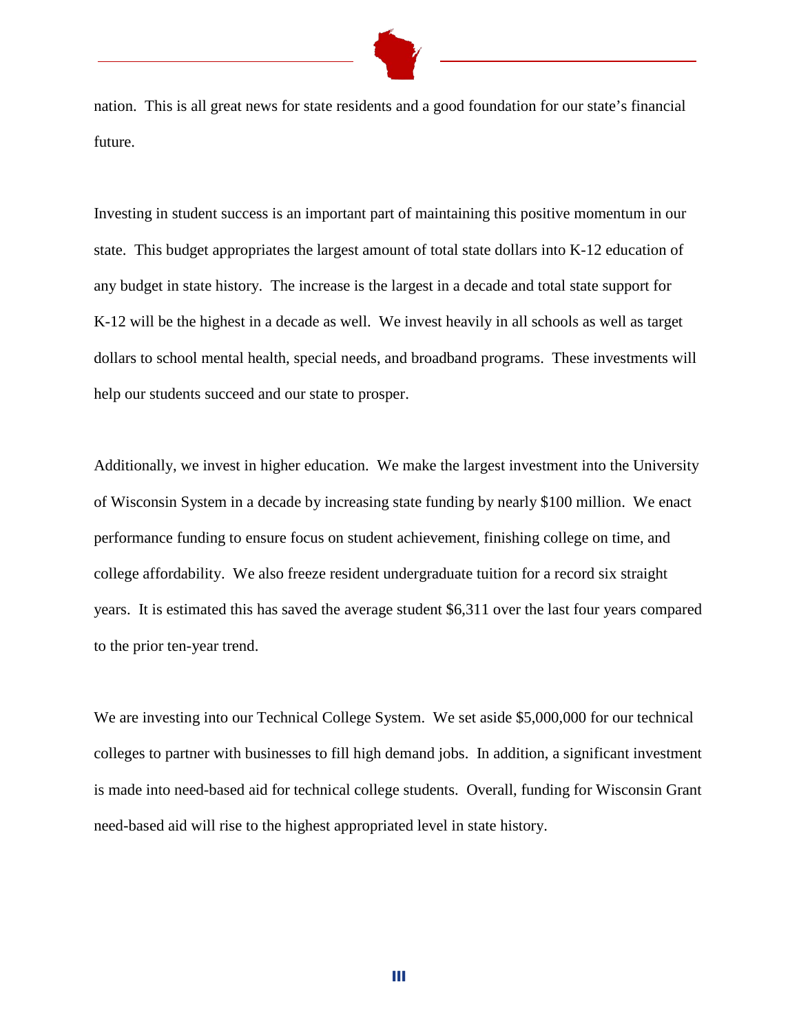nation. This is all great news for state residents and a good foundation for our state's financial future.

Investing in student success is an important part of maintaining this positive momentum in our state. This budget appropriates the largest amount of total state dollars into K-12 education of any budget in state history. The increase is the largest in a decade and total state support for K-12 will be the highest in a decade as well. We invest heavily in all schools as well as target dollars to school mental health, special needs, and broadband programs. These investments will help our students succeed and our state to prosper.

Additionally, we invest in higher education. We make the largest investment into the University of Wisconsin System in a decade by increasing state funding by nearly $100 million. We enact performance funding to ensure focus on student achievement, finishing college on time, and college affordability. We also freeze resident undergraduate tuition for a record six straight years. It is estimated this has saved the average student $6,311 over the last four years compared to the prior ten-year trend.

We are investing into our Technical College System. We set aside $5,000,000 for our technical colleges to partner with businesses to fill high demand jobs. In addition, a significant investment is made into need-based aid for technical college students. Overall, funding for Wisconsin Grant need-based aid will rise to the highest appropriated level in state history.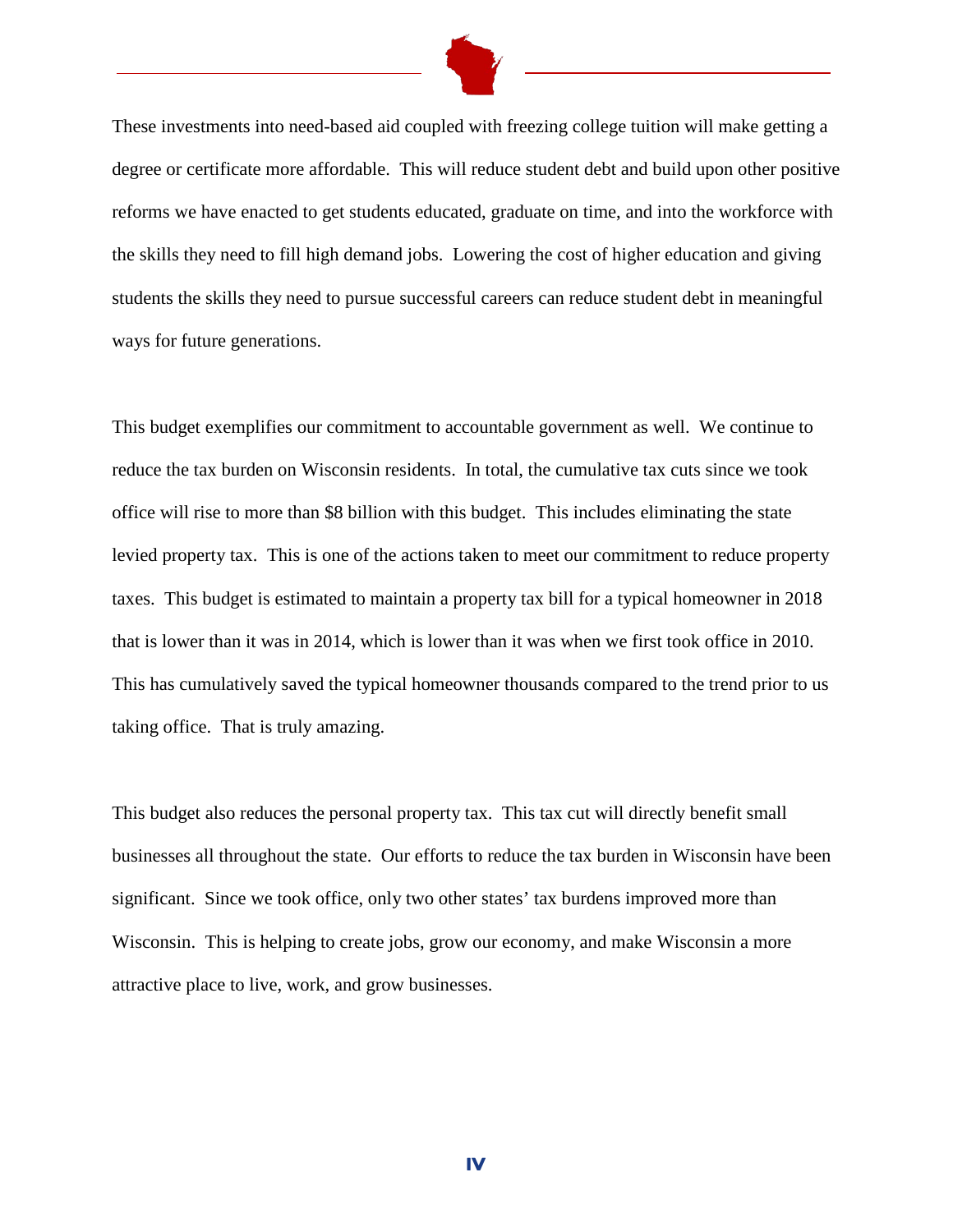These investments into need-based aid coupled with freezing college tuition will make getting a degree or certificate more affordable. This will reduce student debt and build upon other positive reforms we have enacted to get students educated, graduate on time, and into the workforce with the skills they need to fill high demand jobs. Lowering the cost of higher education and giving students the skills they need to pursue successful careers can reduce student debt in meaningful ways for future generations.

This budget exemplifies our commitment to accountable government as well. We continue to reduce the tax burden on Wisconsin residents. In total, the cumulative tax cuts since we took office will rise to more than $8 billion with this budget. This includes eliminating the state levied property tax. This is one of the actions taken to meet our commitment to reduce property taxes. This budget is estimated to maintain a property tax bill for a typical homeowner in 2018 that is lower than it was in 2014, which is lower than it was when we first took office in 2010. This has cumulatively saved the typical homeowner thousands compared to the trend prior to us taking office. That is truly amazing.

This budget also reduces the personal property tax. This tax cut will directly benefit small businesses all throughout the state. Our efforts to reduce the tax burden in Wisconsin have been significant. Since we took office, only two other states' tax burdens improved more than Wisconsin. This is helping to create jobs, grow our economy, and make Wisconsin a more attractive place to live, work, and grow businesses.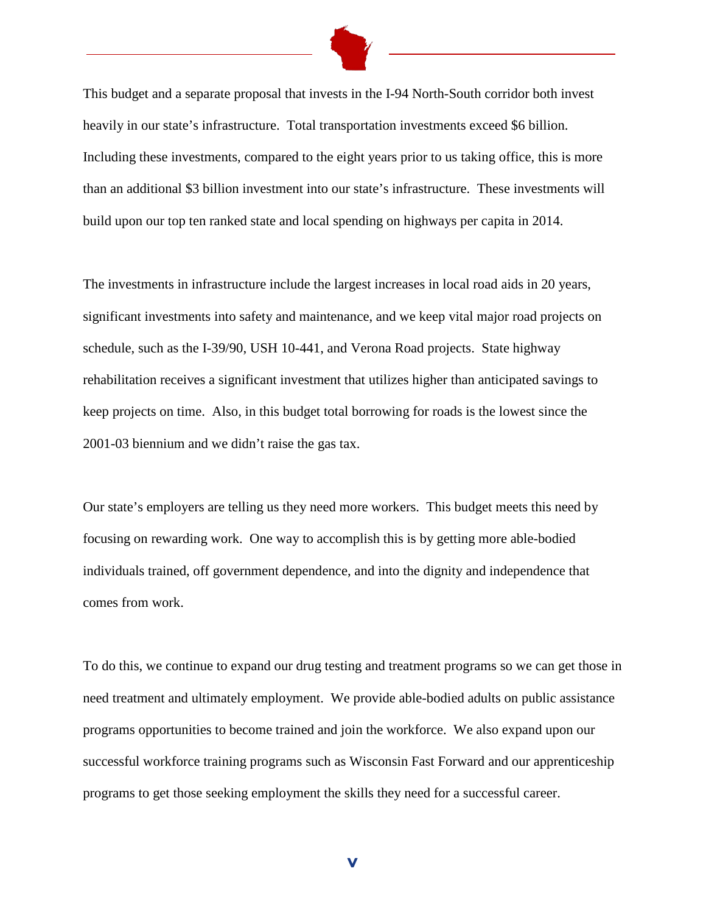This budget and a separate proposal that invests in the I-94 North-South corridor both invest heavily in our state's infrastructure. Total transportation investments exceed $6 billion. Including these investments, compared to the eight years prior to us taking office, this is more than an additional $3 billion investment into our state's infrastructure. These investments will build upon our top ten ranked state and local spending on highways per capita in 2014.

The investments in infrastructure include the largest increases in local road aids in 20 years, significant investments into safety and maintenance, and we keep vital major road projects on schedule, such as the I-39/90, USH 10-441, and Verona Road projects. State highway rehabilitation receives a significant investment that utilizes higher than anticipated savings to keep projects on time. Also, in this budget total borrowing for roads is the lowest since the 2001-03 biennium and we didn't raise the gas tax.

Our state's employers are telling us they need more workers. This budget meets this need by focusing on rewarding work. One way to accomplish this is by getting more able-bodied individuals trained, off government dependence, and into the dignity and independence that comes from work.

To do this, we continue to expand our drug testing and treatment programs so we can get those in need treatment and ultimately employment. We provide able-bodied adults on public assistance programs opportunities to become trained and join the workforce. We also expand upon our successful workforce training programs such as Wisconsin Fast Forward and our apprenticeship programs to get those seeking employment the skills they need for a successful career.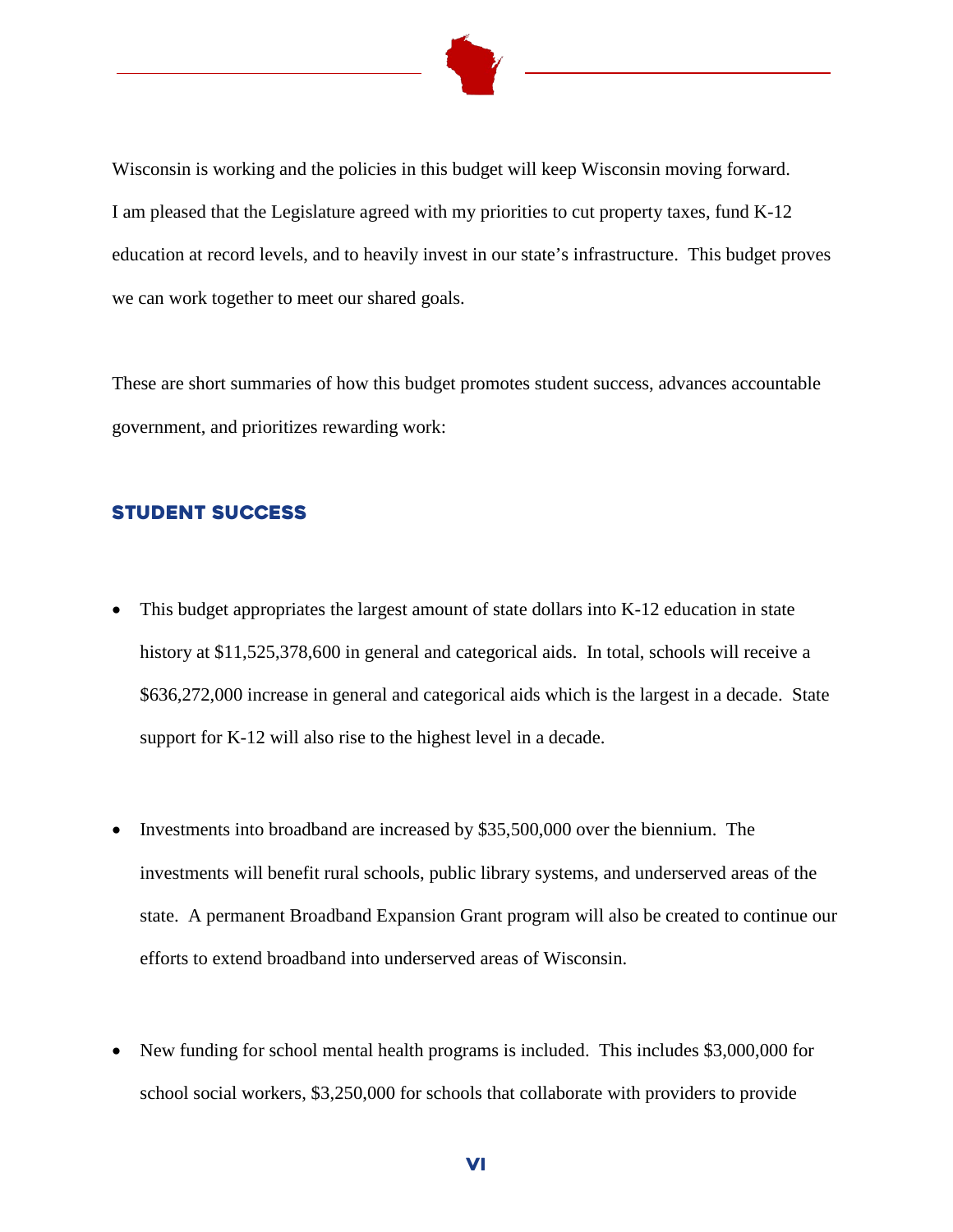Wisconsin is working and the policies in this budget will keep Wisconsin moving forward. I am pleased that the Legislature agreed with my priorities to cut property taxes, fund K-12 education at record levels, and to heavily invest in our state's infrastructure. This budget proves we can work together to meet our shared goals.

These are short summaries of how this budget promotes student success, advances accountable government, and prioritizes rewarding work:

## STUDENT SUCCESS

- This budget appropriates the largest amount of state dollars into K-12 education in state history at $11,525,378,600 in general and categorical aids. In total, schools will receive a $636,272,000 increase in general and categorical aids which is the largest in a decade. State support for K-12 will also rise to the highest level in a decade.

- Investments into broadband are increased by $35,500,000 over the biennium. The investments will benefit rural schools, public library systems, and underserved areas of the state. A permanent Broadband Expansion Grant program will also be created to continue our efforts to extend broadband into underserved areas of Wisconsin.

- New funding for school mental health programs is included. This includes $3,000,000 for school social workers, $3,250,000 for schools that collaborate with providers to provide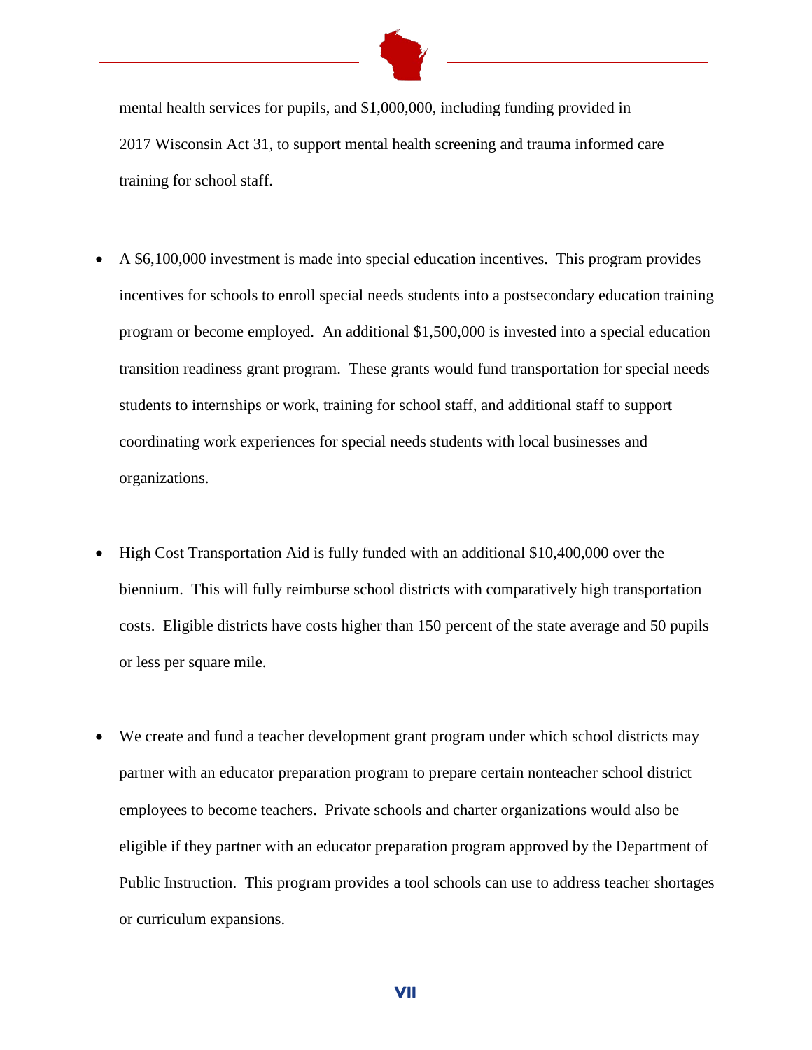mental health services for pupils, and $1,000,000, including funding provided in 2017 Wisconsin Act 31, to support mental health screening and trauma informed care training for school staff.

- A $6,100,000 investment is made into special education incentives. This program provides incentives for schools to enroll special needs students into a postsecondary education training program or become employed. An additional $1,500,000 is invested into a special education transition readiness grant program. These grants would fund transportation for special needs students to internships or work, training for school staff, and additional staff to support coordinating work experiences for special needs students with local businesses and organizations.

- High Cost Transportation Aid is fully funded with an additional $10,400,000 over the biennium. This will fully reimburse school districts with comparatively high transportation costs. Eligible districts have costs higher than 150 percent of the state average and 50 pupils or less per square mile.

- We create and fund a teacher development grant program under which school districts may partner with an educator preparation program to prepare certain nonteacher school district employees to become teachers. Private schools and charter organizations would also be eligible if they partner with an educator preparation program approved by the Department of Public Instruction. This program provides a tool schools can use to address teacher shortages or curriculum expansions.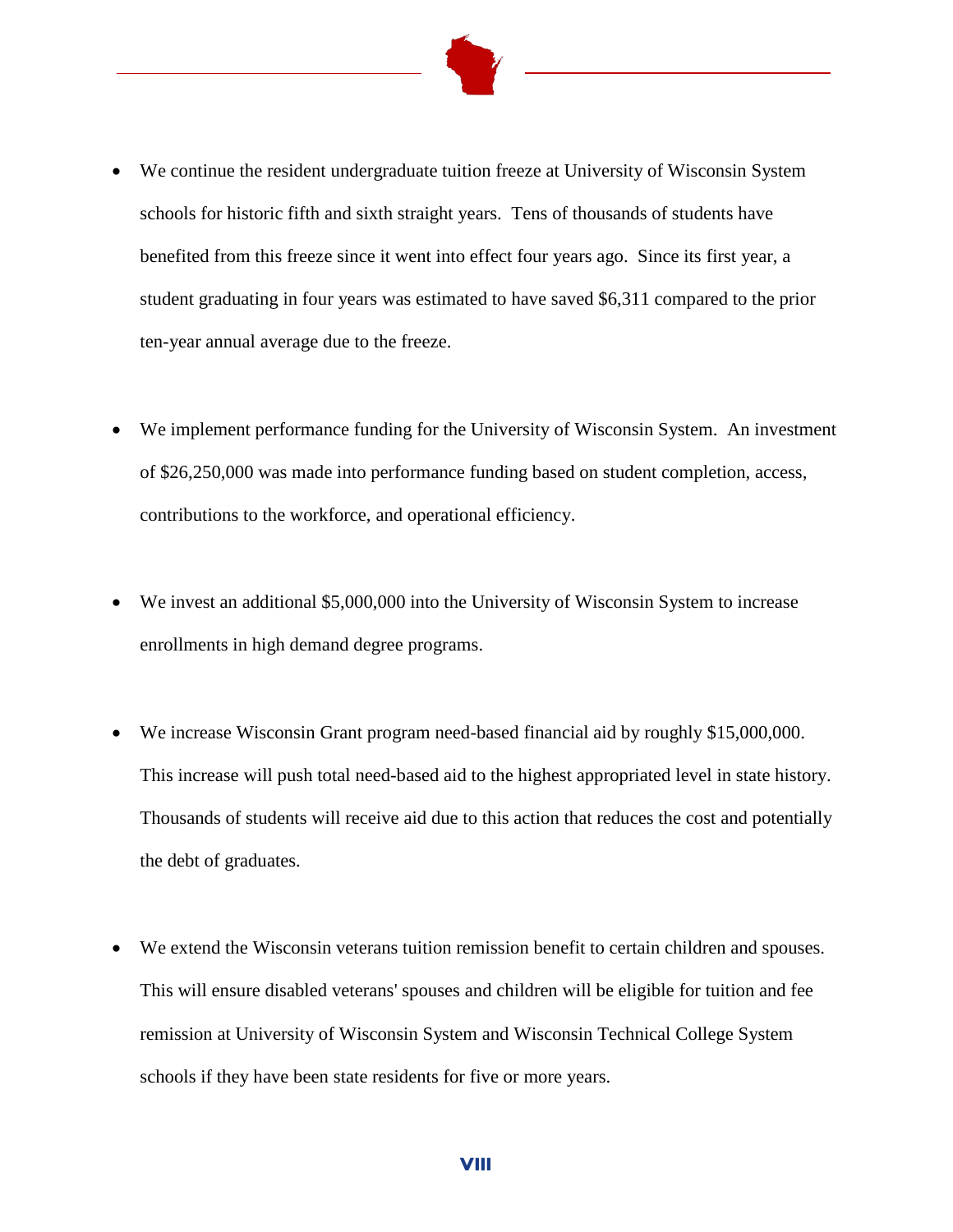- We continue the resident undergraduate tuition freeze at University of Wisconsin System schools for historic fifth and sixth straight years. Tens of thousands of students have benefited from this freeze since it went into effect four years ago. Since its first year, a student graduating in four years was estimated to have saved $6,311 compared to the prior ten-year annual average due to the freeze.

- We implement performance funding for the University of Wisconsin System. An investment of $26,250,000 was made into performance funding based on student completion, access, contributions to the workforce, and operational efficiency.

- We invest an additional $5,000,000 into the University of Wisconsin System to increase enrollments in high demand degree programs.

- We increase Wisconsin Grant program need-based financial aid by roughly $15,000,000. This increase will push total need-based aid to the highest appropriated level in state history. Thousands of students will receive aid due to this action that reduces the cost and potentially the debt of graduates.

- We extend the Wisconsin veterans tuition remission benefit to certain children and spouses. This will ensure disabled veterans' spouses and children will be eligible for tuition and fee remission at University of Wisconsin System and Wisconsin Technical College System schools if they have been state residents for five or more years.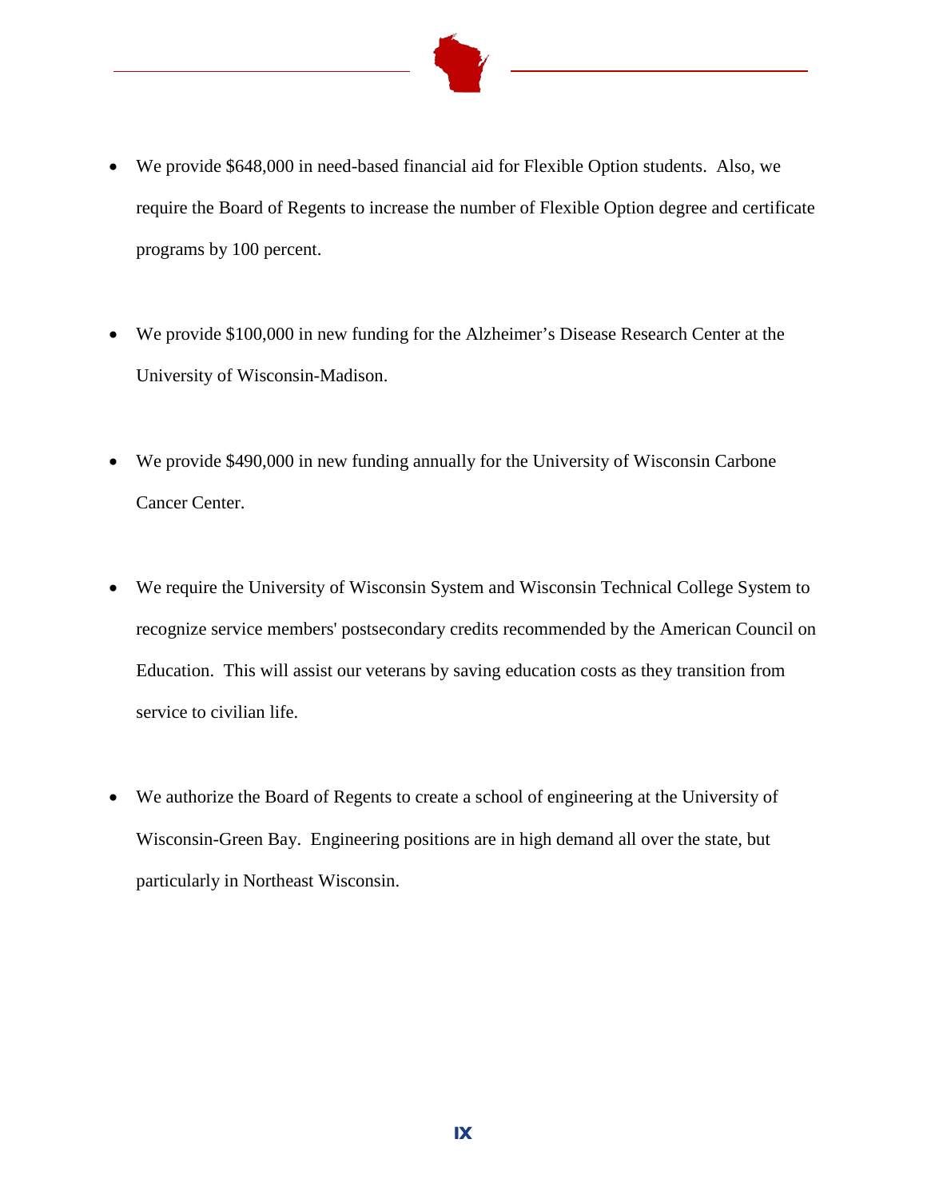- We provide $648,000 in need-based financial aid for Flexible Option students. Also, we require the Board of Regents to increase the number of Flexible Option degree and certificate programs by 100 percent.

- We provide $100,000 in new funding for the Alzheimer's Disease Research Center at the University of Wisconsin-Madison.

- We provide $490,000 in new funding annually for the University of Wisconsin Carbone Cancer Center.

- We require the University of Wisconsin System and Wisconsin Technical College System to recognize service members' postsecondary credits recommended by the American Council on Education. This will assist our veterans by saving education costs as they transition from service to civilian life.

- We authorize the Board of Regents to create a school of engineering at the University of Wisconsin-Green Bay. Engineering positions are in high demand all over the state, but particularly in Northeast Wisconsin.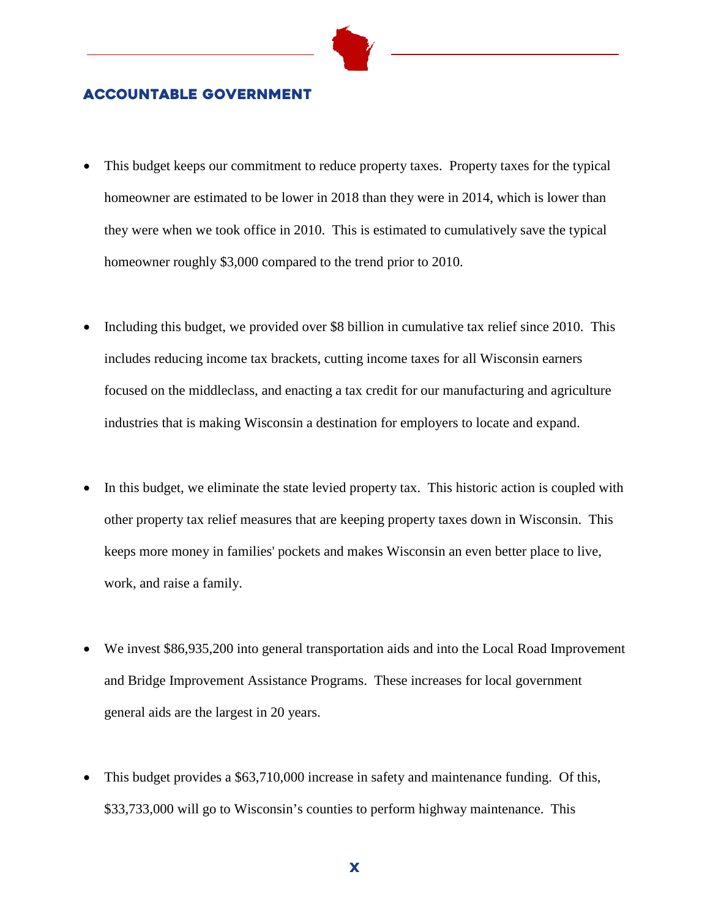## ACCOUNTABLE GOVERNMENT

- This budget keeps our commitment to reduce property taxes. Property taxes for the typical homeowner are estimated to be lower in 2018 than they were in 2014, which is lower than they were when we took office in 2010. This is estimated to cumulatively save the typical homeowner roughly $3,000 compared to the trend prior to 2010.

- Including this budget, we provided over $8 billion in cumulative tax relief since 2010. This includes reducing income tax brackets, cutting income taxes for all Wisconsin earners focused on the middleclass, and enacting a tax credit for our manufacturing and agriculture industries that is making Wisconsin a destination for employers to locate and expand.

- In this budget, we eliminate the state levied property tax. This historic action is coupled with other property tax relief measures that are keeping property taxes down in Wisconsin. This keeps more money in families' pockets and makes Wisconsin an even better place to live, work, and raise a family.

- We invest $86,935,200 into general transportation aids and into the Local Road Improvement and Bridge Improvement Assistance Programs. These increases for local government general aids are the largest in 20 years.

- This budget provides a $63,710,000 increase in safety and maintenance funding. Of this, $33,733,000 will go to Wisconsin's counties to perform highway maintenance. This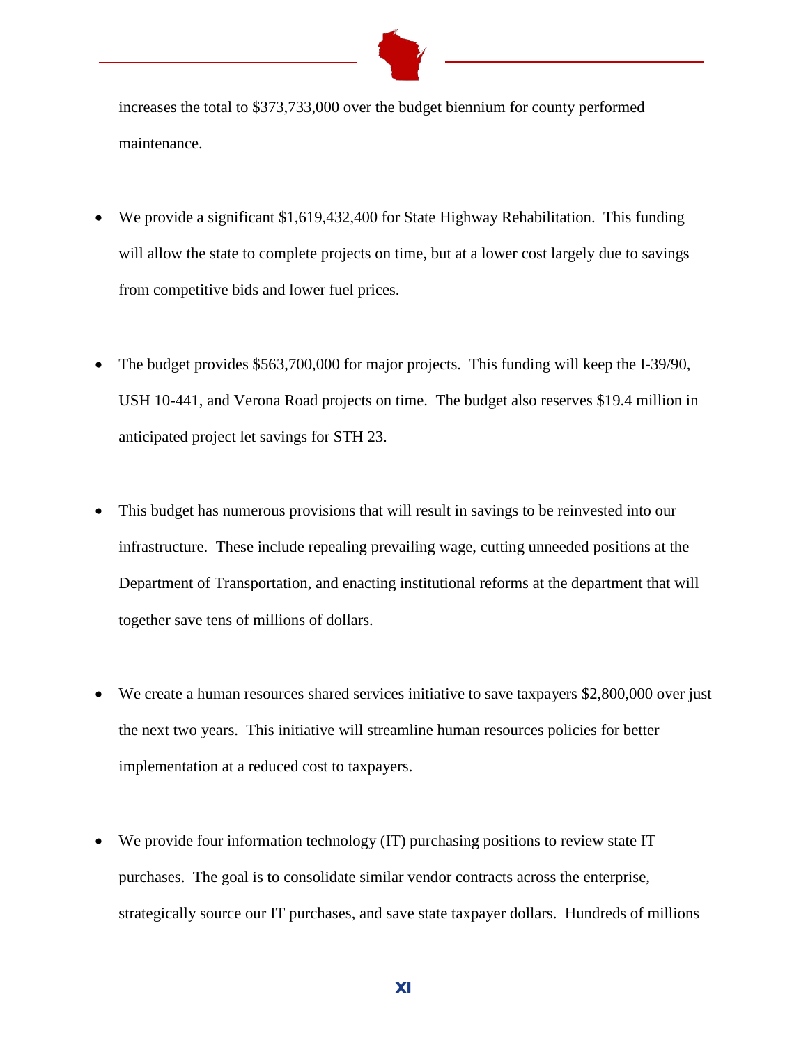increases the total to $373,733,000 over the budget biennium for county performed maintenance.

- We provide a significant $1,619,432,400 for State Highway Rehabilitation. This funding will allow the state to complete projects on time, but at a lower cost largely due to savings from competitive bids and lower fuel prices.

- The budget provides $563,700,000 for major projects. This funding will keep the I-39/90, USH 10-441, and Verona Road projects on time. The budget also reserves $19.4 million in anticipated project let savings for STH 23.

- This budget has numerous provisions that will result in savings to be reinvested into our infrastructure. These include repealing prevailing wage, cutting unneeded positions at the Department of Transportation, and enacting institutional reforms at the department that will together save tens of millions of dollars.

- We create a human resources shared services initiative to save taxpayers $2,800,000 over just the next two years. This initiative will streamline human resources policies for better implementation at a reduced cost to taxpayers.

- We provide four information technology (IT) purchasing positions to review state IT purchases. The goal is to consolidate similar vendor contracts across the enterprise, strategically source our IT purchases, and save state taxpayer dollars. Hundreds of millions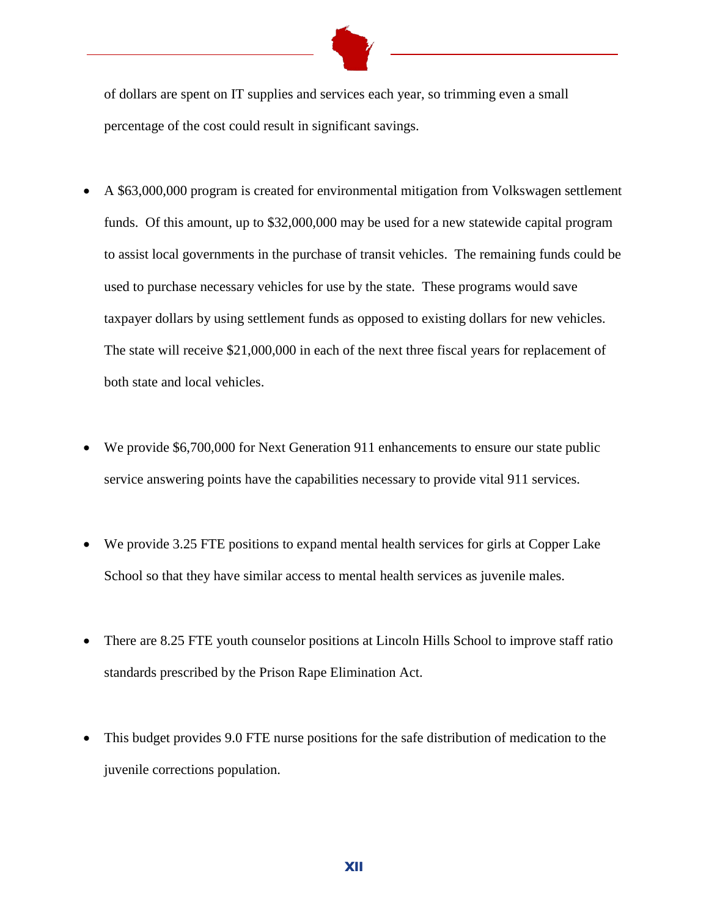of dollars are spent on IT supplies and services each year, so trimming even a small percentage of the cost could result in significant savings.

- A $63,000,000 program is created for environmental mitigation from Volkswagen settlement funds. Of this amount, up to $32,000,000 may be used for a new statewide capital program to assist local governments in the purchase of transit vehicles. The remaining funds could be used to purchase necessary vehicles for use by the state. These programs would save taxpayer dollars by using settlement funds as opposed to existing dollars for new vehicles. The state will receive $21,000,000 in each of the next three fiscal years for replacement of both state and local vehicles.

- We provide $6,700,000 for Next Generation 911 enhancements to ensure our state public service answering points have the capabilities necessary to provide vital 911 services.

- We provide 3.25 FTE positions to expand mental health services for girls at Copper Lake School so that they have similar access to mental health services as juvenile males.

- There are 8.25 FTE youth counselor positions at Lincoln Hills School to improve staff ratio standards prescribed by the Prison Rape Elimination Act.

- This budget provides 9.0 FTE nurse positions for the safe distribution of medication to the juvenile corrections population.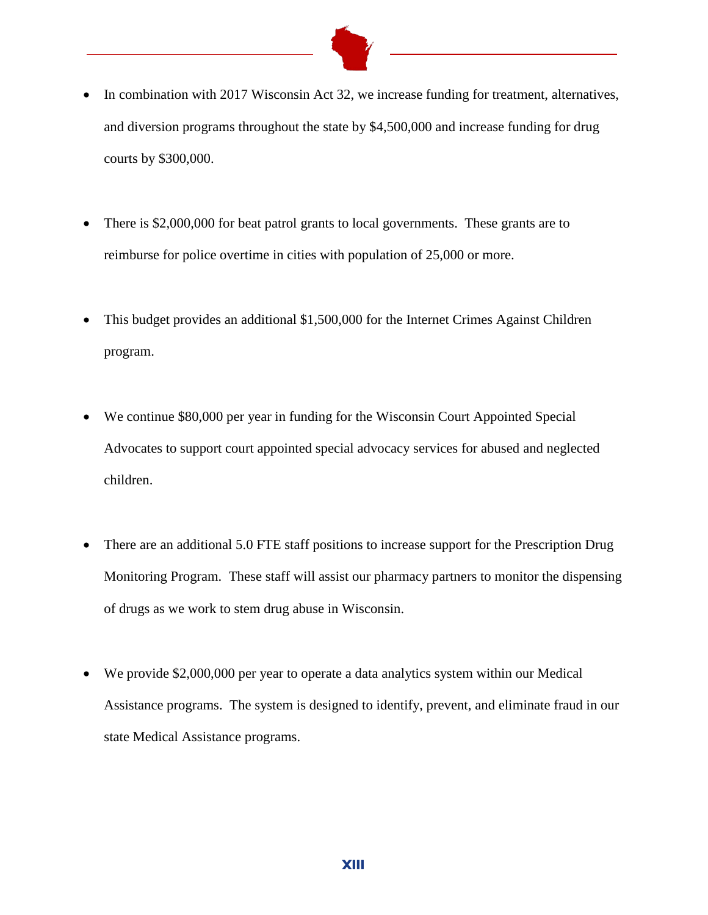- In combination with 2017 Wisconsin Act 32, we increase funding for treatment, alternatives, and diversion programs throughout the state by $4,500,000 and increase funding for drug courts by $300,000.

- There is $2,000,000 for beat patrol grants to local governments. These grants are to reimburse for police overtime in cities with population of 25,000 or more.

- This budget provides an additional $1,500,000 for the Internet Crimes Against Children program.

- We continue $80,000 per year in funding for the Wisconsin Court Appointed Special Advocates to support court appointed special advocacy services for abused and neglected children.

- There are an additional 5.0 FTE staff positions to increase support for the Prescription Drug Monitoring Program. These staff will assist our pharmacy partners to monitor the dispensing of drugs as we work to stem drug abuse in Wisconsin.

- We provide $2,000,000 per year to operate a data analytics system within our Medical Assistance programs. The system is designed to identify, prevent, and eliminate fraud in our state Medical Assistance programs.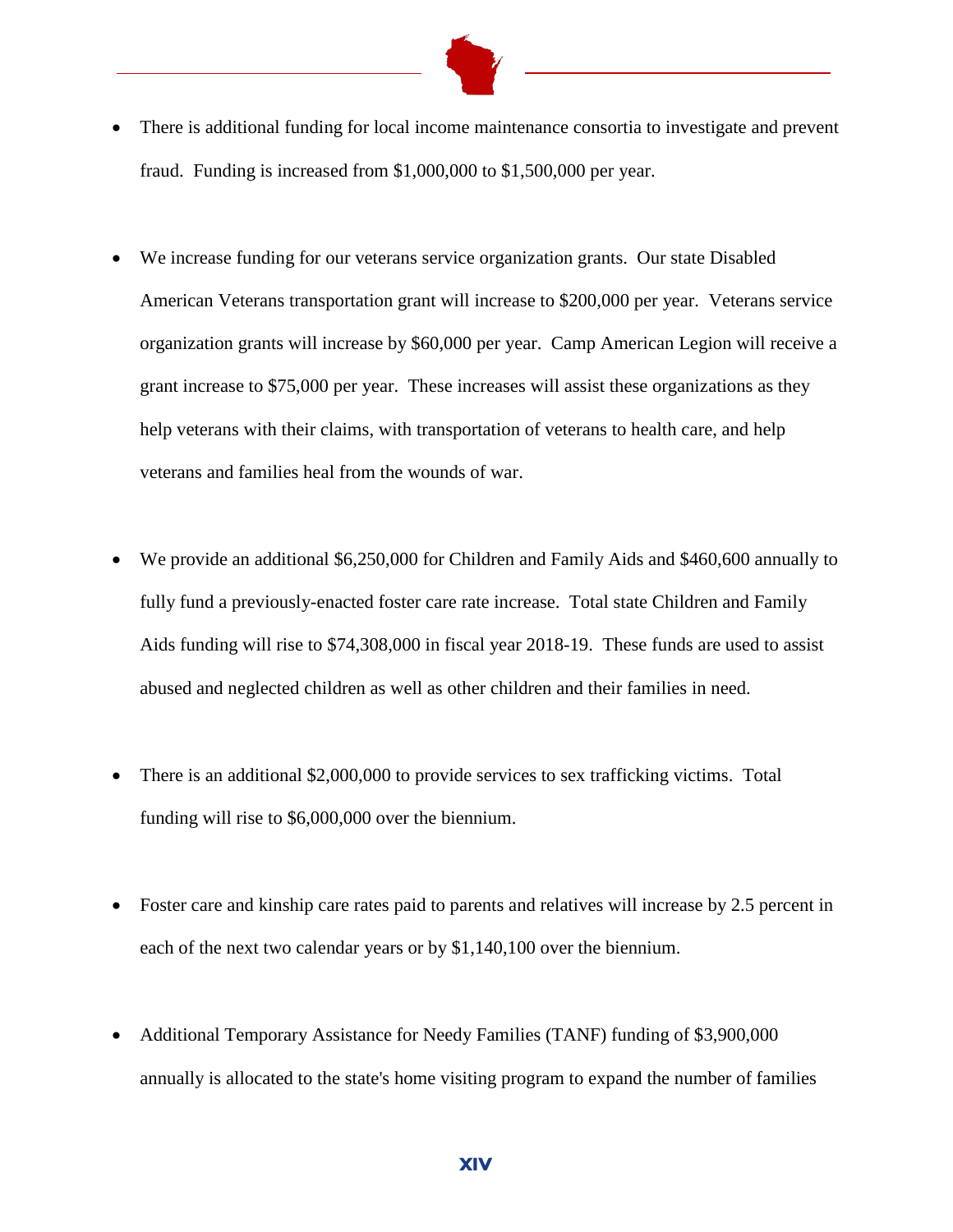- There is additional funding for local income maintenance consortia to investigate and prevent fraud. Funding is increased from $1,000,000 to $1,500,000 per year.

- We increase funding for our veterans service organization grants. Our state Disabled American Veterans transportation grant will increase to $200,000 per year. Veterans service organization grants will increase by $60,000 per year. Camp American Legion will receive a grant increase to $75,000 per year. These increases will assist these organizations as they help veterans with their claims, with transportation of veterans to health care, and help veterans and families heal from the wounds of war.

- We provide an additional $6,250,000 for Children and Family Aids and $460,600 annually to fully fund a previously-enacted foster care rate increase. Total state Children and Family Aids funding will rise to $74,308,000 in fiscal year 2018-19. These funds are used to assist abused and neglected children as well as other children and their families in need.

- There is an additional $2,000,000 to provide services to sex trafficking victims. Total funding will rise to $6,000,000 over the biennium.

- Foster care and kinship care rates paid to parents and relatives will increase by 2.5 percent in each of the next two calendar years or by $1,140,100 over the biennium.

- Additional Temporary Assistance for Needy Families (TANF) funding of $3,900,000 annually is allocated to the state's home visiting program to expand the number of families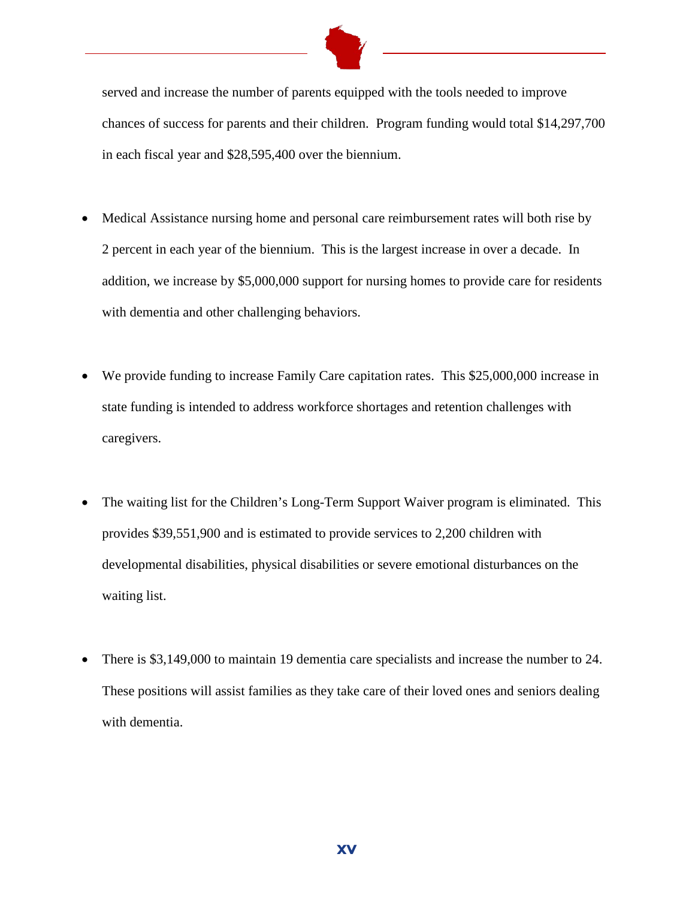served and increase the number of parents equipped with the tools needed to improve chances of success for parents and their children. Program funding would total $14,297,700 in each fiscal year and $28,595,400 over the biennium.

- Medical Assistance nursing home and personal care reimbursement rates will both rise by 2 percent in each year of the biennium. This is the largest increase in over a decade. In addition, we increase by $5,000,000 support for nursing homes to provide care for residents with dementia and other challenging behaviors.

- We provide funding to increase Family Care capitation rates. This $25,000,000 increase in state funding is intended to address workforce shortages and retention challenges with caregivers.

- The waiting list for the Children's Long-Term Support Waiver program is eliminated. This provides $39,551,900 and is estimated to provide services to 2,200 children with developmental disabilities, physical disabilities or severe emotional disturbances on the waiting list.

- There is $3,149,000 to maintain 19 dementia care specialists and increase the number to 24. These positions will assist families as they take care of their loved ones and seniors dealing with dementia.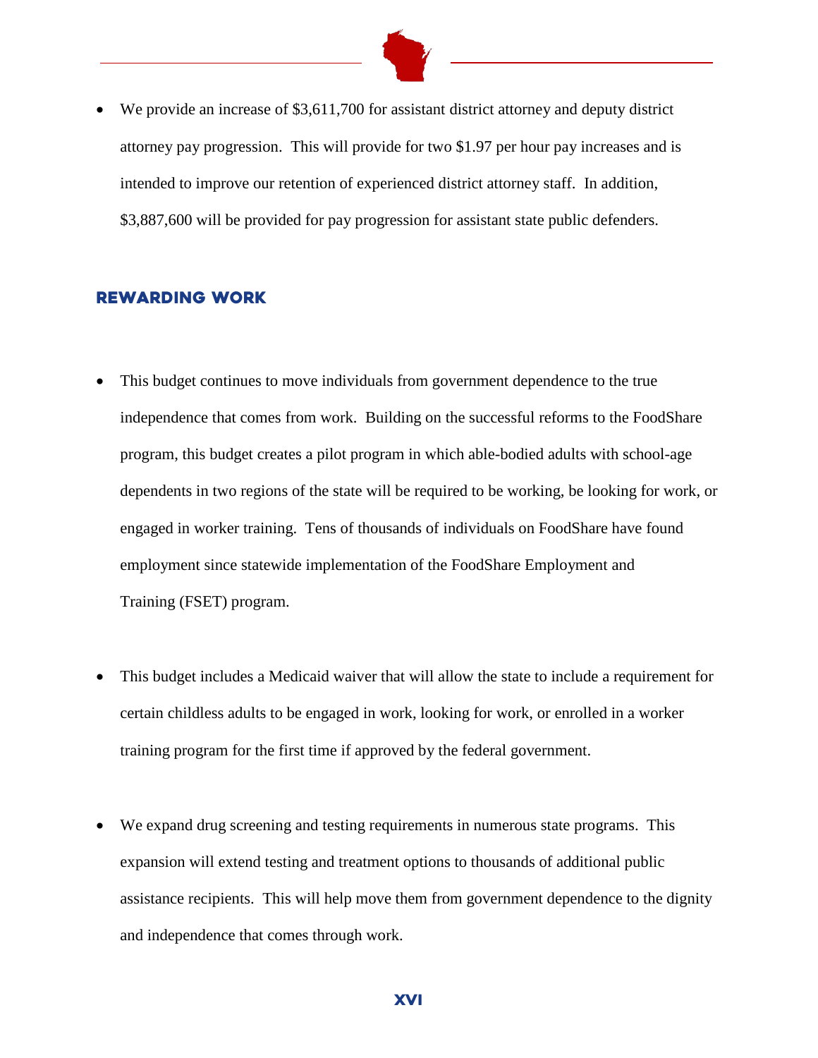- We provide an increase of $3,611,700 for assistant district attorney and deputy district attorney pay progression. This will provide for two $1.97 per hour pay increases and is intended to improve our retention of experienced district attorney staff. In addition, $3,887,600 will be provided for pay progression for assistant state public defenders.

## REWARDING WORK

- This budget continues to move individuals from government dependence to the true independence that comes from work. Building on the successful reforms to the FoodShare program, this budget creates a pilot program in which able-bodied adults with school-age dependents in two regions of the state will be required to be working, be looking for work, or engaged in worker training. Tens of thousands of individuals on FoodShare have found employment since statewide implementation of the FoodShare Employment and Training (FSET) program.

- This budget includes a Medicaid waiver that will allow the state to include a requirement for certain childless adults to be engaged in work, looking for work, or enrolled in a worker training program for the first time if approved by the federal government.

- We expand drug screening and testing requirements in numerous state programs. This expansion will extend testing and treatment options to thousands of additional public assistance recipients. This will help move them from government dependence to the dignity and independence that comes through work.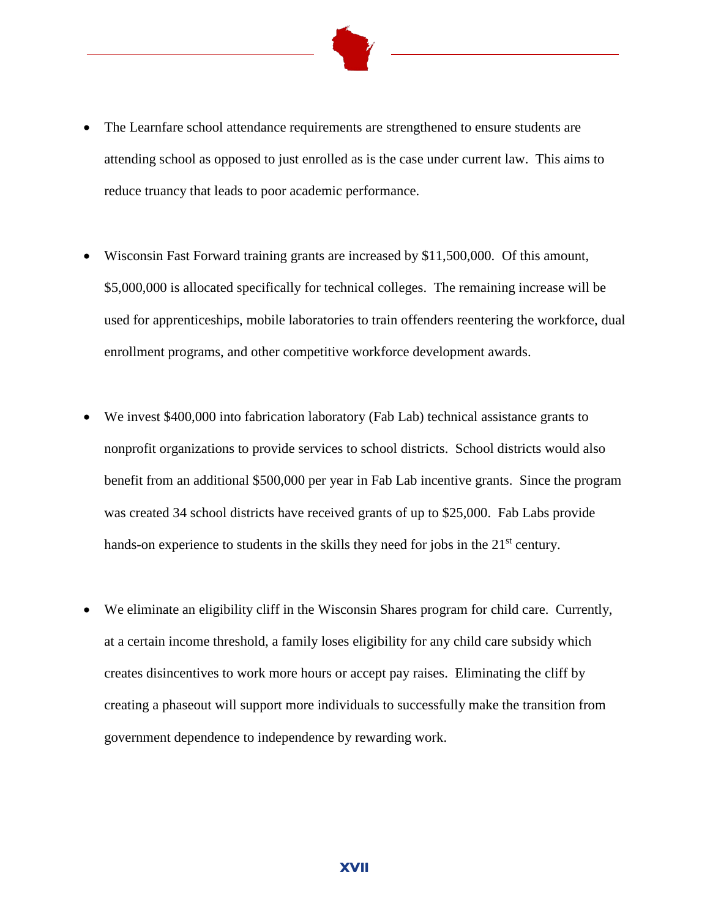- The Learnfare school attendance requirements are strengthened to ensure students are attending school as opposed to just enrolled as is the case under current law. This aims to reduce truancy that leads to poor academic performance.

- Wisconsin Fast Forward training grants are increased by $11,500,000. Of this amount, $5,000,000 is allocated specifically for technical colleges. The remaining increase will be used for apprenticeships, mobile laboratories to train offenders reentering the workforce, dual enrollment programs, and other competitive workforce development awards.

- We invest $400,000 into fabrication laboratory (Fab Lab) technical assistance grants to nonprofit organizations to provide services to school districts. School districts would also benefit from an additional $500,000 per year in Fab Lab incentive grants. Since the program was created 34 school districts have received grants of up to $25,000. Fab Labs provide hands-on experience to students in the skills they need for jobs in the 21st century.

- We eliminate an eligibility cliff in the Wisconsin Shares program for child care. Currently, at a certain income threshold, a family loses eligibility for any child care subsidy which creates disincentives to work more hours or accept pay raises. Eliminating the cliff by creating a phaseout will support more individuals to successfully make the transition from government dependence to independence by rewarding work.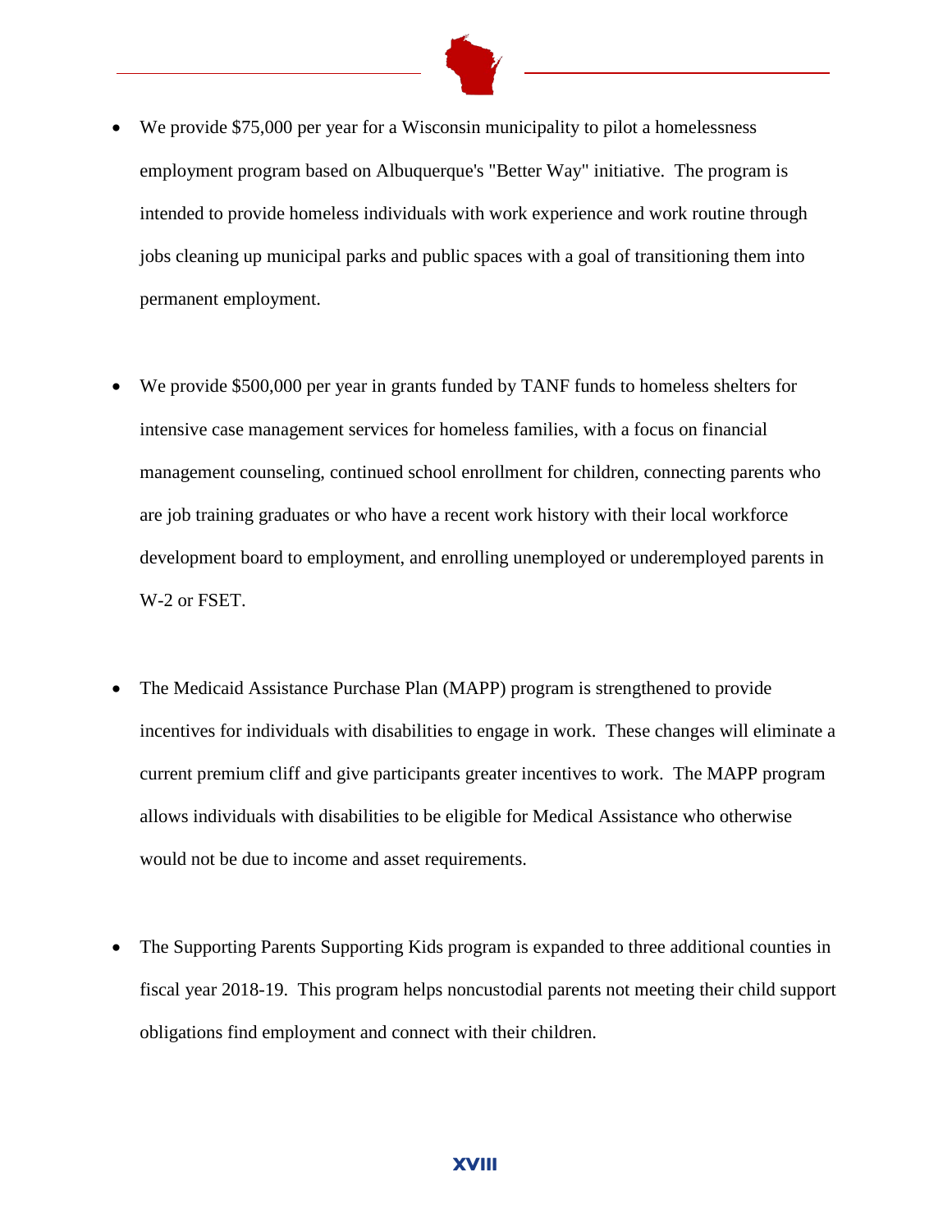- We provide $75,000 per year for a Wisconsin municipality to pilot a homelessness employment program based on Albuquerque's "Better Way" initiative. The program is intended to provide homeless individuals with work experience and work routine through jobs cleaning up municipal parks and public spaces with a goal of transitioning them into permanent employment.

- We provide $500,000 per year in grants funded by TANF funds to homeless shelters for intensive case management services for homeless families, with a focus on financial management counseling, continued school enrollment for children, connecting parents who are job training graduates or who have a recent work history with their local workforce development board to employment, and enrolling unemployed or underemployed parents in W-2 or FSET.

- The Medicaid Assistance Purchase Plan (MAPP) program is strengthened to provide incentives for individuals with disabilities to engage in work. These changes will eliminate a current premium cliff and give participants greater incentives to work. The MAPP program allows individuals with disabilities to be eligible for Medical Assistance who otherwise would not be due to income and asset requirements.

- The Supporting Parents Supporting Kids program is expanded to three additional counties in fiscal year 2018-19. This program helps noncustodial parents not meeting their child support obligations find employment and connect with their children.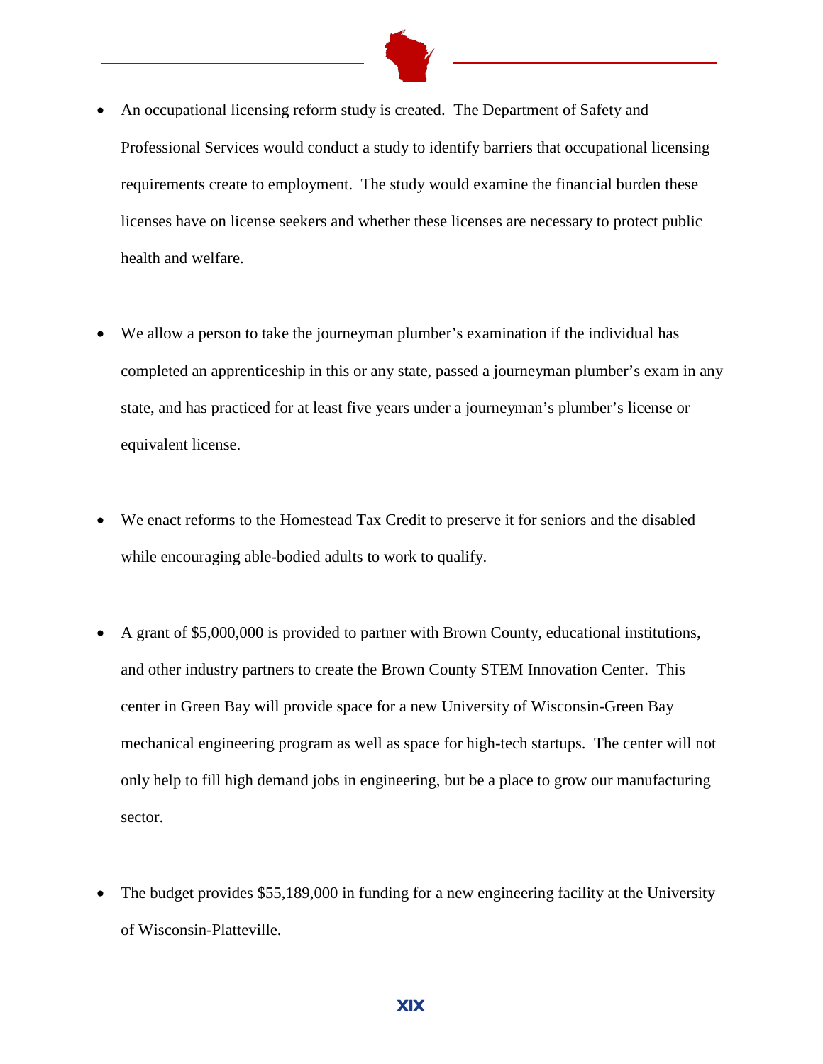- An occupational licensing reform study is created. The Department of Safety and Professional Services would conduct a study to identify barriers that occupational licensing requirements create to employment. The study would examine the financial burden these licenses have on license seekers and whether these licenses are necessary to protect public health and welfare.

- We allow a person to take the journeyman plumber's examination if the individual has completed an apprenticeship in this or any state, passed a journeyman plumber's exam in any state, and has practiced for at least five years under a journeyman's plumber's license or equivalent license.

- We enact reforms to the Homestead Tax Credit to preserve it for seniors and the disabled while encouraging able-bodied adults to work to qualify.

- A grant of $5,000,000 is provided to partner with Brown County, educational institutions, and other industry partners to create the Brown County STEM Innovation Center. This center in Green Bay will provide space for a new University of Wisconsin-Green Bay mechanical engineering program as well as space for high-tech startups. The center will not only help to fill high demand jobs in engineering, but be a place to grow our manufacturing sector.

- The budget provides $55,189,000 in funding for a new engineering facility at the University of Wisconsin-Platteville.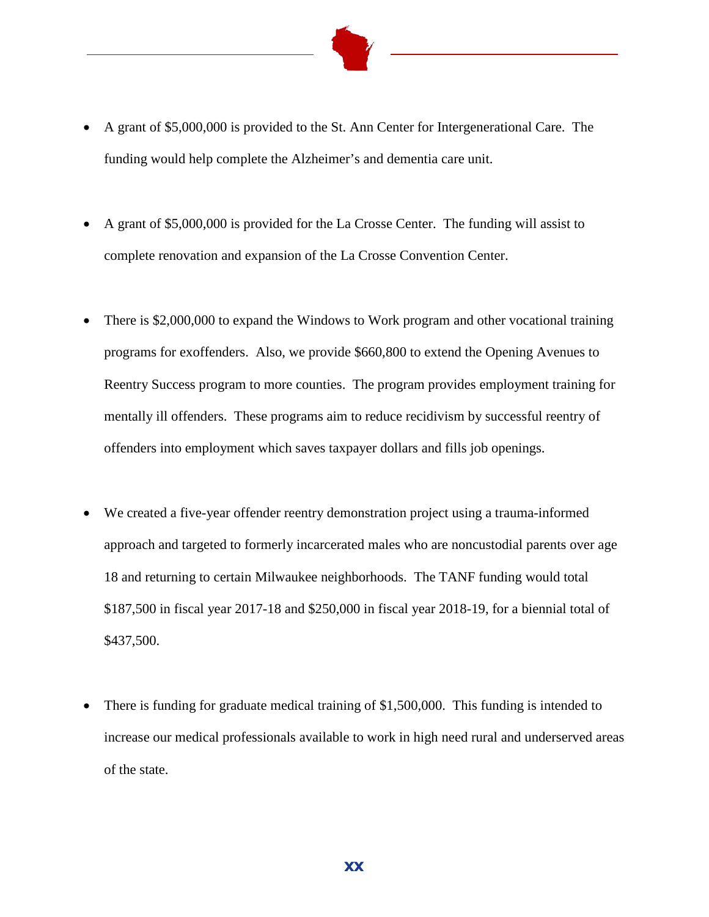- A grant of $5,000,000 is provided to the St. Ann Center for Intergenerational Care. The funding would help complete the Alzheimer's and dementia care unit.

- A grant of $5,000,000 is provided for the La Crosse Center. The funding will assist to complete renovation and expansion of the La Crosse Convention Center.

- There is $2,000,000 to expand the Windows to Work program and other vocational training programs for exoffenders. Also, we provide $660,800 to extend the Opening Avenues to Reentry Success program to more counties. The program provides employment training for mentally ill offenders. These programs aim to reduce recidivism by successful reentry of offenders into employment which saves taxpayer dollars and fills job openings.

- We created a five-year offender reentry demonstration project using a trauma-informed approach and targeted to formerly incarcerated males who are noncustodial parents over age 18 and returning to certain Milwaukee neighborhoods. The TANF funding would total $187,500 in fiscal year 2017-18 and $250,000 in fiscal year 2018-19, for a biennial total of $437,500.

- There is funding for graduate medical training of $1,500,000. This funding is intended to increase our medical professionals available to work in high need rural and underserved areas of the state.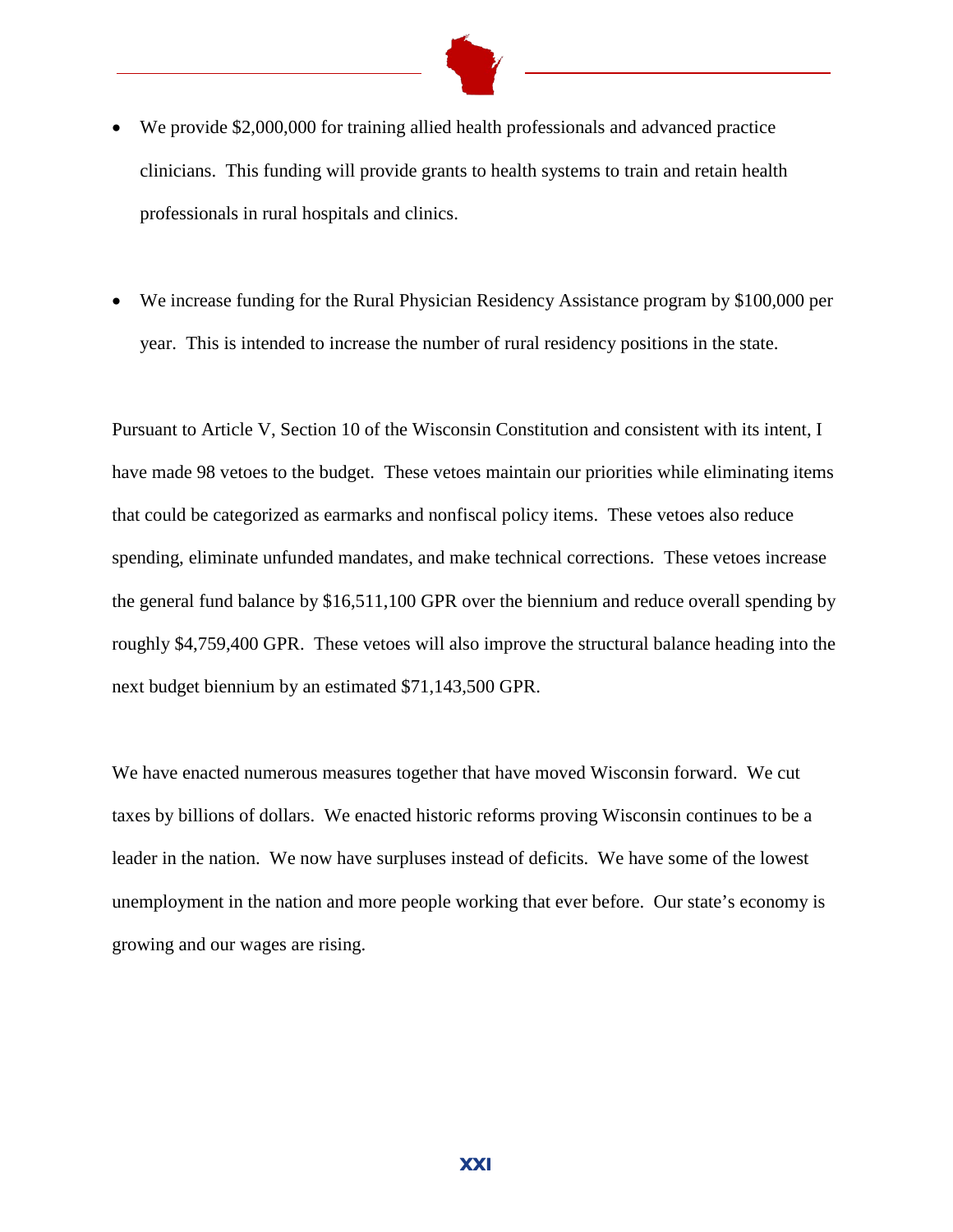- We provide $2,000,000 for training allied health professionals and advanced practice clinicians. This funding will provide grants to health systems to train and retain health professionals in rural hospitals and clinics.

- We increase funding for the Rural Physician Residency Assistance program by $100,000 per year. This is intended to increase the number of rural residency positions in the state.

Pursuant to Article V, Section 10 of the Wisconsin Constitution and consistent with its intent, I have made 98 vetoes to the budget. These vetoes maintain our priorities while eliminating items that could be categorized as earmarks and nonfiscal policy items. These vetoes also reduce spending, eliminate unfunded mandates, and make technical corrections. These vetoes increase the general fund balance by $16,511,100 GPR over the biennium and reduce overall spending by roughly $4,759,400 GPR. These vetoes will also improve the structural balance heading into the next budget biennium by an estimated $71,143,500 GPR.

We have enacted numerous measures together that have moved Wisconsin forward. We cut taxes by billions of dollars. We enacted historic reforms proving Wisconsin continues to be a leader in the nation. We now have surpluses instead of deficits. We have some of the lowest unemployment in the nation and more people working that ever before. Our state's economy is growing and our wages are rising.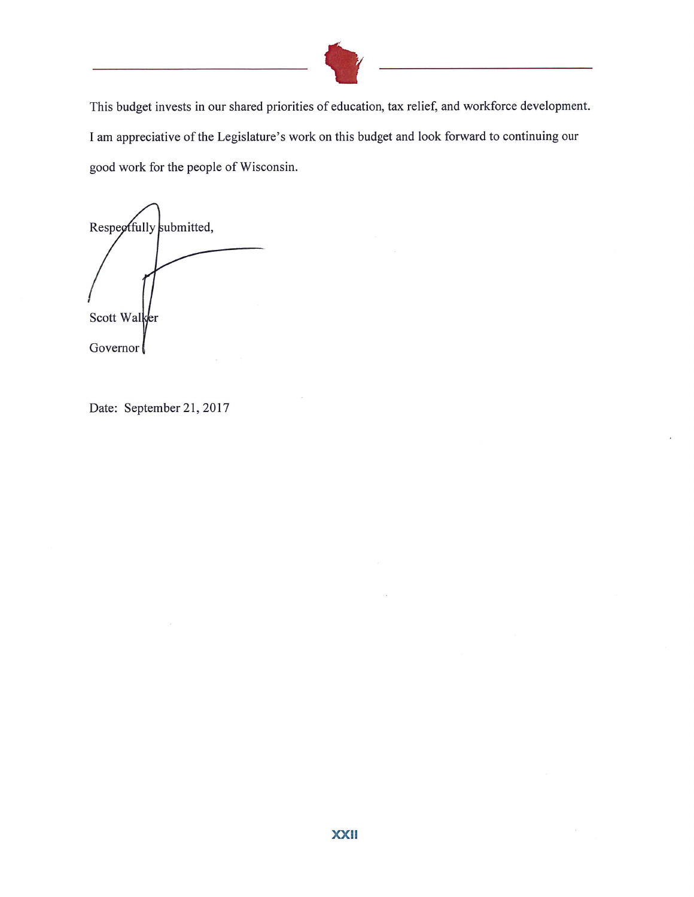This budget invests in our shared priorities of education, tax relief, and workforce development. I am appreciative of the Legislature's work on this budget and look forward to continuing our good work for the people of Wisconsin.

Respectfully submitted,

Scott Walker

Governor

Date: September 21, 2017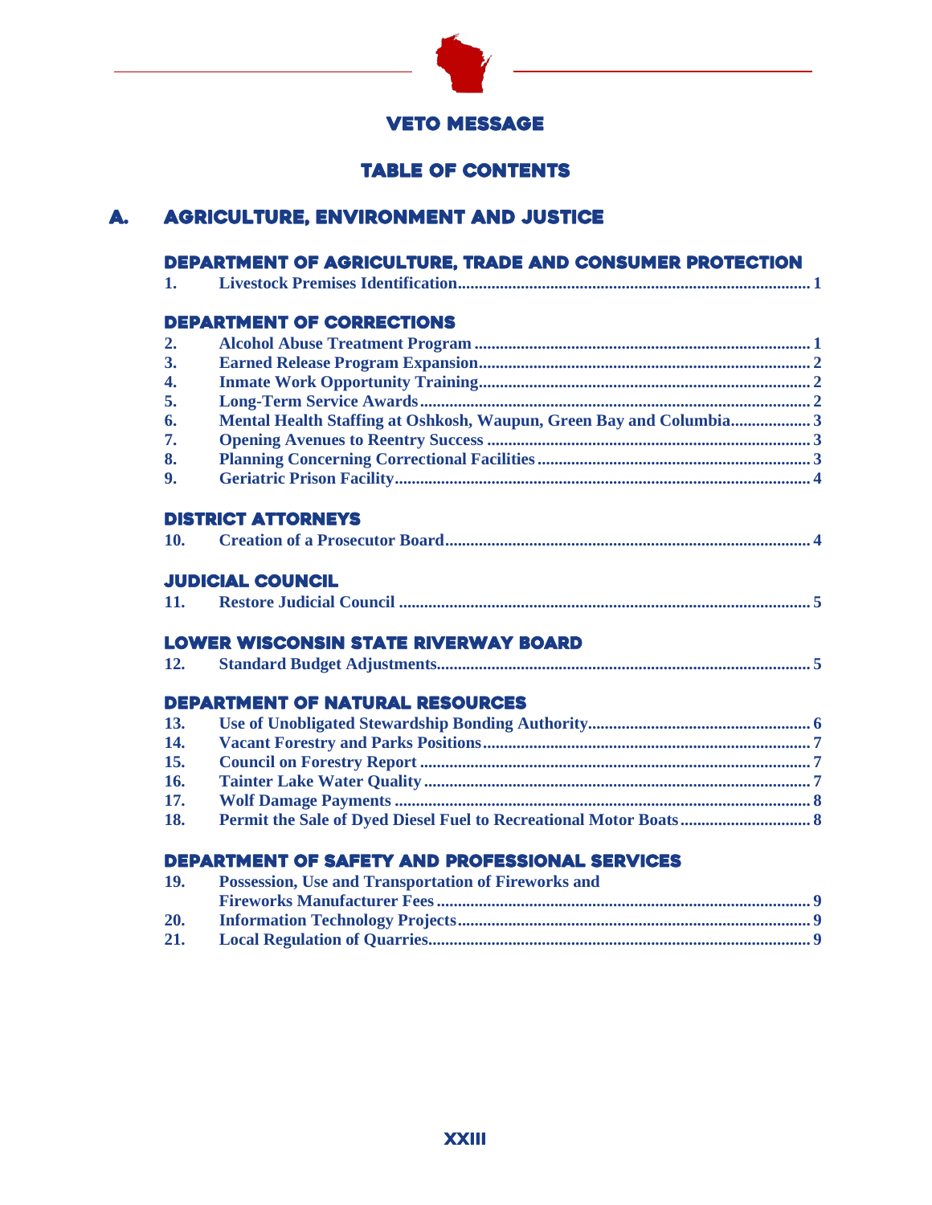# VETO MESSAGE

## TABLE OF CONTENTS

## A. AGRICULTURE, ENVIRONMENT AND JUSTICE

### DEPARTMENT OF AGRICULTURE, TRADE AND CONSUMER PROTECTION

| | | |
|---|---|---|
| 1. | Livestock Premises Identification | 1 |

### DEPARTMENT OF CORRECTIONS

| | | |
|---|---|---|
| 2. | Alcohol Abuse Treatment Program | 1 |
| 3. | Earned Release Program Expansion | 2 |
| 4. | Inmate Work Opportunity Training | 2 |
| 5. | Long-Term Service Awards | 2 |
| 6. | Mental Health Staffing at Oshkosh, Waupun, Green Bay and Columbia | 3 |
| 7. | Opening Avenues to Reentry Success | 3 |
| 8. | Planning Concerning Correctional Facilities | 3 |
| 9. | Geriatric Prison Facility | 4 |

### DISTRICT ATTORNEYS

| | | |
|---|---|---|
| 10. | Creation of a Prosecutor Board | 4 |

### JUDICIAL COUNCIL

| | | |
|---|---|---|
| 11. | Restore Judicial Council | 5 |

### LOWER WISCONSIN STATE RIVERWAY BOARD

| | | |
|---|---|---|
| 12. | Standard Budget Adjustments | 5 |

### DEPARTMENT OF NATURAL RESOURCES

| | | |
|---|---|---|
| 13. | Use of Unobligated Stewardship Bonding Authority | 6 |
| 14. | Vacant Forestry and Parks Positions | 7 |
| 15. | Council on Forestry Report | 7 |
| 16. | Tainter Lake Water Quality | 7 |
| 17. | Wolf Damage Payments | 8 |
| 18. | Permit the Sale of Dyed Diesel Fuel to Recreational Motor Boats | 8 |

### DEPARTMENT OF SAFETY AND PROFESSIONAL SERVICES

| | | |
|---|---|---|
| 19. | Possession, Use and Transportation of Fireworks and Fireworks Manufacturer Fees | 9 |
| 20. | Information Technology Projects | 9 |
| 21. | Local Regulation of Quarries | 9 |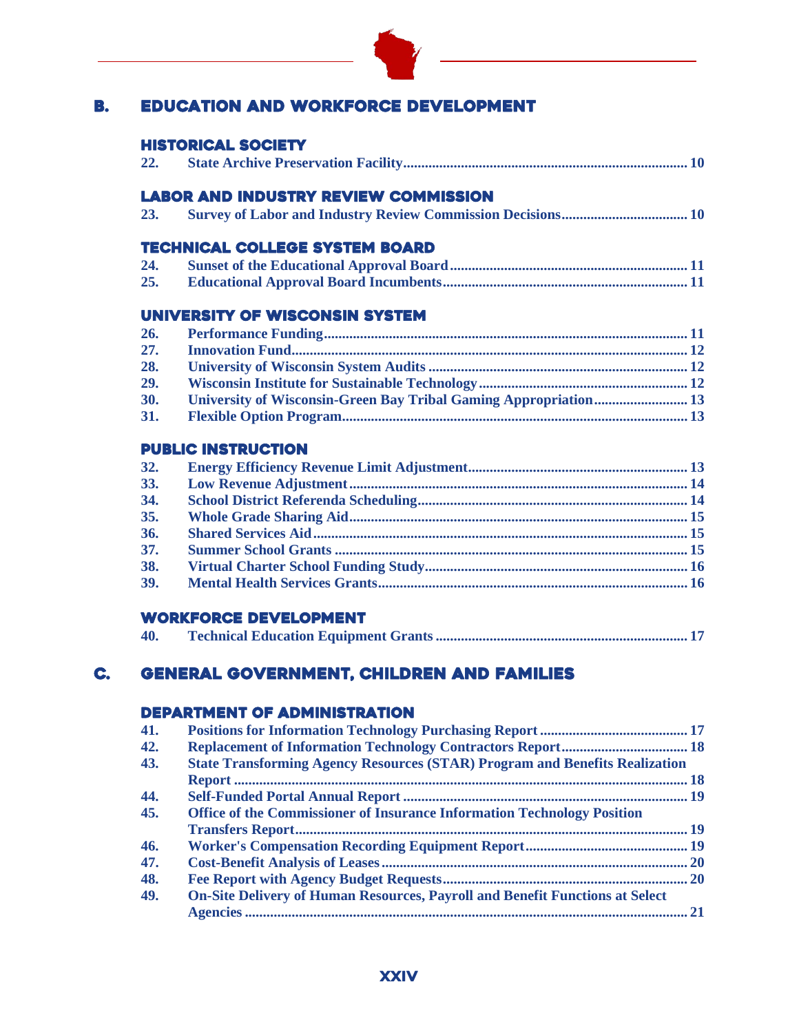## B. EDUCATION AND WORKFORCE DEVELOPMENT

### HISTORICAL SOCIETY

| | | |
|---|---|---|
| **22.** | **State Archive Preservation Facility** | **10** |

### LABOR AND INDUSTRY REVIEW COMMISSION

| | | |
|---|---|---|
| **23.** | **Survey of Labor and Industry Review Commission Decisions** | **10** |

### TECHNICAL COLLEGE SYSTEM BOARD

| | | |
|---|---|---|
| **24.** | **Sunset of the Educational Approval Board** | **11** |
| **25.** | **Educational Approval Board Incumbents** | **11** |

### UNIVERSITY OF WISCONSIN SYSTEM

| | | |
|---|---|---|
| **26.** | **Performance Funding** | **11** |
| **27.** | **Innovation Fund** | **12** |
| **28.** | **University of Wisconsin System Audits** | **12** |
| **29.** | **Wisconsin Institute for Sustainable Technology** | **12** |
| **30.** | **University of Wisconsin-Green Bay Tribal Gaming Appropriation** | **13** |
| **31.** | **Flexible Option Program** | **13** |

### PUBLIC INSTRUCTION

| | | |
|---|---|---|
| **32.** | **Energy Efficiency Revenue Limit Adjustment** | **13** |
| **33.** | **Low Revenue Adjustment** | **14** |
| **34.** | **School District Referenda Scheduling** | **14** |
| **35.** | **Whole Grade Sharing Aid** | **15** |
| **36.** | **Shared Services Aid** | **15** |
| **37.** | **Summer School Grants** | **15** |
| **38.** | **Virtual Charter School Funding Study** | **16** |
| **39.** | **Mental Health Services Grants** | **16** |

### WORKFORCE DEVELOPMENT

| | | |
|---|---|---|
| **40.** | **Technical Education Equipment Grants** | **17** |

## C. GENERAL GOVERNMENT, CHILDREN AND FAMILIES

### DEPARTMENT OF ADMINISTRATION

| | | |
|---|---|---|
| **41.** | **Positions for Information Technology Purchasing Report** | **17** |
| **42.** | **Replacement of Information Technology Contractors Report** | **18** |
| **43.** | **State Transforming Agency Resources (STAR) Program and Benefits Realization Report** | **18** |
| **44.** | **Self-Funded Portal Annual Report** | **19** |
| **45.** | **Office of the Commissioner of Insurance Information Technology Position Transfers Report** | **19** |
| **46.** | **Worker's Compensation Recording Equipment Report** | **19** |
| **47.** | **Cost-Benefit Analysis of Leases** | **20** |
| **48.** | **Fee Report with Agency Budget Requests** | **20** |
| **49.** | **On-Site Delivery of Human Resources, Payroll and Benefit Functions at Select Agencies** | **21** |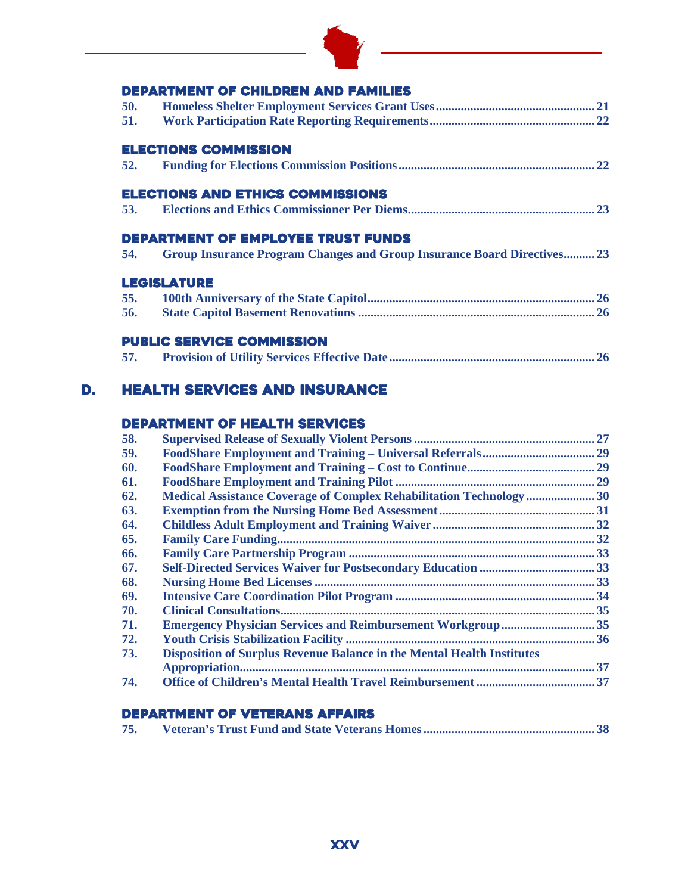### DEPARTMENT OF CHILDREN AND FAMILIES

50. **Homeless Shelter Employment Services Grant Uses** .................... 21
51. **Work Participation Rate Reporting Requirements** .................... 22

### ELECTIONS COMMISSION

52. **Funding for Elections Commission Positions** .................... 22

### ELECTIONS AND ETHICS COMMISSIONS

53. **Elections and Ethics Commissioner Per Diems** .................... 23

### DEPARTMENT OF EMPLOYEE TRUST FUNDS

54. **Group Insurance Program Changes and Group Insurance Board Directives** .......... 23

### LEGISLATURE

55. **100th Anniversary of the State Capitol** .................... 26
56. **State Capitol Basement Renovations** .................... 26

### PUBLIC SERVICE COMMISSION

57. **Provision of Utility Services Effective Date** .................... 26

## D. HEALTH SERVICES AND INSURANCE

### DEPARTMENT OF HEALTH SERVICES

58. **Supervised Release of Sexually Violent Persons** .................... 27
59. **FoodShare Employment and Training – Universal Referrals** .................... 29
60. **FoodShare Employment and Training – Cost to Continue** .................... 29
61. **FoodShare Employment and Training Pilot** .................... 29
62. **Medical Assistance Coverage of Complex Rehabilitation Technology** .................... 30
63. **Exemption from the Nursing Home Bed Assessment** .................... 31
64. **Childless Adult Employment and Training Waiver** .................... 32
65. **Family Care Funding** .................... 32
66. **Family Care Partnership Program** .................... 33
67. **Self-Directed Services Waiver for Postsecondary Education** .................... 33
68. **Nursing Home Bed Licenses** .................... 33
69. **Intensive Care Coordination Pilot Program** .................... 34
70. **Clinical Consultations** .................... 35
71. **Emergency Physician Services and Reimbursement Workgroup** .................... 35
72. **Youth Crisis Stabilization Facility** .................... 36
73. **Disposition of Surplus Revenue Balance in the Mental Health Institutes Appropriation** .................... 37
74. **Office of Children's Mental Health Travel Reimbursement** .................... 37

### DEPARTMENT OF VETERANS AFFAIRS

75. **Veteran's Trust Fund and State Veterans Homes** .................... 38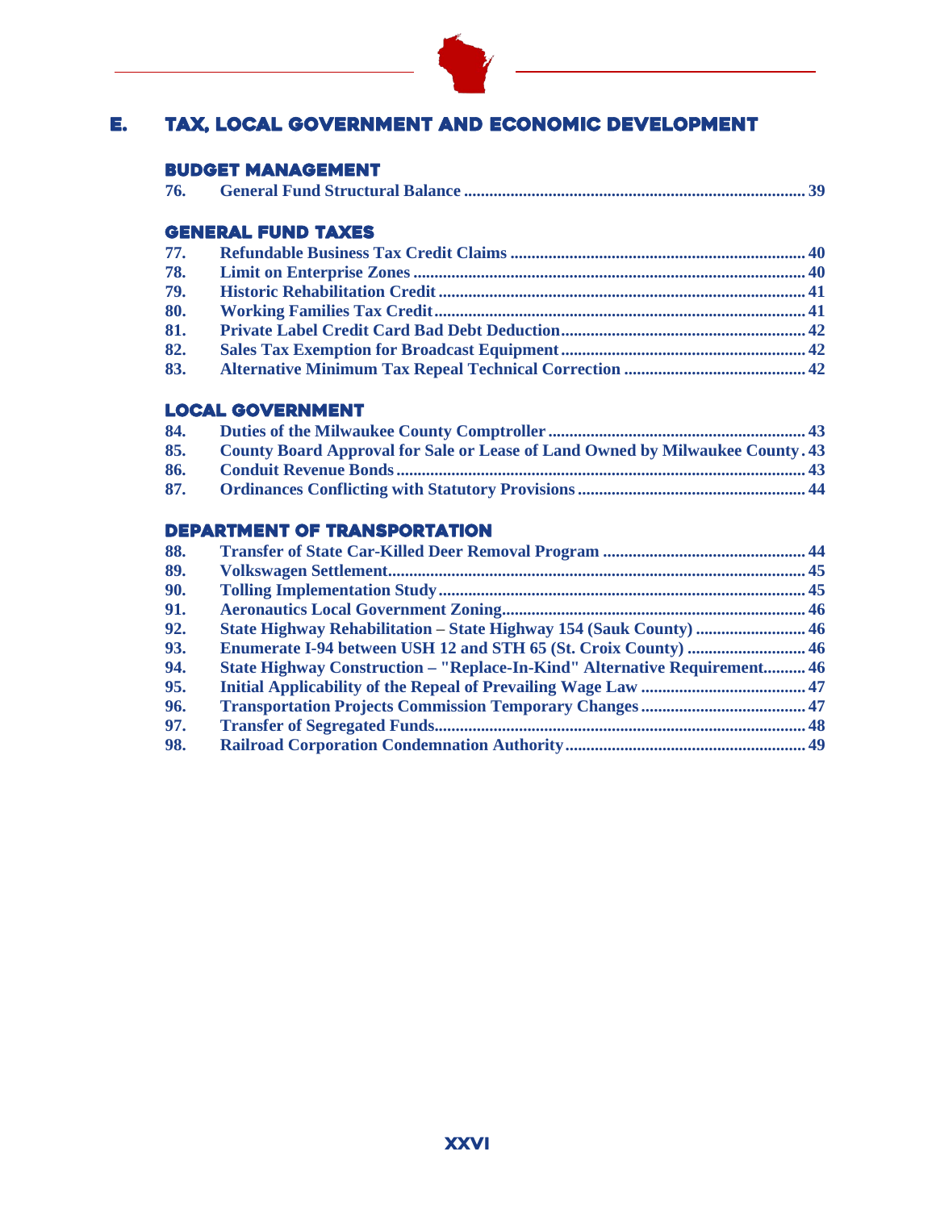# E. TAX, LOCAL GOVERNMENT AND ECONOMIC DEVELOPMENT

## BUDGET MANAGEMENT

| | | |
|---|---|---|
| 76. | General Fund Structural Balance | 39 |

## GENERAL FUND TAXES

| | | |
|---|---|---|
| 77. | Refundable Business Tax Credit Claims | 40 |
| 78. | Limit on Enterprise Zones | 40 |
| 79. | Historic Rehabilitation Credit | 41 |
| 80. | Working Families Tax Credit | 41 |
| 81. | Private Label Credit Card Bad Debt Deduction | 42 |
| 82. | Sales Tax Exemption for Broadcast Equipment | 42 |
| 83. | Alternative Minimum Tax Repeal Technical Correction | 42 |

## LOCAL GOVERNMENT

| | | |
|---|---|---|
| 84. | Duties of the Milwaukee County Comptroller | 43 |
| 85. | County Board Approval for Sale or Lease of Land Owned by Milwaukee County | 43 |
| 86. | Conduit Revenue Bonds | 43 |
| 87. | Ordinances Conflicting with Statutory Provisions | 44 |

## DEPARTMENT OF TRANSPORTATION

| | | |
|---|---|---|
| 88. | Transfer of State Car-Killed Deer Removal Program | 44 |
| 89. | Volkswagen Settlement | 45 |
| 90. | Tolling Implementation Study | 45 |
| 91. | Aeronautics Local Government Zoning | 46 |
| 92. | State Highway Rehabilitation – State Highway 154 (Sauk County) | 46 |
| 93. | Enumerate I-94 between USH 12 and STH 65 (St. Croix County) | 46 |
| 94. | State Highway Construction – "Replace-In-Kind" Alternative Requirement | 46 |
| 95. | Initial Applicability of the Repeal of Prevailing Wage Law | 47 |
| 96. | Transportation Projects Commission Temporary Changes | 47 |
| 97. | Transfer of Segregated Funds | 48 |
| 98. | Railroad Corporation Condemnation Authority | 49 |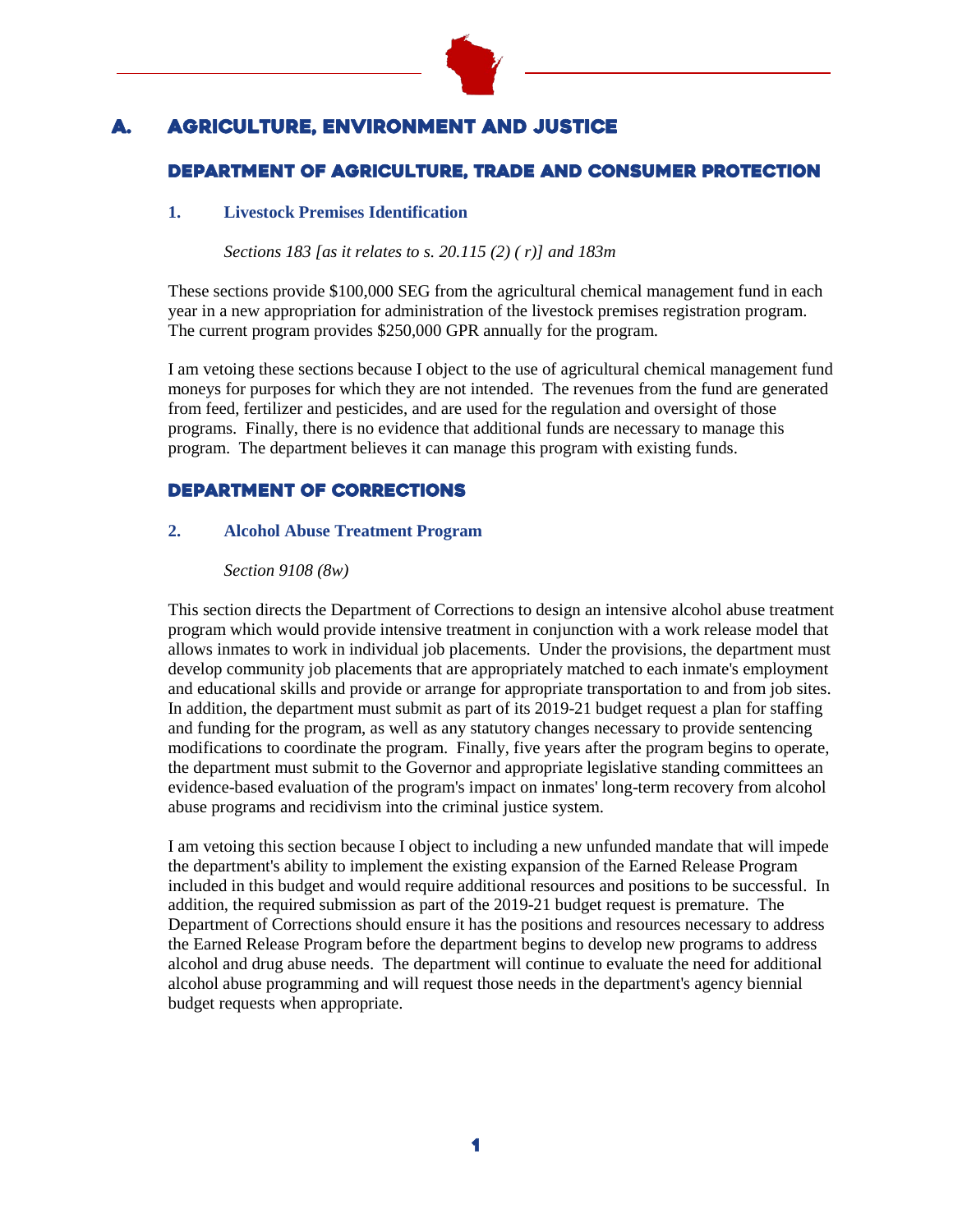# A. AGRICULTURE, ENVIRONMENT AND JUSTICE

## DEPARTMENT OF AGRICULTURE, TRADE AND CONSUMER PROTECTION

### 1. Livestock Premises Identification

*Sections 183 [as it relates to s. 20.115 (2) ( r)] and 183m*

These sections provide $100,000 SEG from the agricultural chemical management fund in each year in a new appropriation for administration of the livestock premises registration program. The current program provides $250,000 GPR annually for the program.

I am vetoing these sections because I object to the use of agricultural chemical management fund moneys for purposes for which they are not intended. The revenues from the fund are generated from feed, fertilizer and pesticides, and are used for the regulation and oversight of those programs. Finally, there is no evidence that additional funds are necessary to manage this program. The department believes it can manage this program with existing funds.

## DEPARTMENT OF CORRECTIONS

### 2. Alcohol Abuse Treatment Program

*Section 9108 (8w)*

This section directs the Department of Corrections to design an intensive alcohol abuse treatment program which would provide intensive treatment in conjunction with a work release model that allows inmates to work in individual job placements. Under the provisions, the department must develop community job placements that are appropriately matched to each inmate's employment and educational skills and provide or arrange for appropriate transportation to and from job sites. In addition, the department must submit as part of its 2019-21 budget request a plan for staffing and funding for the program, as well as any statutory changes necessary to provide sentencing modifications to coordinate the program. Finally, five years after the program begins to operate, the department must submit to the Governor and appropriate legislative standing committees an evidence-based evaluation of the program's impact on inmates' long-term recovery from alcohol abuse programs and recidivism into the criminal justice system.

I am vetoing this section because I object to including a new unfunded mandate that will impede the department's ability to implement the existing expansion of the Earned Release Program included in this budget and would require additional resources and positions to be successful. In addition, the required submission as part of the 2019-21 budget request is premature. The Department of Corrections should ensure it has the positions and resources necessary to address the Earned Release Program before the department begins to develop new programs to address alcohol and drug abuse needs. The department will continue to evaluate the need for additional alcohol abuse programming and will request those needs in the department's agency biennial budget requests when appropriate.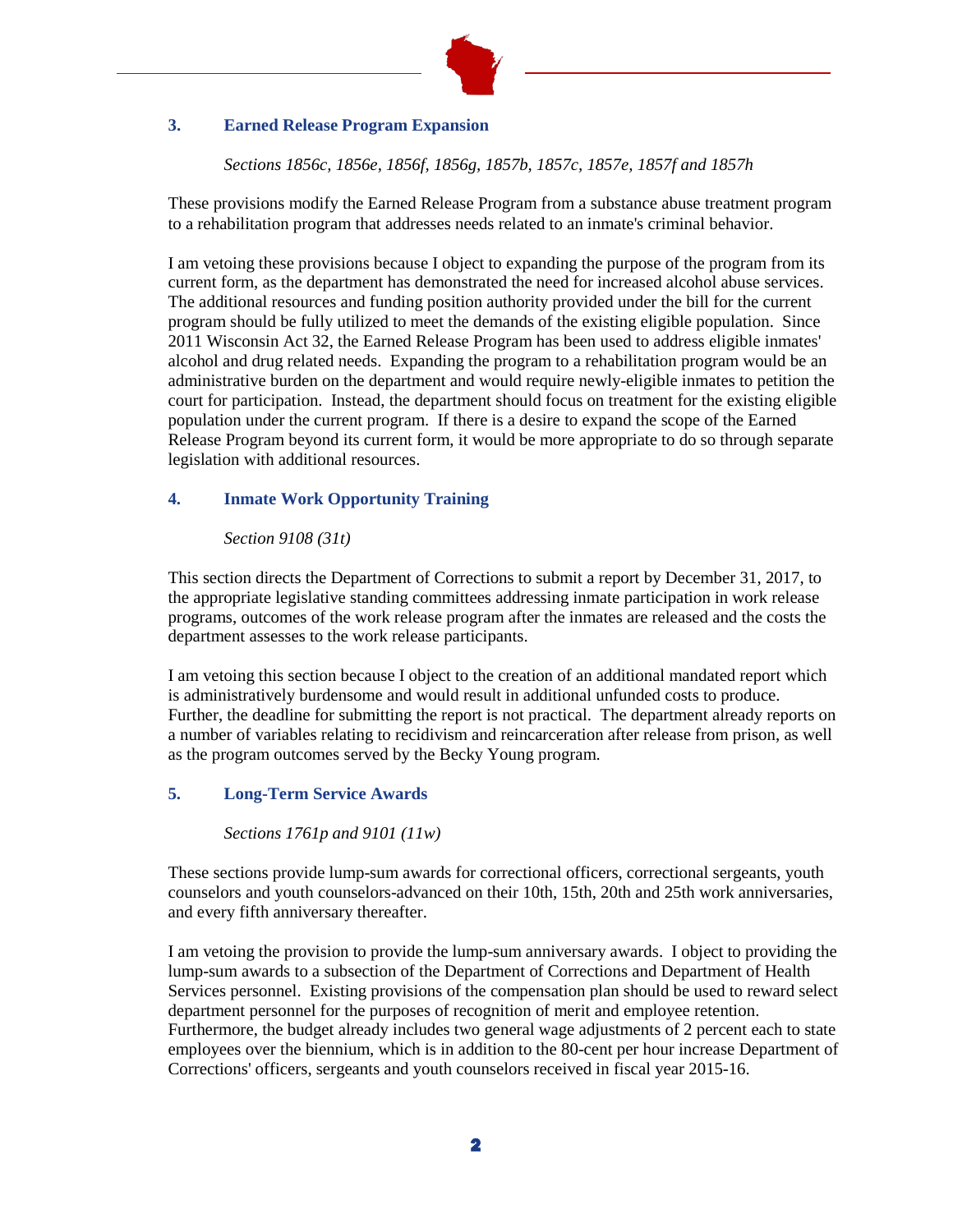### 3. Earned Release Program Expansion

*Sections 1856c, 1856e, 1856f, 1856g, 1857b, 1857c, 1857e, 1857f and 1857h*

These provisions modify the Earned Release Program from a substance abuse treatment program to a rehabilitation program that addresses needs related to an inmate's criminal behavior.

I am vetoing these provisions because I object to expanding the purpose of the program from its current form, as the department has demonstrated the need for increased alcohol abuse services. The additional resources and funding position authority provided under the bill for the current program should be fully utilized to meet the demands of the existing eligible population. Since 2011 Wisconsin Act 32, the Earned Release Program has been used to address eligible inmates' alcohol and drug related needs. Expanding the program to a rehabilitation program would be an administrative burden on the department and would require newly-eligible inmates to petition the court for participation. Instead, the department should focus on treatment for the existing eligible population under the current program. If there is a desire to expand the scope of the Earned Release Program beyond its current form, it would be more appropriate to do so through separate legislation with additional resources.

### 4. Inmate Work Opportunity Training

*Section 9108 (31t)*

This section directs the Department of Corrections to submit a report by December 31, 2017, to the appropriate legislative standing committees addressing inmate participation in work release programs, outcomes of the work release program after the inmates are released and the costs the department assesses to the work release participants.

I am vetoing this section because I object to the creation of an additional mandated report which is administratively burdensome and would result in additional unfunded costs to produce. Further, the deadline for submitting the report is not practical. The department already reports on a number of variables relating to recidivism and reincarceration after release from prison, as well as the program outcomes served by the Becky Young program.

### 5. Long-Term Service Awards

*Sections 1761p and 9101 (11w)*

These sections provide lump-sum awards for correctional officers, correctional sergeants, youth counselors and youth counselors-advanced on their 10th, 15th, 20th and 25th work anniversaries, and every fifth anniversary thereafter.

I am vetoing the provision to provide the lump-sum anniversary awards. I object to providing the lump-sum awards to a subsection of the Department of Corrections and Department of Health Services personnel. Existing provisions of the compensation plan should be used to reward select department personnel for the purposes of recognition of merit and employee retention. Furthermore, the budget already includes two general wage adjustments of 2 percent each to state employees over the biennium, which is in addition to the 80-cent per hour increase Department of Corrections' officers, sergeants and youth counselors received in fiscal year 2015-16.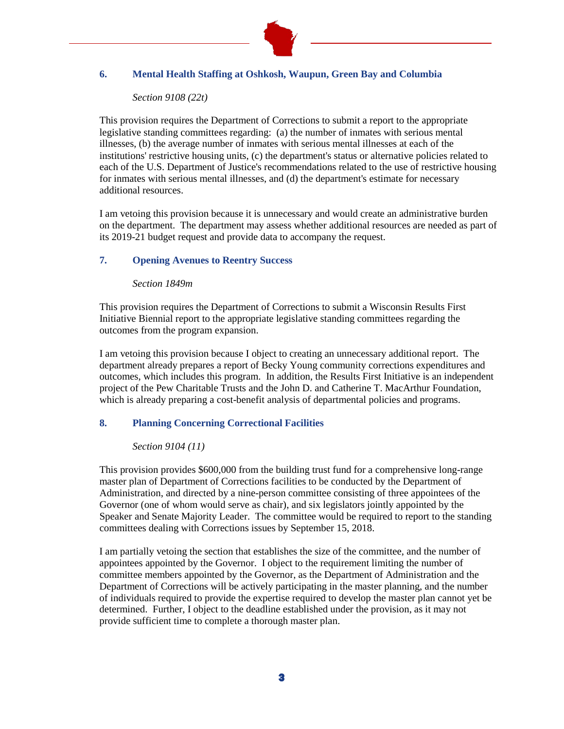### 6. Mental Health Staffing at Oshkosh, Waupun, Green Bay and Columbia

*Section 9108 (22t)*

This provision requires the Department of Corrections to submit a report to the appropriate legislative standing committees regarding: (a) the number of inmates with serious mental illnesses, (b) the average number of inmates with serious mental illnesses at each of the institutions' restrictive housing units, (c) the department's status or alternative policies related to each of the U.S. Department of Justice's recommendations related to the use of restrictive housing for inmates with serious mental illnesses, and (d) the department's estimate for necessary additional resources.

I am vetoing this provision because it is unnecessary and would create an administrative burden on the department. The department may assess whether additional resources are needed as part of its 2019-21 budget request and provide data to accompany the request.

### 7. Opening Avenues to Reentry Success

*Section 1849m*

This provision requires the Department of Corrections to submit a Wisconsin Results First Initiative Biennial report to the appropriate legislative standing committees regarding the outcomes from the program expansion.

I am vetoing this provision because I object to creating an unnecessary additional report. The department already prepares a report of Becky Young community corrections expenditures and outcomes, which includes this program. In addition, the Results First Initiative is an independent project of the Pew Charitable Trusts and the John D. and Catherine T. MacArthur Foundation, which is already preparing a cost-benefit analysis of departmental policies and programs.

### 8. Planning Concerning Correctional Facilities

*Section 9104 (11)*

This provision provides $600,000 from the building trust fund for a comprehensive long-range master plan of Department of Corrections facilities to be conducted by the Department of Administration, and directed by a nine-person committee consisting of three appointees of the Governor (one of whom would serve as chair), and six legislators jointly appointed by the Speaker and Senate Majority Leader. The committee would be required to report to the standing committees dealing with Corrections issues by September 15, 2018.

I am partially vetoing the section that establishes the size of the committee, and the number of appointees appointed by the Governor. I object to the requirement limiting the number of committee members appointed by the Governor, as the Department of Administration and the Department of Corrections will be actively participating in the master planning, and the number of individuals required to provide the expertise required to develop the master plan cannot yet be determined. Further, I object to the deadline established under the provision, as it may not provide sufficient time to complete a thorough master plan.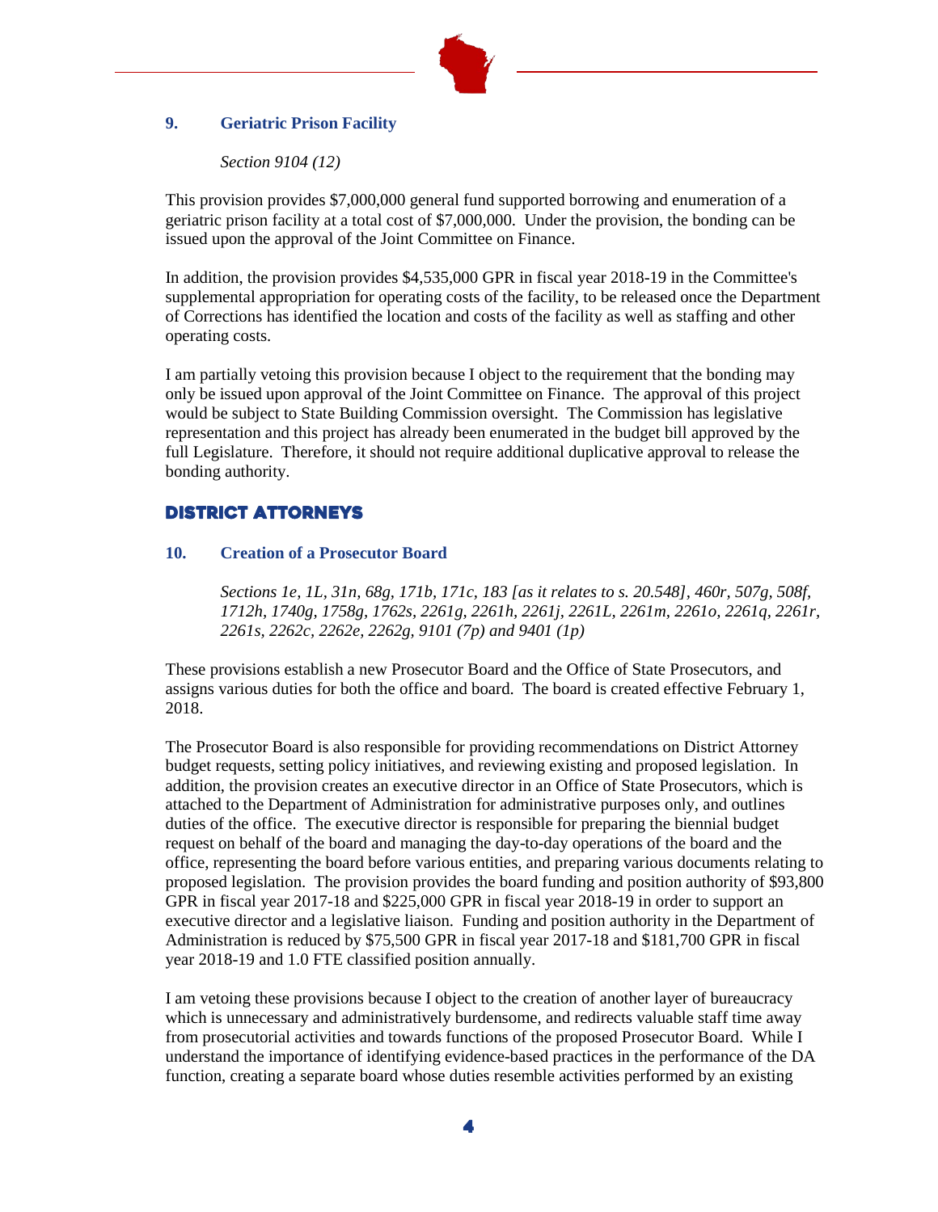### 9. Geriatric Prison Facility

*Section 9104 (12)*

This provision provides $7,000,000 general fund supported borrowing and enumeration of a geriatric prison facility at a total cost of $7,000,000. Under the provision, the bonding can be issued upon the approval of the Joint Committee on Finance.

In addition, the provision provides $4,535,000 GPR in fiscal year 2018-19 in the Committee's supplemental appropriation for operating costs of the facility, to be released once the Department of Corrections has identified the location and costs of the facility as well as staffing and other operating costs.

I am partially vetoing this provision because I object to the requirement that the bonding may only be issued upon approval of the Joint Committee on Finance. The approval of this project would be subject to State Building Commission oversight. The Commission has legislative representation and this project has already been enumerated in the budget bill approved by the full Legislature. Therefore, it should not require additional duplicative approval to release the bonding authority.

## DISTRICT ATTORNEYS

### 10. Creation of a Prosecutor Board

*Sections 1e, 1L, 31n, 68g, 171b, 171c, 183 [as it relates to s. 20.548], 460r, 507g, 508f, 1712h, 1740g, 1758g, 1762s, 2261g, 2261h, 2261j, 2261L, 2261m, 2261o, 2261q, 2261r, 2261s, 2262c, 2262e, 2262g, 9101 (7p) and 9401 (1p)*

These provisions establish a new Prosecutor Board and the Office of State Prosecutors, and assigns various duties for both the office and board. The board is created effective February 1, 2018.

The Prosecutor Board is also responsible for providing recommendations on District Attorney budget requests, setting policy initiatives, and reviewing existing and proposed legislation. In addition, the provision creates an executive director in an Office of State Prosecutors, which is attached to the Department of Administration for administrative purposes only, and outlines duties of the office. The executive director is responsible for preparing the biennial budget request on behalf of the board and managing the day-to-day operations of the board and the office, representing the board before various entities, and preparing various documents relating to proposed legislation. The provision provides the board funding and position authority of $93,800 GPR in fiscal year 2017-18 and $225,000 GPR in fiscal year 2018-19 in order to support an executive director and a legislative liaison. Funding and position authority in the Department of Administration is reduced by $75,500 GPR in fiscal year 2017-18 and $181,700 GPR in fiscal year 2018-19 and 1.0 FTE classified position annually.

I am vetoing these provisions because I object to the creation of another layer of bureaucracy which is unnecessary and administratively burdensome, and redirects valuable staff time away from prosecutorial activities and towards functions of the proposed Prosecutor Board. While I understand the importance of identifying evidence-based practices in the performance of the DA function, creating a separate board whose duties resemble activities performed by an existing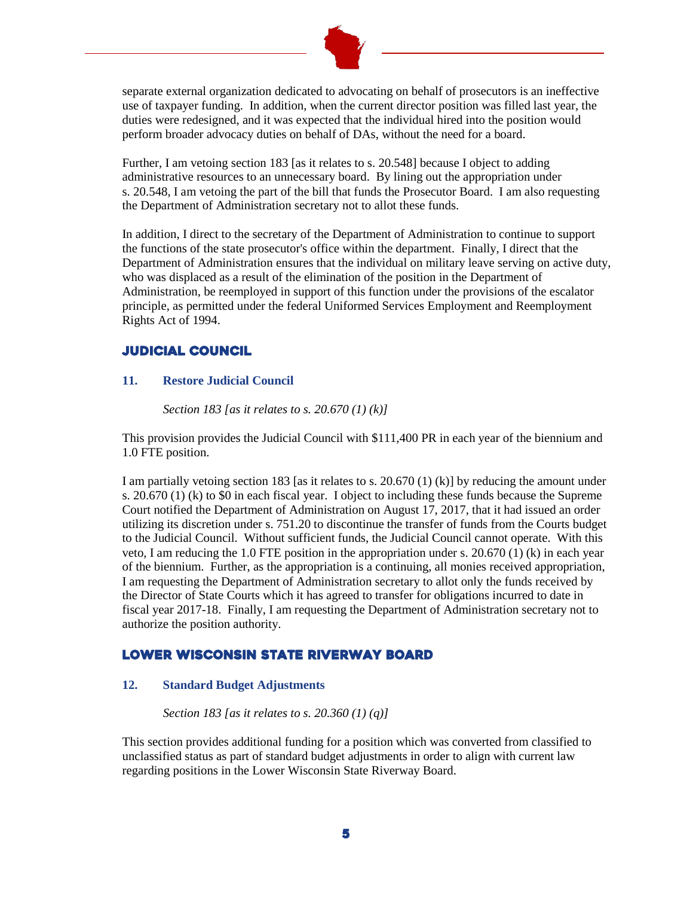separate external organization dedicated to advocating on behalf of prosecutors is an ineffective use of taxpayer funding. In addition, when the current director position was filled last year, the duties were redesigned, and it was expected that the individual hired into the position would perform broader advocacy duties on behalf of DAs, without the need for a board.

Further, I am vetoing section 183 [as it relates to s. 20.548] because I object to adding administrative resources to an unnecessary board. By lining out the appropriation under s. 20.548, I am vetoing the part of the bill that funds the Prosecutor Board. I am also requesting the Department of Administration secretary not to allot these funds.

In addition, I direct to the secretary of the Department of Administration to continue to support the functions of the state prosecutor's office within the department. Finally, I direct that the Department of Administration ensures that the individual on military leave serving on active duty, who was displaced as a result of the elimination of the position in the Department of Administration, be reemployed in support of this function under the provisions of the escalator principle, as permitted under the federal Uniformed Services Employment and Reemployment Rights Act of 1994.

## JUDICIAL COUNCIL

### 11. Restore Judicial Council

*Section 183 [as it relates to s. 20.670 (1) (k)]*

This provision provides the Judicial Council with $111,400 PR in each year of the biennium and 1.0 FTE position.

I am partially vetoing section 183 [as it relates to s. 20.670 (1) (k)] by reducing the amount under s. 20.670 (1) (k) to $0 in each fiscal year. I object to including these funds because the Supreme Court notified the Department of Administration on August 17, 2017, that it had issued an order utilizing its discretion under s. 751.20 to discontinue the transfer of funds from the Courts budget to the Judicial Council. Without sufficient funds, the Judicial Council cannot operate. With this veto, I am reducing the 1.0 FTE position in the appropriation under s. 20.670 (1) (k) in each year of the biennium. Further, as the appropriation is a continuing, all monies received appropriation, I am requesting the Department of Administration secretary to allot only the funds received by the Director of State Courts which it has agreed to transfer for obligations incurred to date in fiscal year 2017-18. Finally, I am requesting the Department of Administration secretary not to authorize the position authority.

## LOWER WISCONSIN STATE RIVERWAY BOARD

### 12. Standard Budget Adjustments

*Section 183 [as it relates to s. 20.360 (1) (q)]*

This section provides additional funding for a position which was converted from classified to unclassified status as part of standard budget adjustments in order to align with current law regarding positions in the Lower Wisconsin State Riverway Board.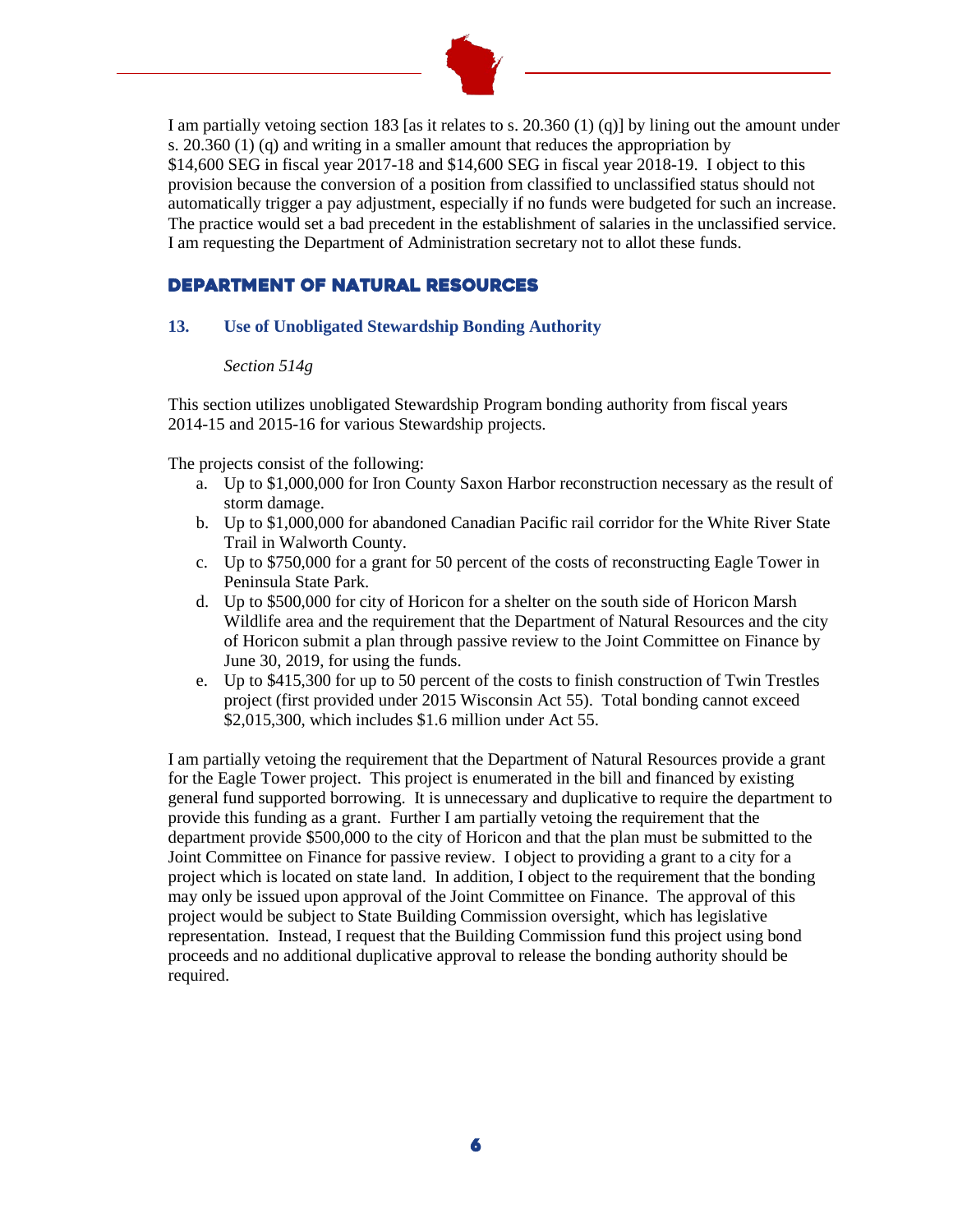I am partially vetoing section 183 [as it relates to s. 20.360 (1) (q)] by lining out the amount under s. 20.360 (1) (q) and writing in a smaller amount that reduces the appropriation by $14,600 SEG in fiscal year 2017-18 and $14,600 SEG in fiscal year 2018-19. I object to this provision because the conversion of a position from classified to unclassified status should not automatically trigger a pay adjustment, especially if no funds were budgeted for such an increase. The practice would set a bad precedent in the establishment of salaries in the unclassified service. I am requesting the Department of Administration secretary not to allot these funds.

## DEPARTMENT OF NATURAL RESOURCES

### 13. Use of Unobligated Stewardship Bonding Authority

*Section 514g*

This section utilizes unobligated Stewardship Program bonding authority from fiscal years 2014-15 and 2015-16 for various Stewardship projects.

The projects consist of the following:

a. Up to $1,000,000 for Iron County Saxon Harbor reconstruction necessary as the result of storm damage.
b. Up to $1,000,000 for abandoned Canadian Pacific rail corridor for the White River State Trail in Walworth County.
c. Up to $750,000 for a grant for 50 percent of the costs of reconstructing Eagle Tower in Peninsula State Park.
d. Up to $500,000 for city of Horicon for a shelter on the south side of Horicon Marsh Wildlife area and the requirement that the Department of Natural Resources and the city of Horicon submit a plan through passive review to the Joint Committee on Finance by June 30, 2019, for using the funds.
e. Up to $415,300 for up to 50 percent of the costs to finish construction of Twin Trestles project (first provided under 2015 Wisconsin Act 55). Total bonding cannot exceed $2,015,300, which includes $1.6 million under Act 55.

I am partially vetoing the requirement that the Department of Natural Resources provide a grant for the Eagle Tower project. This project is enumerated in the bill and financed by existing general fund supported borrowing. It is unnecessary and duplicative to require the department to provide this funding as a grant. Further I am partially vetoing the requirement that the department provide $500,000 to the city of Horicon and that the plan must be submitted to the Joint Committee on Finance for passive review. I object to providing a grant to a city for a project which is located on state land. In addition, I object to the requirement that the bonding may only be issued upon approval of the Joint Committee on Finance. The approval of this project would be subject to State Building Commission oversight, which has legislative representation. Instead, I request that the Building Commission fund this project using bond proceeds and no additional duplicative approval to release the bonding authority should be required.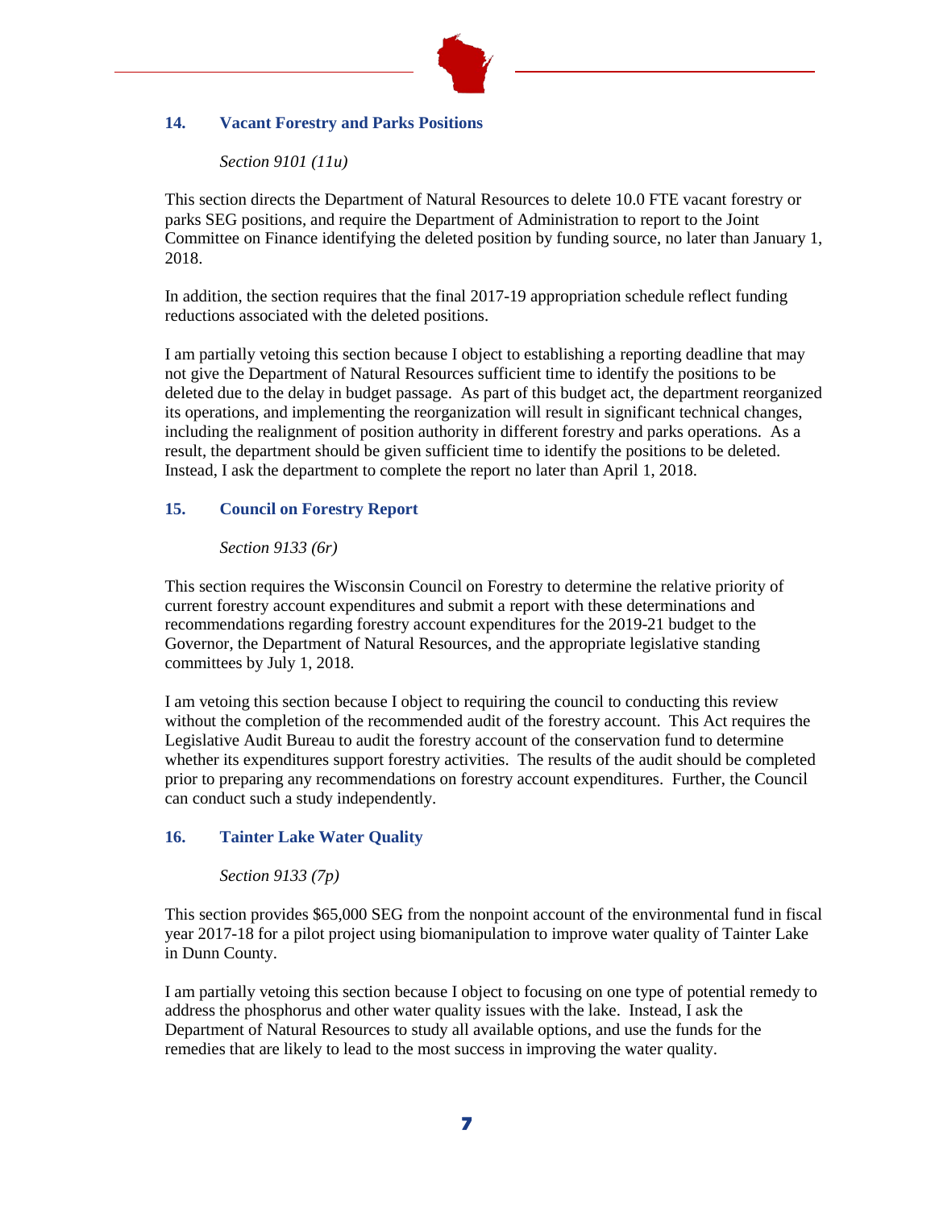### 14. Vacant Forestry and Parks Positions

*Section 9101 (11u)*

This section directs the Department of Natural Resources to delete 10.0 FTE vacant forestry or parks SEG positions, and require the Department of Administration to report to the Joint Committee on Finance identifying the deleted position by funding source, no later than January 1, 2018.

In addition, the section requires that the final 2017-19 appropriation schedule reflect funding reductions associated with the deleted positions.

I am partially vetoing this section because I object to establishing a reporting deadline that may not give the Department of Natural Resources sufficient time to identify the positions to be deleted due to the delay in budget passage. As part of this budget act, the department reorganized its operations, and implementing the reorganization will result in significant technical changes, including the realignment of position authority in different forestry and parks operations. As a result, the department should be given sufficient time to identify the positions to be deleted. Instead, I ask the department to complete the report no later than April 1, 2018.

### 15. Council on Forestry Report

*Section 9133 (6r)*

This section requires the Wisconsin Council on Forestry to determine the relative priority of current forestry account expenditures and submit a report with these determinations and recommendations regarding forestry account expenditures for the 2019-21 budget to the Governor, the Department of Natural Resources, and the appropriate legislative standing committees by July 1, 2018.

I am vetoing this section because I object to requiring the council to conducting this review without the completion of the recommended audit of the forestry account. This Act requires the Legislative Audit Bureau to audit the forestry account of the conservation fund to determine whether its expenditures support forestry activities. The results of the audit should be completed prior to preparing any recommendations on forestry account expenditures. Further, the Council can conduct such a study independently.

### 16. Tainter Lake Water Quality

*Section 9133 (7p)*

This section provides $65,000 SEG from the nonpoint account of the environmental fund in fiscal year 2017-18 for a pilot project using biomanipulation to improve water quality of Tainter Lake in Dunn County.

I am partially vetoing this section because I object to focusing on one type of potential remedy to address the phosphorus and other water quality issues with the lake. Instead, I ask the Department of Natural Resources to study all available options, and use the funds for the remedies that are likely to lead to the most success in improving the water quality.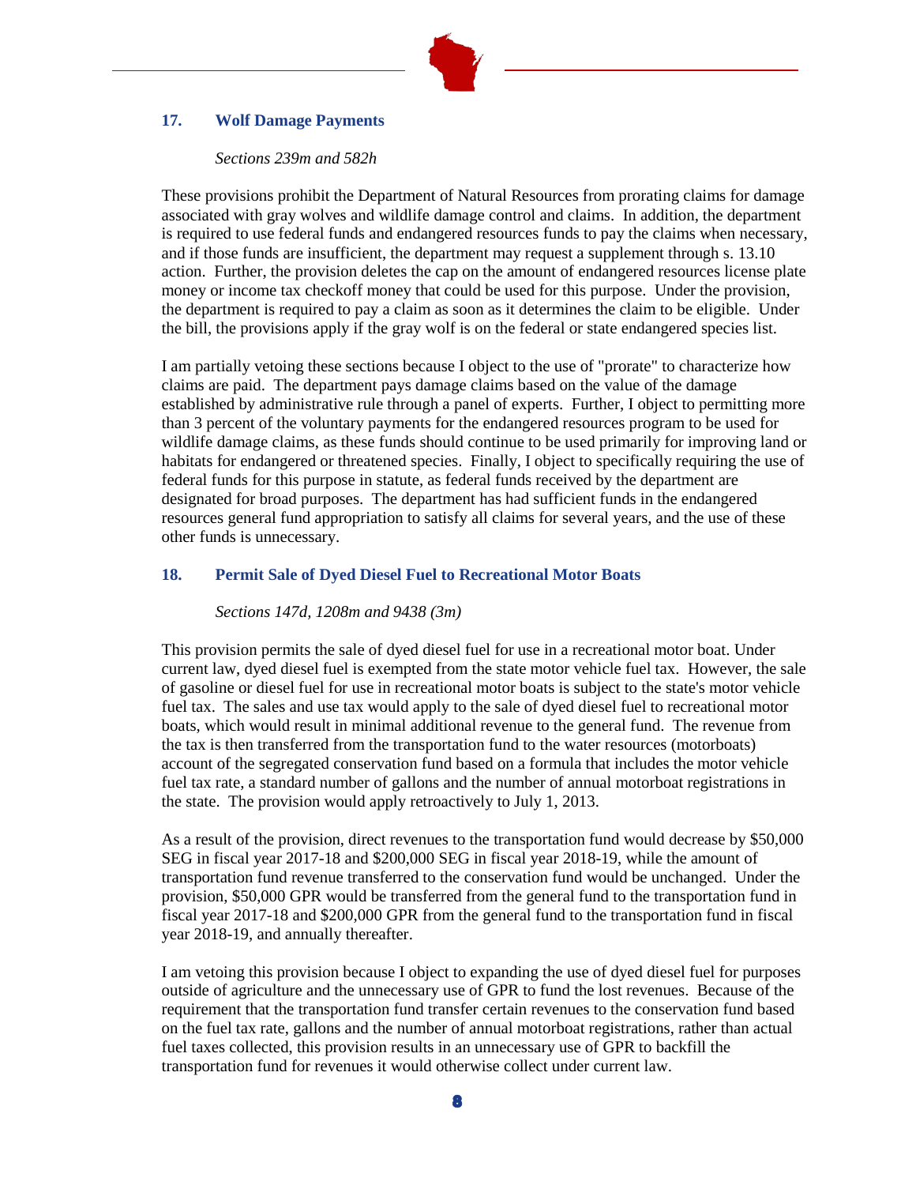### 17. Wolf Damage Payments

*Sections 239m and 582h*

These provisions prohibit the Department of Natural Resources from prorating claims for damage associated with gray wolves and wildlife damage control and claims. In addition, the department is required to use federal funds and endangered resources funds to pay the claims when necessary, and if those funds are insufficient, the department may request a supplement through s. 13.10 action. Further, the provision deletes the cap on the amount of endangered resources license plate money or income tax checkoff money that could be used for this purpose. Under the provision, the department is required to pay a claim as soon as it determines the claim to be eligible. Under the bill, the provisions apply if the gray wolf is on the federal or state endangered species list.

I am partially vetoing these sections because I object to the use of "prorate" to characterize how claims are paid. The department pays damage claims based on the value of the damage established by administrative rule through a panel of experts. Further, I object to permitting more than 3 percent of the voluntary payments for the endangered resources program to be used for wildlife damage claims, as these funds should continue to be used primarily for improving land or habitats for endangered or threatened species. Finally, I object to specifically requiring the use of federal funds for this purpose in statute, as federal funds received by the department are designated for broad purposes. The department has had sufficient funds in the endangered resources general fund appropriation to satisfy all claims for several years, and the use of these other funds is unnecessary.

### 18. Permit Sale of Dyed Diesel Fuel to Recreational Motor Boats

*Sections 147d, 1208m and 9438 (3m)*

This provision permits the sale of dyed diesel fuel for use in a recreational motor boat. Under current law, dyed diesel fuel is exempted from the state motor vehicle fuel tax. However, the sale of gasoline or diesel fuel for use in recreational motor boats is subject to the state's motor vehicle fuel tax. The sales and use tax would apply to the sale of dyed diesel fuel to recreational motor boats, which would result in minimal additional revenue to the general fund. The revenue from the tax is then transferred from the transportation fund to the water resources (motorboats) account of the segregated conservation fund based on a formula that includes the motor vehicle fuel tax rate, a standard number of gallons and the number of annual motorboat registrations in the state. The provision would apply retroactively to July 1, 2013.

As a result of the provision, direct revenues to the transportation fund would decrease by $50,000 SEG in fiscal year 2017-18 and $200,000 SEG in fiscal year 2018-19, while the amount of transportation fund revenue transferred to the conservation fund would be unchanged. Under the provision, $50,000 GPR would be transferred from the general fund to the transportation fund in fiscal year 2017-18 and $200,000 GPR from the general fund to the transportation fund in fiscal year 2018-19, and annually thereafter.

I am vetoing this provision because I object to expanding the use of dyed diesel fuel for purposes outside of agriculture and the unnecessary use of GPR to fund the lost revenues. Because of the requirement that the transportation fund transfer certain revenues to the conservation fund based on the fuel tax rate, gallons and the number of annual motorboat registrations, rather than actual fuel taxes collected, this provision results in an unnecessary use of GPR to backfill the transportation fund for revenues it would otherwise collect under current law.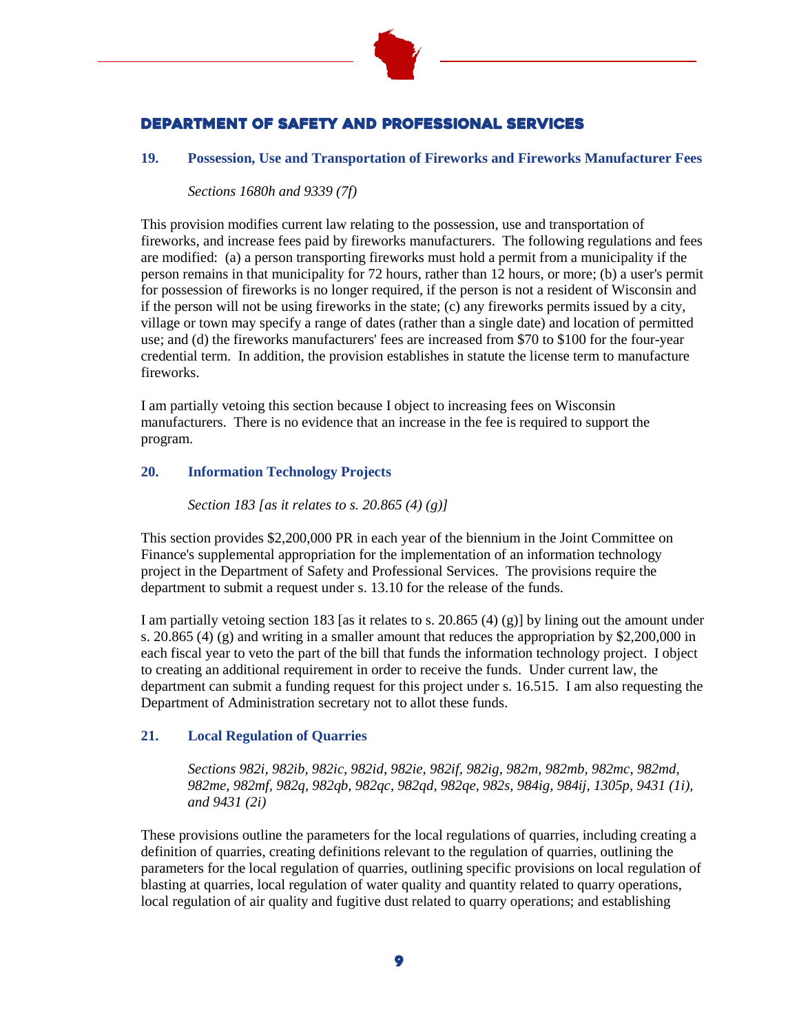## DEPARTMENT OF SAFETY AND PROFESSIONAL SERVICES

### 19. Possession, Use and Transportation of Fireworks and Fireworks Manufacturer Fees

*Sections 1680h and 9339 (7f)*

This provision modifies current law relating to the possession, use and transportation of fireworks, and increase fees paid by fireworks manufacturers. The following regulations and fees are modified: (a) a person transporting fireworks must hold a permit from a municipality if the person remains in that municipality for 72 hours, rather than 12 hours, or more; (b) a user's permit for possession of fireworks is no longer required, if the person is not a resident of Wisconsin and if the person will not be using fireworks in the state; (c) any fireworks permits issued by a city, village or town may specify a range of dates (rather than a single date) and location of permitted use; and (d) the fireworks manufacturers' fees are increased from $70 to $100 for the four-year credential term. In addition, the provision establishes in statute the license term to manufacture fireworks.

I am partially vetoing this section because I object to increasing fees on Wisconsin manufacturers. There is no evidence that an increase in the fee is required to support the program.

### 20. Information Technology Projects

*Section 183 [as it relates to s. 20.865 (4) (g)]*

This section provides $2,200,000 PR in each year of the biennium in the Joint Committee on Finance's supplemental appropriation for the implementation of an information technology project in the Department of Safety and Professional Services. The provisions require the department to submit a request under s. 13.10 for the release of the funds.

I am partially vetoing section 183 [as it relates to s. 20.865 (4) (g)] by lining out the amount under s. 20.865 (4) (g) and writing in a smaller amount that reduces the appropriation by $2,200,000 in each fiscal year to veto the part of the bill that funds the information technology project. I object to creating an additional requirement in order to receive the funds. Under current law, the department can submit a funding request for this project under s. 16.515. I am also requesting the Department of Administration secretary not to allot these funds.

### 21. Local Regulation of Quarries

*Sections 982i, 982ib, 982ic, 982id, 982ie, 982if, 982ig, 982m, 982mb, 982mc, 982md, 982me, 982mf, 982q, 982qb, 982qc, 982qd, 982qe, 982s, 984ig, 984ij, 1305p, 9431 (1i), and 9431 (2i)*

These provisions outline the parameters for the local regulations of quarries, including creating a definition of quarries, creating definitions relevant to the regulation of quarries, outlining the parameters for the local regulation of quarries, outlining specific provisions on local regulation of blasting at quarries, local regulation of water quality and quantity related to quarry operations, local regulation of air quality and fugitive dust related to quarry operations; and establishing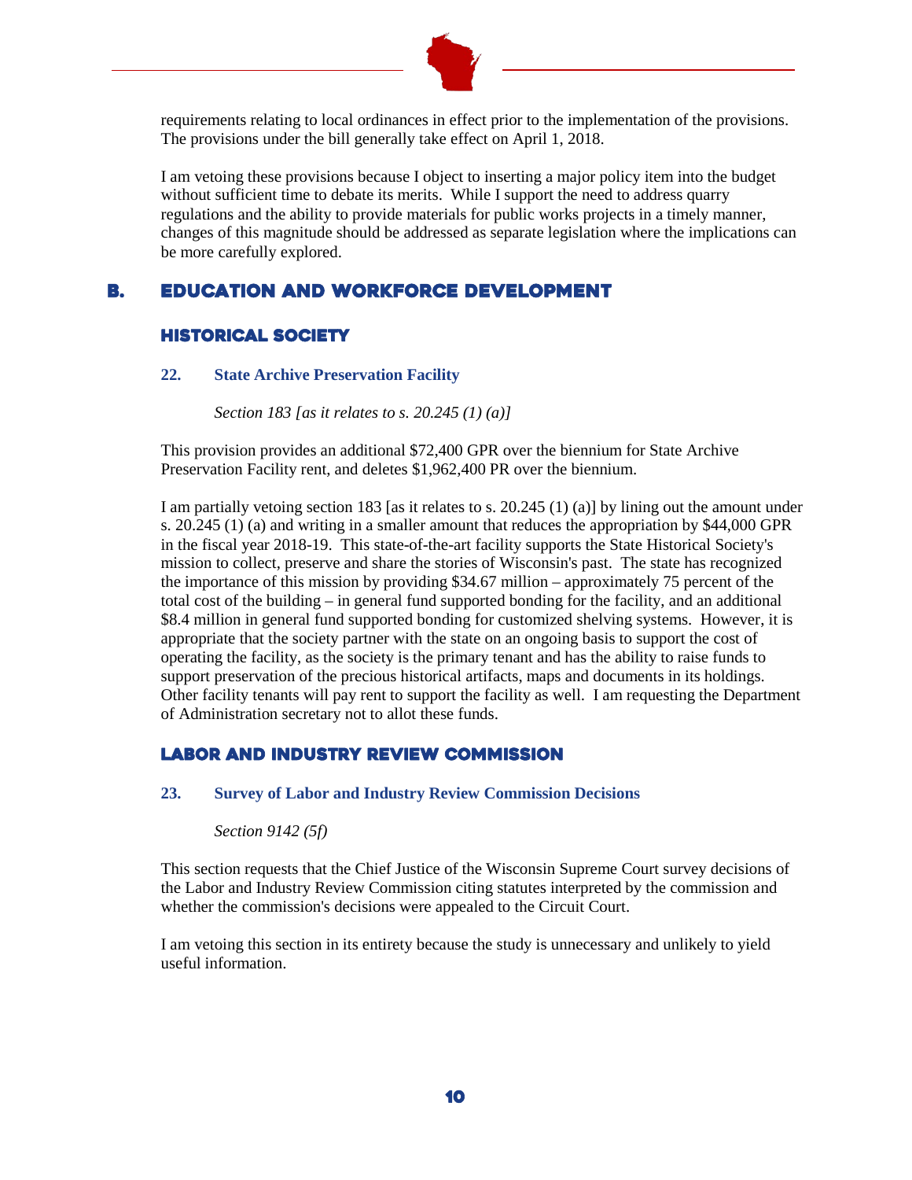requirements relating to local ordinances in effect prior to the implementation of the provisions. The provisions under the bill generally take effect on April 1, 2018.

I am vetoing these provisions because I object to inserting a major policy item into the budget without sufficient time to debate its merits. While I support the need to address quarry regulations and the ability to provide materials for public works projects in a timely manner, changes of this magnitude should be addressed as separate legislation where the implications can be more carefully explored.

## B. EDUCATION AND WORKFORCE DEVELOPMENT

### HISTORICAL SOCIETY

#### 22. State Archive Preservation Facility

*Section 183 [as it relates to s. 20.245 (1) (a)]*

This provision provides an additional $72,400 GPR over the biennium for State Archive Preservation Facility rent, and deletes $1,962,400 PR over the biennium.

I am partially vetoing section 183 [as it relates to s. 20.245 (1) (a)] by lining out the amount under s. 20.245 (1) (a) and writing in a smaller amount that reduces the appropriation by $44,000 GPR in the fiscal year 2018-19. This state-of-the-art facility supports the State Historical Society's mission to collect, preserve and share the stories of Wisconsin's past. The state has recognized the importance of this mission by providing $34.67 million – approximately 75 percent of the total cost of the building – in general fund supported bonding for the facility, and an additional $8.4 million in general fund supported bonding for customized shelving systems. However, it is appropriate that the society partner with the state on an ongoing basis to support the cost of operating the facility, as the society is the primary tenant and has the ability to raise funds to support preservation of the precious historical artifacts, maps and documents in its holdings. Other facility tenants will pay rent to support the facility as well. I am requesting the Department of Administration secretary not to allot these funds.

### LABOR AND INDUSTRY REVIEW COMMISSION

#### 23. Survey of Labor and Industry Review Commission Decisions

*Section 9142 (5f)*

This section requests that the Chief Justice of the Wisconsin Supreme Court survey decisions of the Labor and Industry Review Commission citing statutes interpreted by the commission and whether the commission's decisions were appealed to the Circuit Court.

I am vetoing this section in its entirety because the study is unnecessary and unlikely to yield useful information.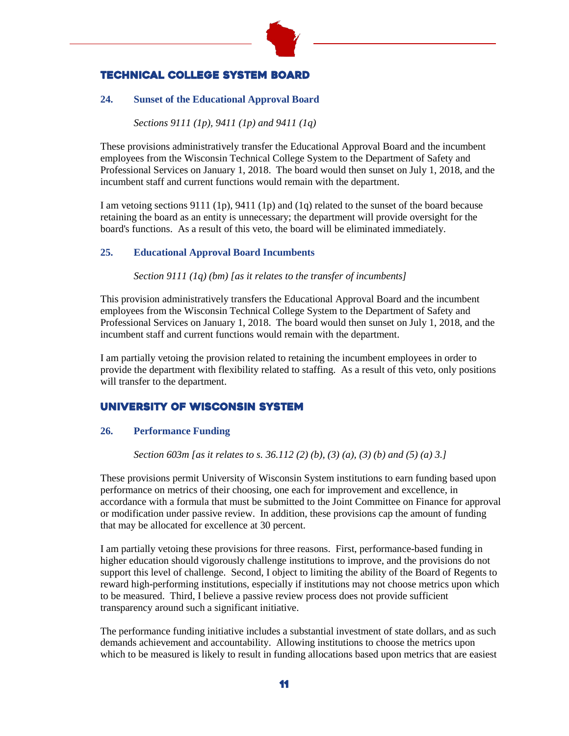## TECHNICAL COLLEGE SYSTEM BOARD

### 24. Sunset of the Educational Approval Board

*Sections 9111 (1p), 9411 (1p) and 9411 (1q)*

These provisions administratively transfer the Educational Approval Board and the incumbent employees from the Wisconsin Technical College System to the Department of Safety and Professional Services on January 1, 2018. The board would then sunset on July 1, 2018, and the incumbent staff and current functions would remain with the department.

I am vetoing sections 9111 (1p), 9411 (1p) and (1q) related to the sunset of the board because retaining the board as an entity is unnecessary; the department will provide oversight for the board's functions. As a result of this veto, the board will be eliminated immediately.

### 25. Educational Approval Board Incumbents

*Section 9111 (1q) (bm) [as it relates to the transfer of incumbents]*

This provision administratively transfers the Educational Approval Board and the incumbent employees from the Wisconsin Technical College System to the Department of Safety and Professional Services on January 1, 2018. The board would then sunset on July 1, 2018, and the incumbent staff and current functions would remain with the department.

I am partially vetoing the provision related to retaining the incumbent employees in order to provide the department with flexibility related to staffing. As a result of this veto, only positions will transfer to the department.

## UNIVERSITY OF WISCONSIN SYSTEM

### 26. Performance Funding

*Section 603m [as it relates to s. 36.112 (2) (b), (3) (a), (3) (b) and (5) (a) 3.]*

These provisions permit University of Wisconsin System institutions to earn funding based upon performance on metrics of their choosing, one each for improvement and excellence, in accordance with a formula that must be submitted to the Joint Committee on Finance for approval or modification under passive review. In addition, these provisions cap the amount of funding that may be allocated for excellence at 30 percent.

I am partially vetoing these provisions for three reasons. First, performance-based funding in higher education should vigorously challenge institutions to improve, and the provisions do not support this level of challenge. Second, I object to limiting the ability of the Board of Regents to reward high-performing institutions, especially if institutions may not choose metrics upon which to be measured. Third, I believe a passive review process does not provide sufficient transparency around such a significant initiative.

The performance funding initiative includes a substantial investment of state dollars, and as such demands achievement and accountability. Allowing institutions to choose the metrics upon which to be measured is likely to result in funding allocations based upon metrics that are easiest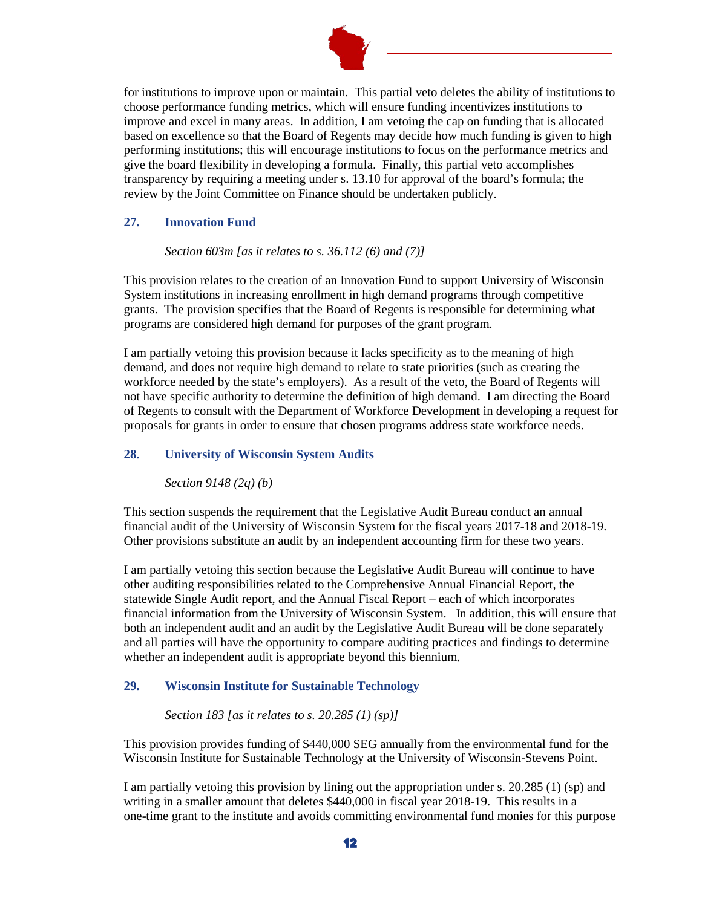for institutions to improve upon or maintain. This partial veto deletes the ability of institutions to choose performance funding metrics, which will ensure funding incentivizes institutions to improve and excel in many areas. In addition, I am vetoing the cap on funding that is allocated based on excellence so that the Board of Regents may decide how much funding is given to high performing institutions; this will encourage institutions to focus on the performance metrics and give the board flexibility in developing a formula. Finally, this partial veto accomplishes transparency by requiring a meeting under s. 13.10 for approval of the board's formula; the review by the Joint Committee on Finance should be undertaken publicly.

### 27. Innovation Fund

*Section 603m [as it relates to s. 36.112 (6) and (7)]*

This provision relates to the creation of an Innovation Fund to support University of Wisconsin System institutions in increasing enrollment in high demand programs through competitive grants. The provision specifies that the Board of Regents is responsible for determining what programs are considered high demand for purposes of the grant program.

I am partially vetoing this provision because it lacks specificity as to the meaning of high demand, and does not require high demand to relate to state priorities (such as creating the workforce needed by the state's employers). As a result of the veto, the Board of Regents will not have specific authority to determine the definition of high demand. I am directing the Board of Regents to consult with the Department of Workforce Development in developing a request for proposals for grants in order to ensure that chosen programs address state workforce needs.

### 28. University of Wisconsin System Audits

*Section 9148 (2q) (b)*

This section suspends the requirement that the Legislative Audit Bureau conduct an annual financial audit of the University of Wisconsin System for the fiscal years 2017-18 and 2018-19. Other provisions substitute an audit by an independent accounting firm for these two years.

I am partially vetoing this section because the Legislative Audit Bureau will continue to have other auditing responsibilities related to the Comprehensive Annual Financial Report, the statewide Single Audit report, and the Annual Fiscal Report – each of which incorporates financial information from the University of Wisconsin System. In addition, this will ensure that both an independent audit and an audit by the Legislative Audit Bureau will be done separately and all parties will have the opportunity to compare auditing practices and findings to determine whether an independent audit is appropriate beyond this biennium.

### 29. Wisconsin Institute for Sustainable Technology

*Section 183 [as it relates to s. 20.285 (1) (sp)]*

This provision provides funding of $440,000 SEG annually from the environmental fund for the Wisconsin Institute for Sustainable Technology at the University of Wisconsin-Stevens Point.

I am partially vetoing this provision by lining out the appropriation under s. 20.285 (1) (sp) and writing in a smaller amount that deletes $440,000 in fiscal year 2018-19. This results in a one-time grant to the institute and avoids committing environmental fund monies for this purpose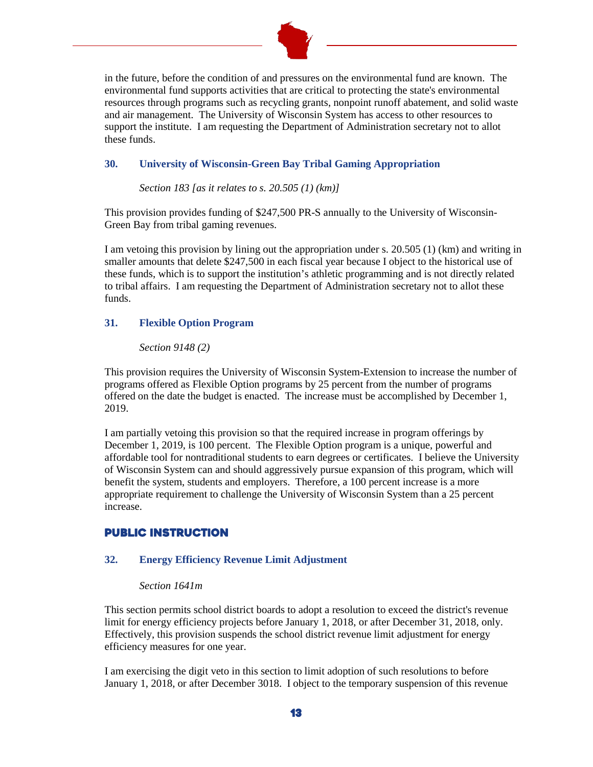in the future, before the condition of and pressures on the environmental fund are known. The environmental fund supports activities that are critical to protecting the state's environmental resources through programs such as recycling grants, nonpoint runoff abatement, and solid waste and air management. The University of Wisconsin System has access to other resources to support the institute. I am requesting the Department of Administration secretary not to allot these funds.

### 30. University of Wisconsin-Green Bay Tribal Gaming Appropriation

*Section 183 [as it relates to s. 20.505 (1) (km)]*

This provision provides funding of $247,500 PR-S annually to the University of Wisconsin-Green Bay from tribal gaming revenues.

I am vetoing this provision by lining out the appropriation under s. 20.505 (1) (km) and writing in smaller amounts that delete $247,500 in each fiscal year because I object to the historical use of these funds, which is to support the institution’s athletic programming and is not directly related to tribal affairs. I am requesting the Department of Administration secretary not to allot these funds.

### 31. Flexible Option Program

*Section 9148 (2)*

This provision requires the University of Wisconsin System-Extension to increase the number of programs offered as Flexible Option programs by 25 percent from the number of programs offered on the date the budget is enacted. The increase must be accomplished by December 1, 2019.

I am partially vetoing this provision so that the required increase in program offerings by December 1, 2019, is 100 percent. The Flexible Option program is a unique, powerful and affordable tool for nontraditional students to earn degrees or certificates. I believe the University of Wisconsin System can and should aggressively pursue expansion of this program, which will benefit the system, students and employers. Therefore, a 100 percent increase is a more appropriate requirement to challenge the University of Wisconsin System than a 25 percent increase.

## PUBLIC INSTRUCTION

### 32. Energy Efficiency Revenue Limit Adjustment

*Section 1641m*

This section permits school district boards to adopt a resolution to exceed the district's revenue limit for energy efficiency projects before January 1, 2018, or after December 31, 2018, only. Effectively, this provision suspends the school district revenue limit adjustment for energy efficiency measures for one year.

I am exercising the digit veto in this section to limit adoption of such resolutions to before January 1, 2018, or after December 3018. I object to the temporary suspension of this revenue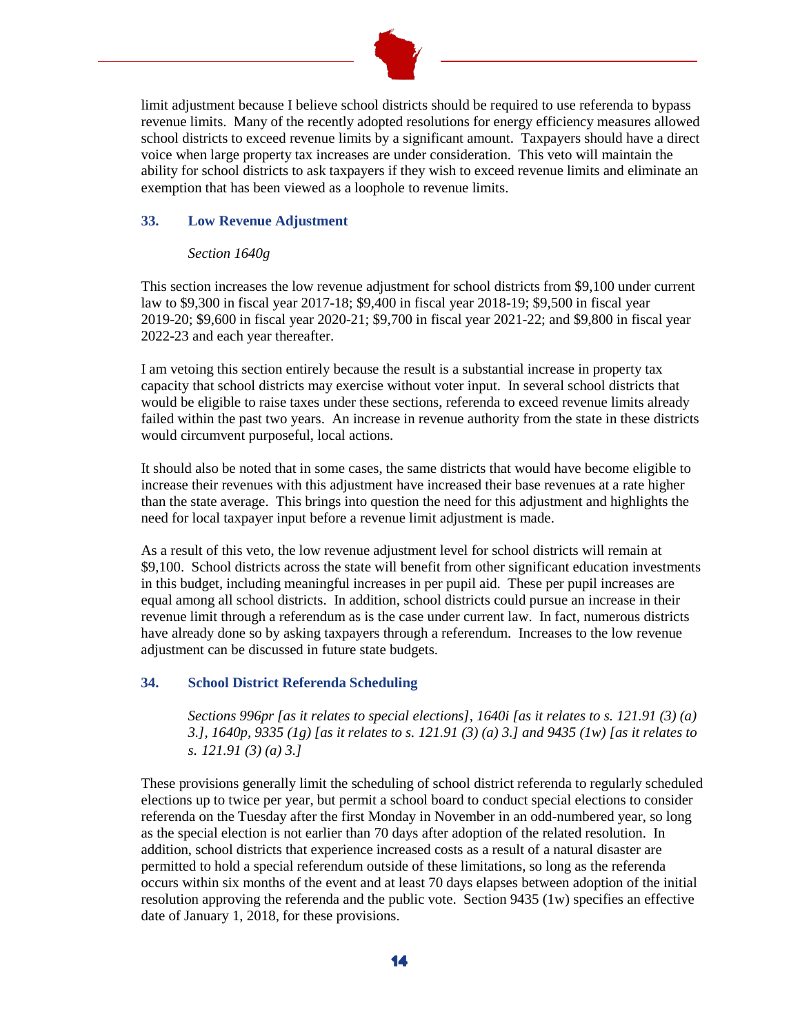limit adjustment because I believe school districts should be required to use referenda to bypass revenue limits. Many of the recently adopted resolutions for energy efficiency measures allowed school districts to exceed revenue limits by a significant amount. Taxpayers should have a direct voice when large property tax increases are under consideration. This veto will maintain the ability for school districts to ask taxpayers if they wish to exceed revenue limits and eliminate an exemption that has been viewed as a loophole to revenue limits.

### 33. Low Revenue Adjustment

*Section 1640g*

This section increases the low revenue adjustment for school districts from $9,100 under current law to $9,300 in fiscal year 2017-18; $9,400 in fiscal year 2018-19; $9,500 in fiscal year 2019-20; $9,600 in fiscal year 2020-21; $9,700 in fiscal year 2021-22; and $9,800 in fiscal year 2022-23 and each year thereafter.

I am vetoing this section entirely because the result is a substantial increase in property tax capacity that school districts may exercise without voter input. In several school districts that would be eligible to raise taxes under these sections, referenda to exceed revenue limits already failed within the past two years. An increase in revenue authority from the state in these districts would circumvent purposeful, local actions.

It should also be noted that in some cases, the same districts that would have become eligible to increase their revenues with this adjustment have increased their base revenues at a rate higher than the state average. This brings into question the need for this adjustment and highlights the need for local taxpayer input before a revenue limit adjustment is made.

As a result of this veto, the low revenue adjustment level for school districts will remain at $9,100. School districts across the state will benefit from other significant education investments in this budget, including meaningful increases in per pupil aid. These per pupil increases are equal among all school districts. In addition, school districts could pursue an increase in their revenue limit through a referendum as is the case under current law. In fact, numerous districts have already done so by asking taxpayers through a referendum. Increases to the low revenue adjustment can be discussed in future state budgets.

### 34. School District Referenda Scheduling

*Sections 996pr [as it relates to special elections], 1640i [as it relates to s. 121.91 (3) (a) 3.], 1640p, 9335 (1g) [as it relates to s. 121.91 (3) (a) 3.] and 9435 (1w) [as it relates to s. 121.91 (3) (a) 3.]*

These provisions generally limit the scheduling of school district referenda to regularly scheduled elections up to twice per year, but permit a school board to conduct special elections to consider referenda on the Tuesday after the first Monday in November in an odd-numbered year, so long as the special election is not earlier than 70 days after adoption of the related resolution. In addition, school districts that experience increased costs as a result of a natural disaster are permitted to hold a special referendum outside of these limitations, so long as the referenda occurs within six months of the event and at least 70 days elapses between adoption of the initial resolution approving the referenda and the public vote. Section 9435 (1w) specifies an effective date of January 1, 2018, for these provisions.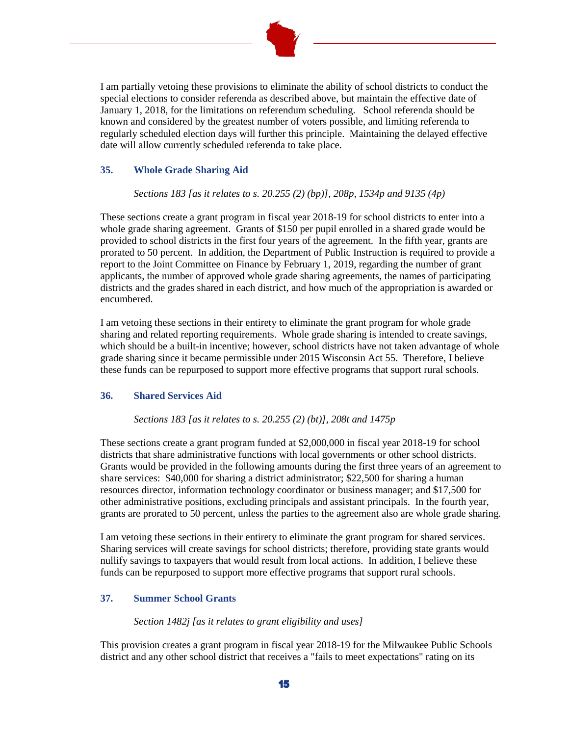I am partially vetoing these provisions to eliminate the ability of school districts to conduct the special elections to consider referenda as described above, but maintain the effective date of January 1, 2018, for the limitations on referendum scheduling. School referenda should be known and considered by the greatest number of voters possible, and limiting referenda to regularly scheduled election days will further this principle. Maintaining the delayed effective date will allow currently scheduled referenda to take place.

### 35. Whole Grade Sharing Aid

*Sections 183 [as it relates to s. 20.255 (2) (bp)], 208p, 1534p and 9135 (4p)*

These sections create a grant program in fiscal year 2018-19 for school districts to enter into a whole grade sharing agreement. Grants of $150 per pupil enrolled in a shared grade would be provided to school districts in the first four years of the agreement. In the fifth year, grants are prorated to 50 percent. In addition, the Department of Public Instruction is required to provide a report to the Joint Committee on Finance by February 1, 2019, regarding the number of grant applicants, the number of approved whole grade sharing agreements, the names of participating districts and the grades shared in each district, and how much of the appropriation is awarded or encumbered.

I am vetoing these sections in their entirety to eliminate the grant program for whole grade sharing and related reporting requirements. Whole grade sharing is intended to create savings, which should be a built-in incentive; however, school districts have not taken advantage of whole grade sharing since it became permissible under 2015 Wisconsin Act 55. Therefore, I believe these funds can be repurposed to support more effective programs that support rural schools.

### 36. Shared Services Aid

*Sections 183 [as it relates to s. 20.255 (2) (bt)], 208t and 1475p*

These sections create a grant program funded at $2,000,000 in fiscal year 2018-19 for school districts that share administrative functions with local governments or other school districts. Grants would be provided in the following amounts during the first three years of an agreement to share services: $40,000 for sharing a district administrator; $22,500 for sharing a human resources director, information technology coordinator or business manager; and $17,500 for other administrative positions, excluding principals and assistant principals. In the fourth year, grants are prorated to 50 percent, unless the parties to the agreement also are whole grade sharing.

I am vetoing these sections in their entirety to eliminate the grant program for shared services. Sharing services will create savings for school districts; therefore, providing state grants would nullify savings to taxpayers that would result from local actions. In addition, I believe these funds can be repurposed to support more effective programs that support rural schools.

### 37. Summer School Grants

*Section 1482j [as it relates to grant eligibility and uses]*

This provision creates a grant program in fiscal year 2018-19 for the Milwaukee Public Schools district and any other school district that receives a "fails to meet expectations" rating on its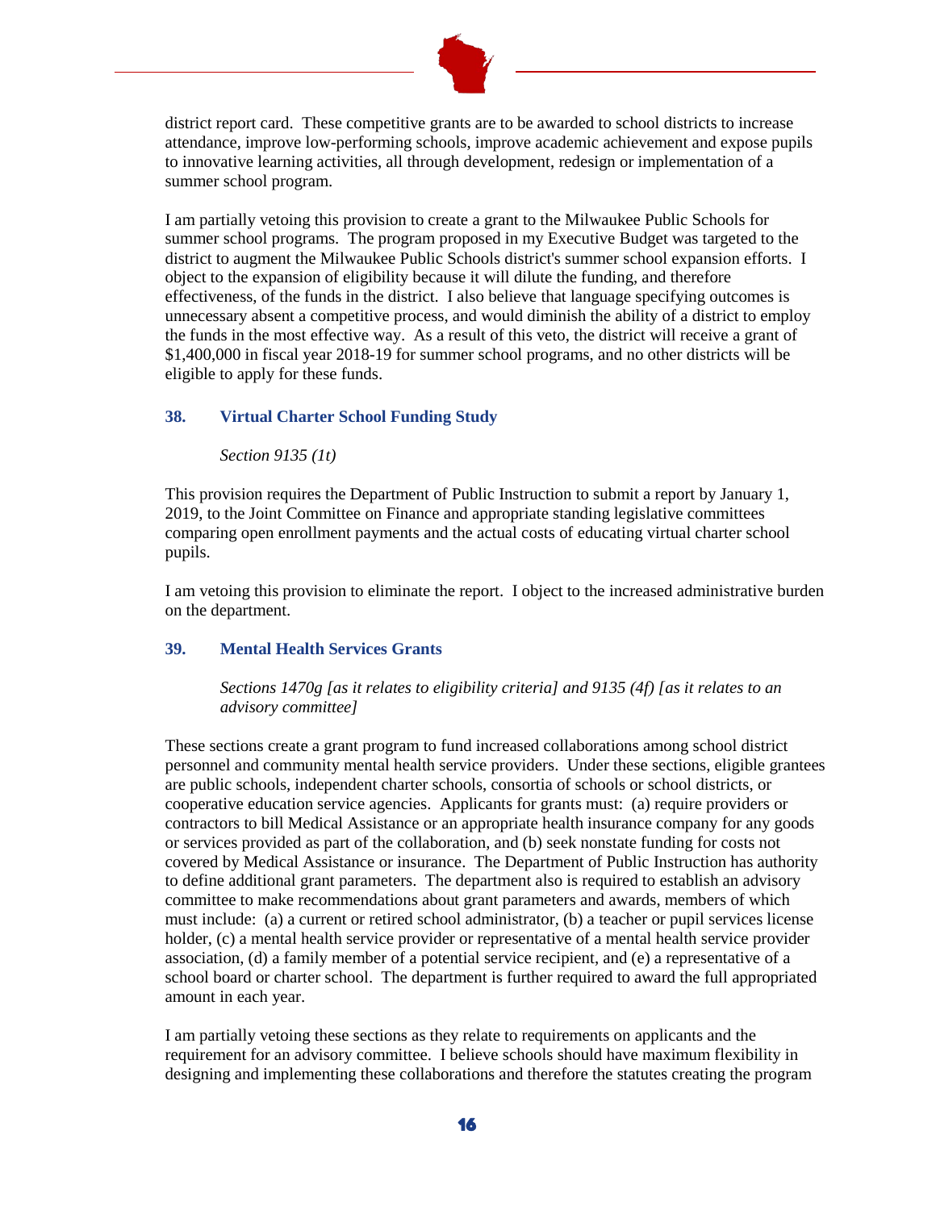district report card. These competitive grants are to be awarded to school districts to increase attendance, improve low-performing schools, improve academic achievement and expose pupils to innovative learning activities, all through development, redesign or implementation of a summer school program.

I am partially vetoing this provision to create a grant to the Milwaukee Public Schools for summer school programs. The program proposed in my Executive Budget was targeted to the district to augment the Milwaukee Public Schools district's summer school expansion efforts. I object to the expansion of eligibility because it will dilute the funding, and therefore effectiveness, of the funds in the district. I also believe that language specifying outcomes is unnecessary absent a competitive process, and would diminish the ability of a district to employ the funds in the most effective way. As a result of this veto, the district will receive a grant of $1,400,000 in fiscal year 2018-19 for summer school programs, and no other districts will be eligible to apply for these funds.

### 38. Virtual Charter School Funding Study

*Section 9135 (1t)*

This provision requires the Department of Public Instruction to submit a report by January 1, 2019, to the Joint Committee on Finance and appropriate standing legislative committees comparing open enrollment payments and the actual costs of educating virtual charter school pupils.

I am vetoing this provision to eliminate the report. I object to the increased administrative burden on the department.

### 39. Mental Health Services Grants

*Sections 1470g [as it relates to eligibility criteria] and 9135 (4f) [as it relates to an advisory committee]*

These sections create a grant program to fund increased collaborations among school district personnel and community mental health service providers. Under these sections, eligible grantees are public schools, independent charter schools, consortia of schools or school districts, or cooperative education service agencies. Applicants for grants must: (a) require providers or contractors to bill Medical Assistance or an appropriate health insurance company for any goods or services provided as part of the collaboration, and (b) seek nonstate funding for costs not covered by Medical Assistance or insurance. The Department of Public Instruction has authority to define additional grant parameters. The department also is required to establish an advisory committee to make recommendations about grant parameters and awards, members of which must include: (a) a current or retired school administrator, (b) a teacher or pupil services license holder, (c) a mental health service provider or representative of a mental health service provider association, (d) a family member of a potential service recipient, and (e) a representative of a school board or charter school. The department is further required to award the full appropriated amount in each year.

I am partially vetoing these sections as they relate to requirements on applicants and the requirement for an advisory committee. I believe schools should have maximum flexibility in designing and implementing these collaborations and therefore the statutes creating the program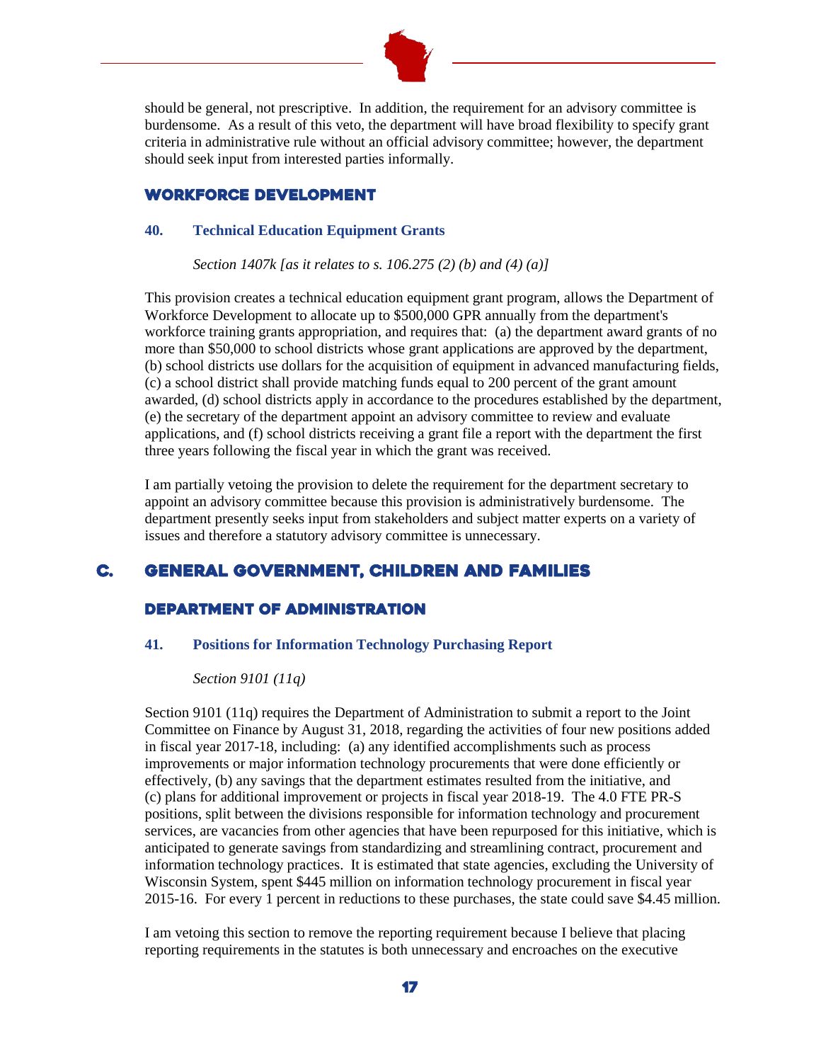should be general, not prescriptive. In addition, the requirement for an advisory committee is burdensome. As a result of this veto, the department will have broad flexibility to specify grant criteria in administrative rule without an official advisory committee; however, the department should seek input from interested parties informally.

### WORKFORCE DEVELOPMENT

#### 40. Technical Education Equipment Grants

*Section 1407k [as it relates to s. 106.275 (2) (b) and (4) (a)]*

This provision creates a technical education equipment grant program, allows the Department of Workforce Development to allocate up to $500,000 GPR annually from the department's workforce training grants appropriation, and requires that: (a) the department award grants of no more than $50,000 to school districts whose grant applications are approved by the department, (b) school districts use dollars for the acquisition of equipment in advanced manufacturing fields, (c) a school district shall provide matching funds equal to 200 percent of the grant amount awarded, (d) school districts apply in accordance to the procedures established by the department, (e) the secretary of the department appoint an advisory committee to review and evaluate applications, and (f) school districts receiving a grant file a report with the department the first three years following the fiscal year in which the grant was received.

I am partially vetoing the provision to delete the requirement for the department secretary to appoint an advisory committee because this provision is administratively burdensome. The department presently seeks input from stakeholders and subject matter experts on a variety of issues and therefore a statutory advisory committee is unnecessary.

## C. GENERAL GOVERNMENT, CHILDREN AND FAMILIES

### DEPARTMENT OF ADMINISTRATION

#### 41. Positions for Information Technology Purchasing Report

*Section 9101 (11q)*

Section 9101 (11q) requires the Department of Administration to submit a report to the Joint Committee on Finance by August 31, 2018, regarding the activities of four new positions added in fiscal year 2017-18, including: (a) any identified accomplishments such as process improvements or major information technology procurements that were done efficiently or effectively, (b) any savings that the department estimates resulted from the initiative, and (c) plans for additional improvement or projects in fiscal year 2018-19. The 4.0 FTE PR-S positions, split between the divisions responsible for information technology and procurement services, are vacancies from other agencies that have been repurposed for this initiative, which is anticipated to generate savings from standardizing and streamlining contract, procurement and information technology practices. It is estimated that state agencies, excluding the University of Wisconsin System, spent $445 million on information technology procurement in fiscal year 2015-16. For every 1 percent in reductions to these purchases, the state could save $4.45 million.

I am vetoing this section to remove the reporting requirement because I believe that placing reporting requirements in the statutes is both unnecessary and encroaches on the executive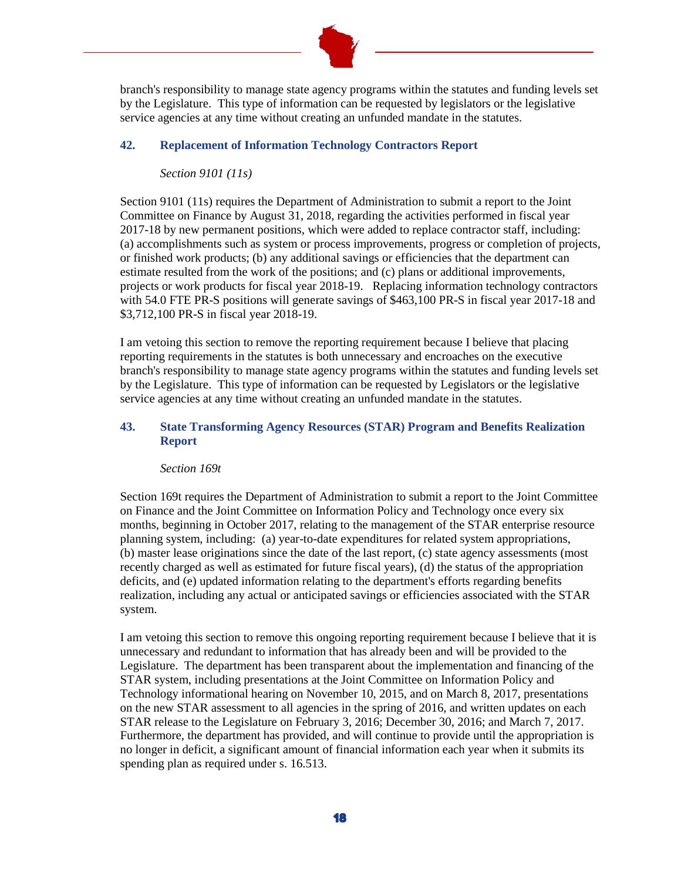branch's responsibility to manage state agency programs within the statutes and funding levels set by the Legislature. This type of information can be requested by legislators or the legislative service agencies at any time without creating an unfunded mandate in the statutes.

### 42. Replacement of Information Technology Contractors Report

*Section 9101 (11s)*

Section 9101 (11s) requires the Department of Administration to submit a report to the Joint Committee on Finance by August 31, 2018, regarding the activities performed in fiscal year 2017-18 by new permanent positions, which were added to replace contractor staff, including: (a) accomplishments such as system or process improvements, progress or completion of projects, or finished work products; (b) any additional savings or efficiencies that the department can estimate resulted from the work of the positions; and (c) plans or additional improvements, projects or work products for fiscal year 2018-19. Replacing information technology contractors with 54.0 FTE PR-S positions will generate savings of $463,100 PR-S in fiscal year 2017-18 and $3,712,100 PR-S in fiscal year 2018-19.

I am vetoing this section to remove the reporting requirement because I believe that placing reporting requirements in the statutes is both unnecessary and encroaches on the executive branch's responsibility to manage state agency programs within the statutes and funding levels set by the Legislature. This type of information can be requested by Legislators or the legislative service agencies at any time without creating an unfunded mandate in the statutes.

### 43. State Transforming Agency Resources (STAR) Program and Benefits Realization Report

*Section 169t*

Section 169t requires the Department of Administration to submit a report to the Joint Committee on Finance and the Joint Committee on Information Policy and Technology once every six months, beginning in October 2017, relating to the management of the STAR enterprise resource planning system, including: (a) year-to-date expenditures for related system appropriations, (b) master lease originations since the date of the last report, (c) state agency assessments (most recently charged as well as estimated for future fiscal years), (d) the status of the appropriation deficits, and (e) updated information relating to the department's efforts regarding benefits realization, including any actual or anticipated savings or efficiencies associated with the STAR system.

I am vetoing this section to remove this ongoing reporting requirement because I believe that it is unnecessary and redundant to information that has already been and will be provided to the Legislature. The department has been transparent about the implementation and financing of the STAR system, including presentations at the Joint Committee on Information Policy and Technology informational hearing on November 10, 2015, and on March 8, 2017, presentations on the new STAR assessment to all agencies in the spring of 2016, and written updates on each STAR release to the Legislature on February 3, 2016; December 30, 2016; and March 7, 2017. Furthermore, the department has provided, and will continue to provide until the appropriation is no longer in deficit, a significant amount of financial information each year when it submits its spending plan as required under s. 16.513.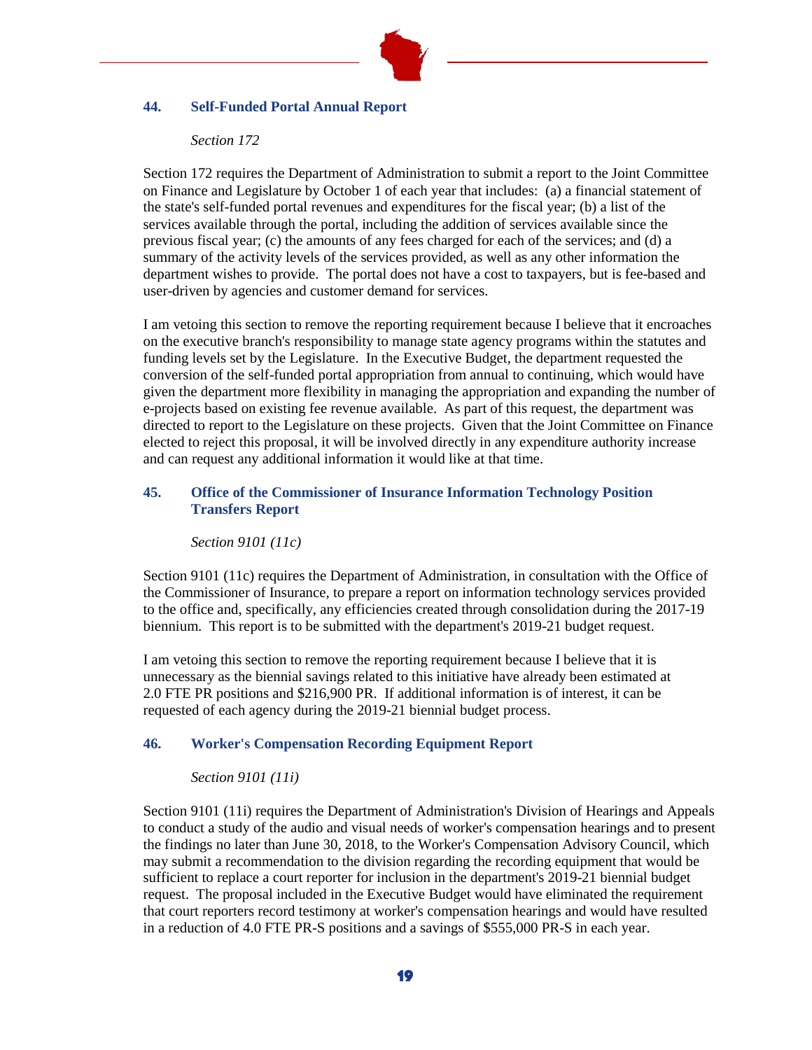### 44. Self-Funded Portal Annual Report

*Section 172*

Section 172 requires the Department of Administration to submit a report to the Joint Committee on Finance and Legislature by October 1 of each year that includes: (a) a financial statement of the state's self-funded portal revenues and expenditures for the fiscal year; (b) a list of the services available through the portal, including the addition of services available since the previous fiscal year; (c) the amounts of any fees charged for each of the services; and (d) a summary of the activity levels of the services provided, as well as any other information the department wishes to provide. The portal does not have a cost to taxpayers, but is fee-based and user-driven by agencies and customer demand for services.

I am vetoing this section to remove the reporting requirement because I believe that it encroaches on the executive branch's responsibility to manage state agency programs within the statutes and funding levels set by the Legislature. In the Executive Budget, the department requested the conversion of the self-funded portal appropriation from annual to continuing, which would have given the department more flexibility in managing the appropriation and expanding the number of e-projects based on existing fee revenue available. As part of this request, the department was directed to report to the Legislature on these projects. Given that the Joint Committee on Finance elected to reject this proposal, it will be involved directly in any expenditure authority increase and can request any additional information it would like at that time.

### 45. Office of the Commissioner of Insurance Information Technology Position Transfers Report

*Section 9101 (11c)*

Section 9101 (11c) requires the Department of Administration, in consultation with the Office of the Commissioner of Insurance, to prepare a report on information technology services provided to the office and, specifically, any efficiencies created through consolidation during the 2017-19 biennium. This report is to be submitted with the department's 2019-21 budget request.

I am vetoing this section to remove the reporting requirement because I believe that it is unnecessary as the biennial savings related to this initiative have already been estimated at 2.0 FTE PR positions and $216,900 PR. If additional information is of interest, it can be requested of each agency during the 2019-21 biennial budget process.

### 46. Worker's Compensation Recording Equipment Report

*Section 9101 (11i)*

Section 9101 (11i) requires the Department of Administration's Division of Hearings and Appeals to conduct a study of the audio and visual needs of worker's compensation hearings and to present the findings no later than June 30, 2018, to the Worker's Compensation Advisory Council, which may submit a recommendation to the division regarding the recording equipment that would be sufficient to replace a court reporter for inclusion in the department's 2019-21 biennial budget request. The proposal included in the Executive Budget would have eliminated the requirement that court reporters record testimony at worker's compensation hearings and would have resulted in a reduction of 4.0 FTE PR-S positions and a savings of $555,000 PR-S in each year.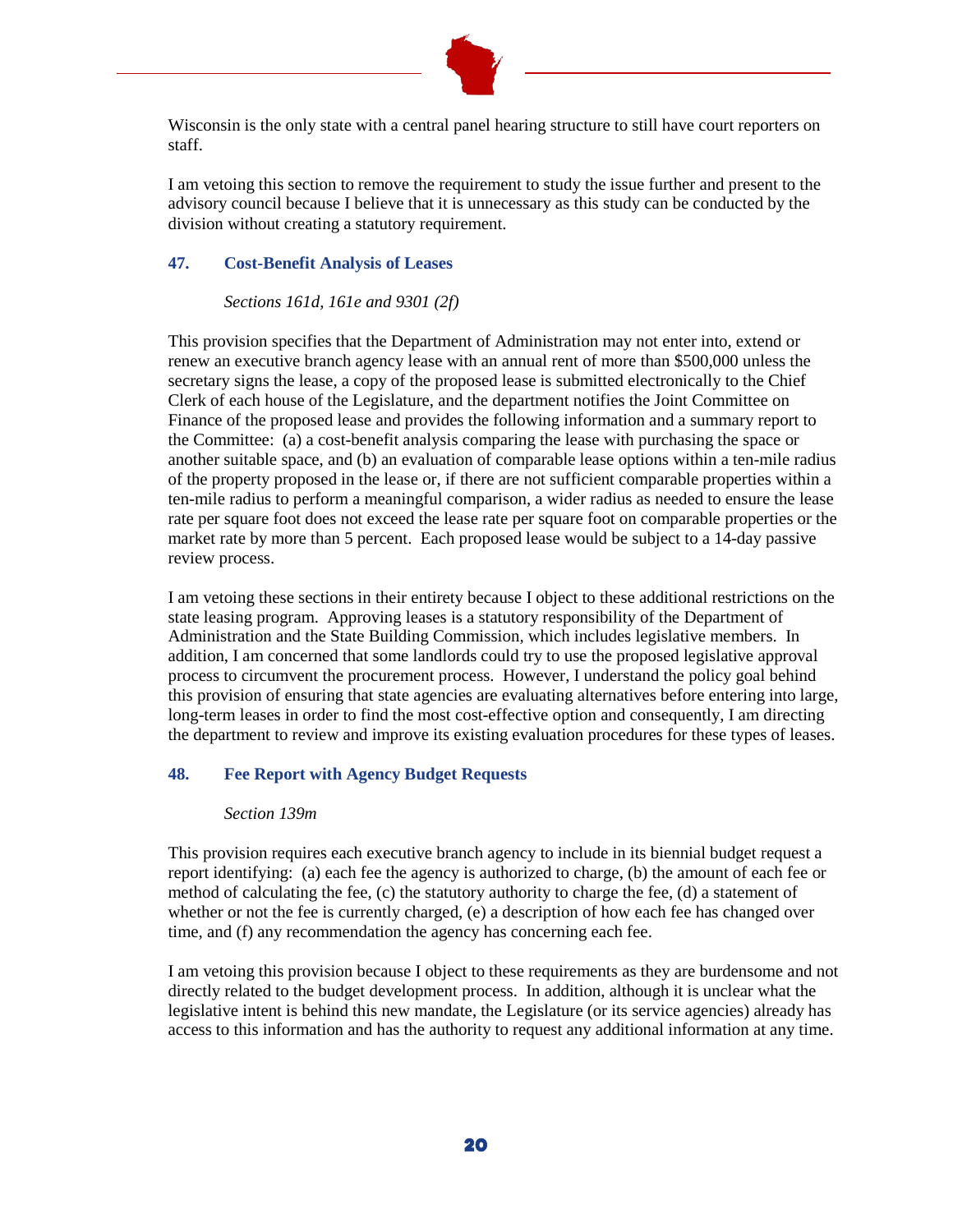Wisconsin is the only state with a central panel hearing structure to still have court reporters on staff.

I am vetoing this section to remove the requirement to study the issue further and present to the advisory council because I believe that it is unnecessary as this study can be conducted by the division without creating a statutory requirement.

### 47. Cost-Benefit Analysis of Leases

*Sections 161d, 161e and 9301 (2f)*

This provision specifies that the Department of Administration may not enter into, extend or renew an executive branch agency lease with an annual rent of more than $500,000 unless the secretary signs the lease, a copy of the proposed lease is submitted electronically to the Chief Clerk of each house of the Legislature, and the department notifies the Joint Committee on Finance of the proposed lease and provides the following information and a summary report to the Committee: (a) a cost-benefit analysis comparing the lease with purchasing the space or another suitable space, and (b) an evaluation of comparable lease options within a ten-mile radius of the property proposed in the lease or, if there are not sufficient comparable properties within a ten-mile radius to perform a meaningful comparison, a wider radius as needed to ensure the lease rate per square foot does not exceed the lease rate per square foot on comparable properties or the market rate by more than 5 percent. Each proposed lease would be subject to a 14-day passive review process.

I am vetoing these sections in their entirety because I object to these additional restrictions on the state leasing program. Approving leases is a statutory responsibility of the Department of Administration and the State Building Commission, which includes legislative members. In addition, I am concerned that some landlords could try to use the proposed legislative approval process to circumvent the procurement process. However, I understand the policy goal behind this provision of ensuring that state agencies are evaluating alternatives before entering into large, long-term leases in order to find the most cost-effective option and consequently, I am directing the department to review and improve its existing evaluation procedures for these types of leases.

### 48. Fee Report with Agency Budget Requests

*Section 139m*

This provision requires each executive branch agency to include in its biennial budget request a report identifying: (a) each fee the agency is authorized to charge, (b) the amount of each fee or method of calculating the fee, (c) the statutory authority to charge the fee, (d) a statement of whether or not the fee is currently charged, (e) a description of how each fee has changed over time, and (f) any recommendation the agency has concerning each fee.

I am vetoing this provision because I object to these requirements as they are burdensome and not directly related to the budget development process. In addition, although it is unclear what the legislative intent is behind this new mandate, the Legislature (or its service agencies) already has access to this information and has the authority to request any additional information at any time.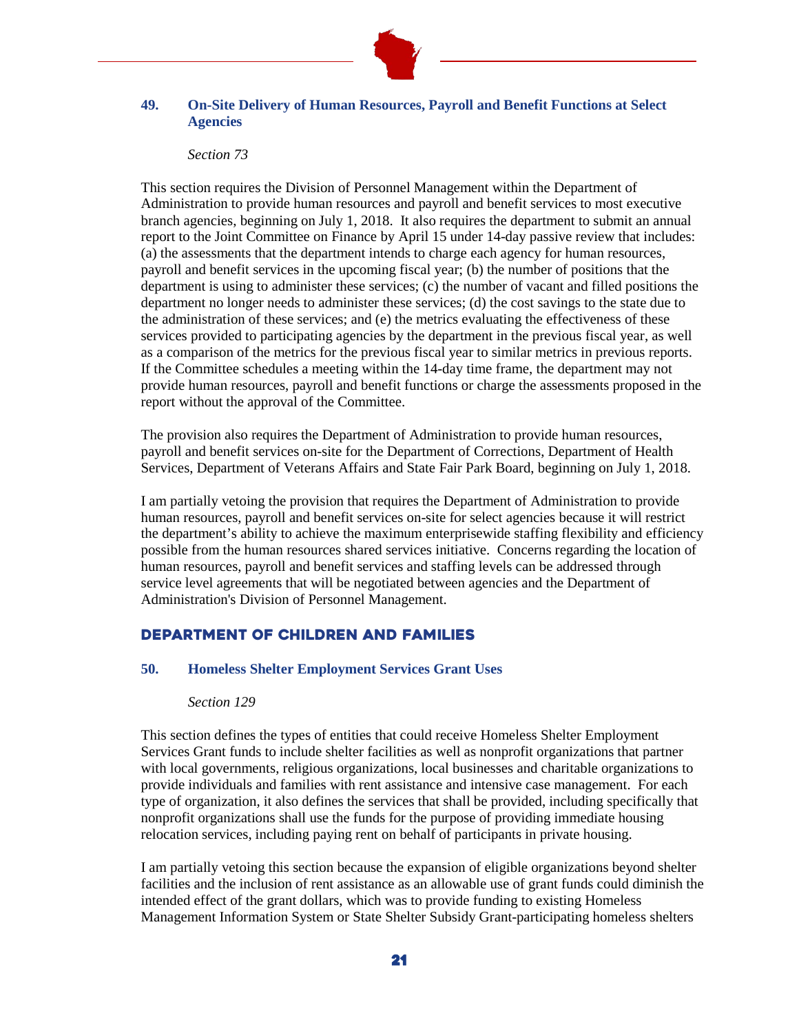### 49. On-Site Delivery of Human Resources, Payroll and Benefit Functions at Select Agencies

*Section 73*

This section requires the Division of Personnel Management within the Department of Administration to provide human resources and payroll and benefit services to most executive branch agencies, beginning on July 1, 2018. It also requires the department to submit an annual report to the Joint Committee on Finance by April 15 under 14-day passive review that includes: (a) the assessments that the department intends to charge each agency for human resources, payroll and benefit services in the upcoming fiscal year; (b) the number of positions that the department is using to administer these services; (c) the number of vacant and filled positions the department no longer needs to administer these services; (d) the cost savings to the state due to the administration of these services; and (e) the metrics evaluating the effectiveness of these services provided to participating agencies by the department in the previous fiscal year, as well as a comparison of the metrics for the previous fiscal year to similar metrics in previous reports. If the Committee schedules a meeting within the 14-day time frame, the department may not provide human resources, payroll and benefit functions or charge the assessments proposed in the report without the approval of the Committee.

The provision also requires the Department of Administration to provide human resources, payroll and benefit services on-site for the Department of Corrections, Department of Health Services, Department of Veterans Affairs and State Fair Park Board, beginning on July 1, 2018.

I am partially vetoing the provision that requires the Department of Administration to provide human resources, payroll and benefit services on-site for select agencies because it will restrict the department's ability to achieve the maximum enterprisewide staffing flexibility and efficiency possible from the human resources shared services initiative. Concerns regarding the location of human resources, payroll and benefit services and staffing levels can be addressed through service level agreements that will be negotiated between agencies and the Department of Administration's Division of Personnel Management.

## DEPARTMENT OF CHILDREN AND FAMILIES

### 50. Homeless Shelter Employment Services Grant Uses

*Section 129*

This section defines the types of entities that could receive Homeless Shelter Employment Services Grant funds to include shelter facilities as well as nonprofit organizations that partner with local governments, religious organizations, local businesses and charitable organizations to provide individuals and families with rent assistance and intensive case management. For each type of organization, it also defines the services that shall be provided, including specifically that nonprofit organizations shall use the funds for the purpose of providing immediate housing relocation services, including paying rent on behalf of participants in private housing.

I am partially vetoing this section because the expansion of eligible organizations beyond shelter facilities and the inclusion of rent assistance as an allowable use of grant funds could diminish the intended effect of the grant dollars, which was to provide funding to existing Homeless Management Information System or State Shelter Subsidy Grant-participating homeless shelters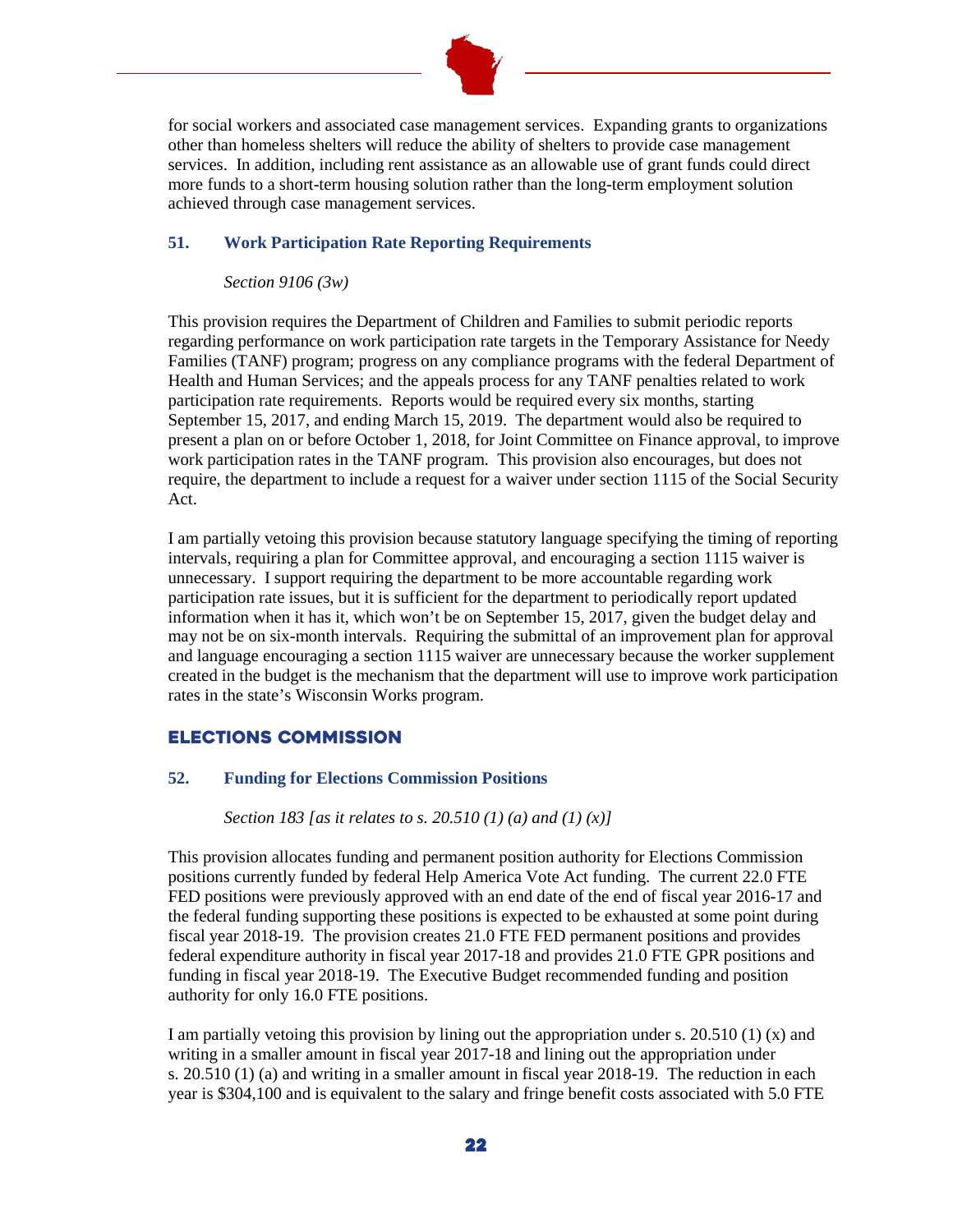for social workers and associated case management services. Expanding grants to organizations other than homeless shelters will reduce the ability of shelters to provide case management services. In addition, including rent assistance as an allowable use of grant funds could direct more funds to a short-term housing solution rather than the long-term employment solution achieved through case management services.

### 51. Work Participation Rate Reporting Requirements

*Section 9106 (3w)*

This provision requires the Department of Children and Families to submit periodic reports regarding performance on work participation rate targets in the Temporary Assistance for Needy Families (TANF) program; progress on any compliance programs with the federal Department of Health and Human Services; and the appeals process for any TANF penalties related to work participation rate requirements. Reports would be required every six months, starting September 15, 2017, and ending March 15, 2019. The department would also be required to present a plan on or before October 1, 2018, for Joint Committee on Finance approval, to improve work participation rates in the TANF program. This provision also encourages, but does not require, the department to include a request for a waiver under section 1115 of the Social Security Act.

I am partially vetoing this provision because statutory language specifying the timing of reporting intervals, requiring a plan for Committee approval, and encouraging a section 1115 waiver is unnecessary. I support requiring the department to be more accountable regarding work participation rate issues, but it is sufficient for the department to periodically report updated information when it has it, which won't be on September 15, 2017, given the budget delay and may not be on six-month intervals. Requiring the submittal of an improvement plan for approval and language encouraging a section 1115 waiver are unnecessary because the worker supplement created in the budget is the mechanism that the department will use to improve work participation rates in the state's Wisconsin Works program.

## ELECTIONS COMMISSION

### 52. Funding for Elections Commission Positions

*Section 183 [as it relates to s. 20.510 (1) (a) and (1) (x)]*

This provision allocates funding and permanent position authority for Elections Commission positions currently funded by federal Help America Vote Act funding. The current 22.0 FTE FED positions were previously approved with an end date of the end of fiscal year 2016-17 and the federal funding supporting these positions is expected to be exhausted at some point during fiscal year 2018-19. The provision creates 21.0 FTE FED permanent positions and provides federal expenditure authority in fiscal year 2017-18 and provides 21.0 FTE GPR positions and funding in fiscal year 2018-19. The Executive Budget recommended funding and position authority for only 16.0 FTE positions.

I am partially vetoing this provision by lining out the appropriation under s. 20.510 (1) (x) and writing in a smaller amount in fiscal year 2017-18 and lining out the appropriation under s. 20.510 (1) (a) and writing in a smaller amount in fiscal year 2018-19. The reduction in each year is $304,100 and is equivalent to the salary and fringe benefit costs associated with 5.0 FTE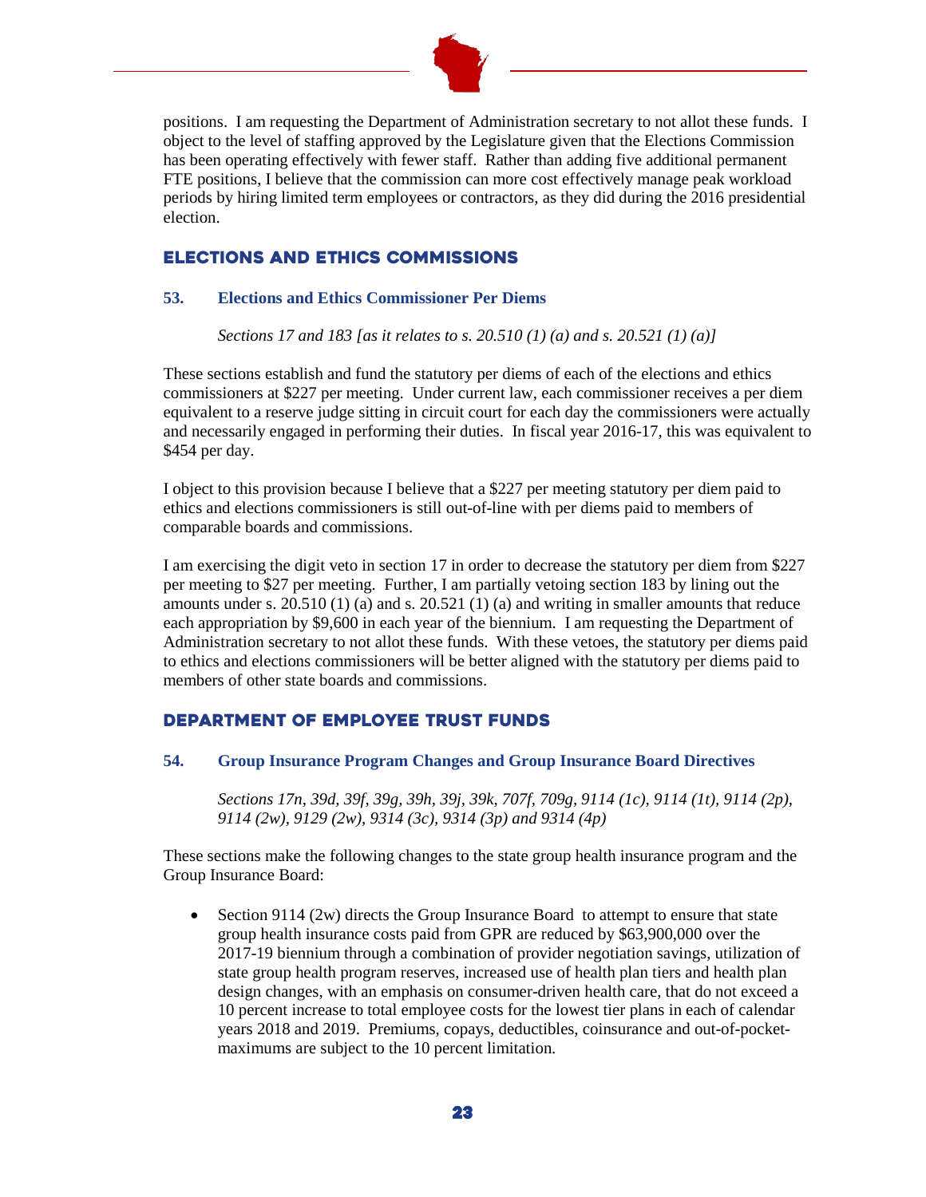positions. I am requesting the Department of Administration secretary to not allot these funds. I object to the level of staffing approved by the Legislature given that the Elections Commission has been operating effectively with fewer staff. Rather than adding five additional permanent FTE positions, I believe that the commission can more cost effectively manage peak workload periods by hiring limited term employees or contractors, as they did during the 2016 presidential election.

## ELECTIONS AND ETHICS COMMISSIONS

### 53. Elections and Ethics Commissioner Per Diems

*Sections 17 and 183 [as it relates to s. 20.510 (1) (a) and s. 20.521 (1) (a)]*

These sections establish and fund the statutory per diems of each of the elections and ethics commissioners at $227 per meeting. Under current law, each commissioner receives a per diem equivalent to a reserve judge sitting in circuit court for each day the commissioners were actually and necessarily engaged in performing their duties. In fiscal year 2016-17, this was equivalent to $454 per day.

I object to this provision because I believe that a $227 per meeting statutory per diem paid to ethics and elections commissioners is still out-of-line with per diems paid to members of comparable boards and commissions.

I am exercising the digit veto in section 17 in order to decrease the statutory per diem from $227 per meeting to $27 per meeting. Further, I am partially vetoing section 183 by lining out the amounts under s. 20.510 (1) (a) and s. 20.521 (1) (a) and writing in smaller amounts that reduce each appropriation by $9,600 in each year of the biennium. I am requesting the Department of Administration secretary to not allot these funds. With these vetoes, the statutory per diems paid to ethics and elections commissioners will be better aligned with the statutory per diems paid to members of other state boards and commissions.

## DEPARTMENT OF EMPLOYEE TRUST FUNDS

### 54. Group Insurance Program Changes and Group Insurance Board Directives

*Sections 17n, 39d, 39f, 39g, 39h, 39j, 39k, 707f, 709g, 9114 (1c), 9114 (1t), 9114 (2p), 9114 (2w), 9129 (2w), 9314 (3c), 9314 (3p) and 9314 (4p)*

These sections make the following changes to the state group health insurance program and the Group Insurance Board:

- Section 9114 (2w) directs the Group Insurance Board to attempt to ensure that state group health insurance costs paid from GPR are reduced by $63,900,000 over the 2017-19 biennium through a combination of provider negotiation savings, utilization of state group health program reserves, increased use of health plan tiers and health plan design changes, with an emphasis on consumer-driven health care, that do not exceed a 10 percent increase to total employee costs for the lowest tier plans in each of calendar years 2018 and 2019. Premiums, copays, deductibles, coinsurance and out-of-pocket-maximums are subject to the 10 percent limitation.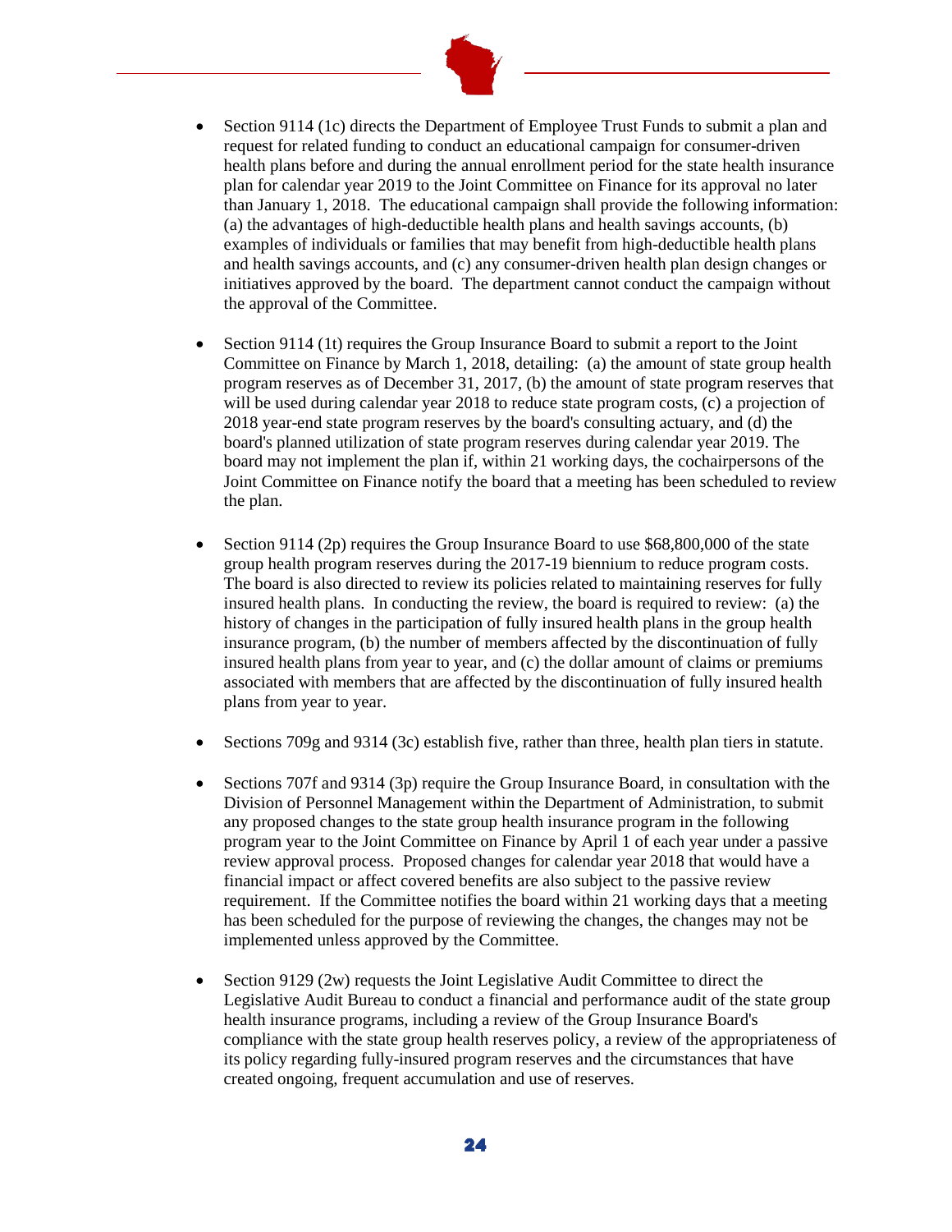- Section 9114 (1c) directs the Department of Employee Trust Funds to submit a plan and request for related funding to conduct an educational campaign for consumer-driven health plans before and during the annual enrollment period for the state health insurance plan for calendar year 2019 to the Joint Committee on Finance for its approval no later than January 1, 2018. The educational campaign shall provide the following information: (a) the advantages of high-deductible health plans and health savings accounts, (b) examples of individuals or families that may benefit from high-deductible health plans and health savings accounts, and (c) any consumer-driven health plan design changes or initiatives approved by the board. The department cannot conduct the campaign without the approval of the Committee.

- Section 9114 (1t) requires the Group Insurance Board to submit a report to the Joint Committee on Finance by March 1, 2018, detailing: (a) the amount of state group health program reserves as of December 31, 2017, (b) the amount of state program reserves that will be used during calendar year 2018 to reduce state program costs, (c) a projection of 2018 year-end state program reserves by the board's consulting actuary, and (d) the board's planned utilization of state program reserves during calendar year 2019. The board may not implement the plan if, within 21 working days, the cochairpersons of the Joint Committee on Finance notify the board that a meeting has been scheduled to review the plan.

- Section 9114 (2p) requires the Group Insurance Board to use $68,800,000 of the state group health program reserves during the 2017-19 biennium to reduce program costs. The board is also directed to review its policies related to maintaining reserves for fully insured health plans. In conducting the review, the board is required to review: (a) the history of changes in the participation of fully insured health plans in the group health insurance program, (b) the number of members affected by the discontinuation of fully insured health plans from year to year, and (c) the dollar amount of claims or premiums associated with members that are affected by the discontinuation of fully insured health plans from year to year.

- Sections 709g and 9314 (3c) establish five, rather than three, health plan tiers in statute.

- Sections 707f and 9314 (3p) require the Group Insurance Board, in consultation with the Division of Personnel Management within the Department of Administration, to submit any proposed changes to the state group health insurance program in the following program year to the Joint Committee on Finance by April 1 of each year under a passive review approval process. Proposed changes for calendar year 2018 that would have a financial impact or affect covered benefits are also subject to the passive review requirement. If the Committee notifies the board within 21 working days that a meeting has been scheduled for the purpose of reviewing the changes, the changes may not be implemented unless approved by the Committee.

- Section 9129 (2w) requests the Joint Legislative Audit Committee to direct the Legislative Audit Bureau to conduct a financial and performance audit of the state group health insurance programs, including a review of the Group Insurance Board's compliance with the state group health reserves policy, a review of the appropriateness of its policy regarding fully-insured program reserves and the circumstances that have created ongoing, frequent accumulation and use of reserves.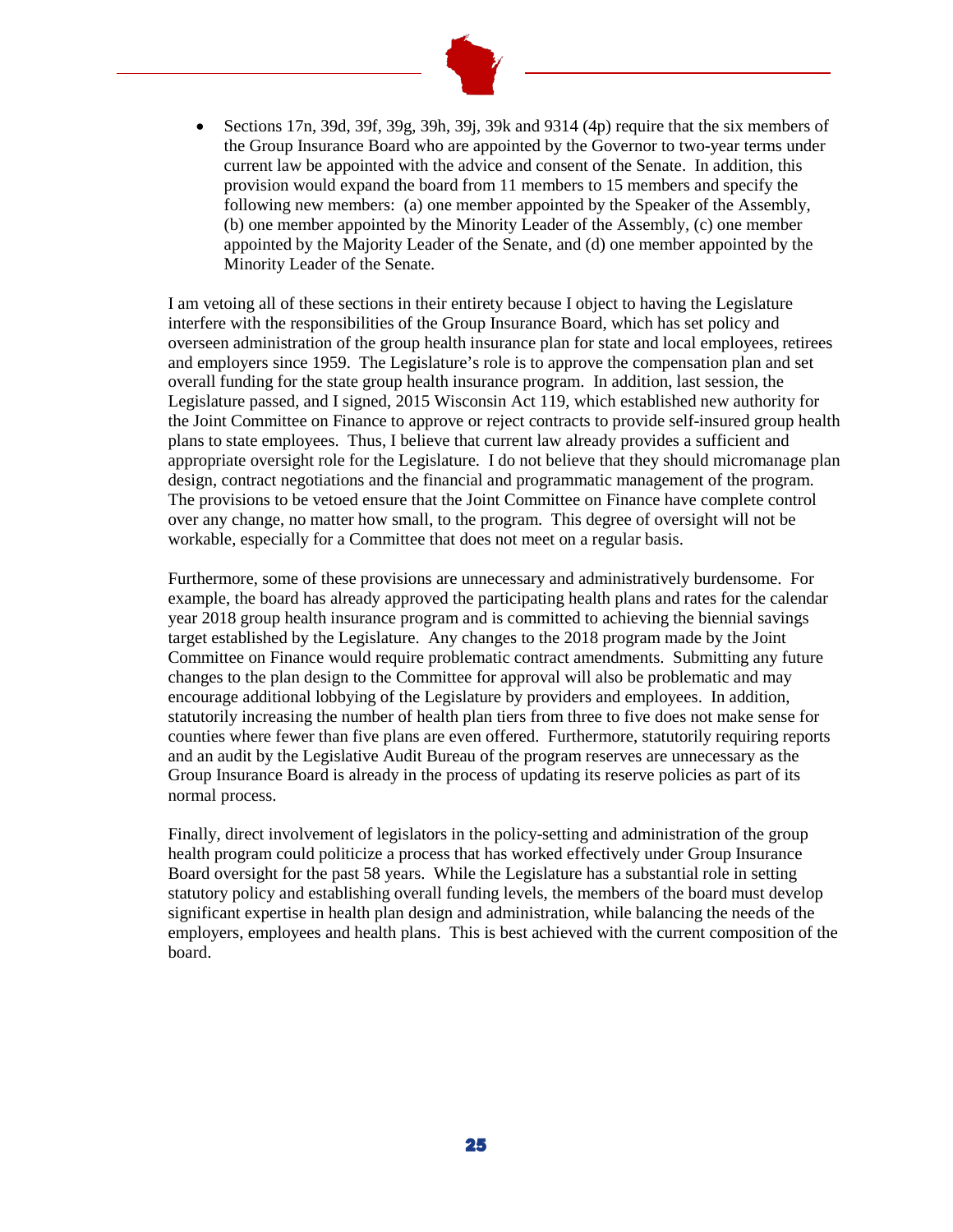- Sections 17n, 39d, 39f, 39g, 39h, 39j, 39k and 9314 (4p) require that the six members of the Group Insurance Board who are appointed by the Governor to two-year terms under current law be appointed with the advice and consent of the Senate. In addition, this provision would expand the board from 11 members to 15 members and specify the following new members: (a) one member appointed by the Speaker of the Assembly, (b) one member appointed by the Minority Leader of the Assembly, (c) one member appointed by the Majority Leader of the Senate, and (d) one member appointed by the Minority Leader of the Senate.

I am vetoing all of these sections in their entirety because I object to having the Legislature interfere with the responsibilities of the Group Insurance Board, which has set policy and overseen administration of the group health insurance plan for state and local employees, retirees and employers since 1959. The Legislature's role is to approve the compensation plan and set overall funding for the state group health insurance program. In addition, last session, the Legislature passed, and I signed, 2015 Wisconsin Act 119, which established new authority for the Joint Committee on Finance to approve or reject contracts to provide self-insured group health plans to state employees. Thus, I believe that current law already provides a sufficient and appropriate oversight role for the Legislature. I do not believe that they should micromanage plan design, contract negotiations and the financial and programmatic management of the program. The provisions to be vetoed ensure that the Joint Committee on Finance have complete control over any change, no matter how small, to the program. This degree of oversight will not be workable, especially for a Committee that does not meet on a regular basis.

Furthermore, some of these provisions are unnecessary and administratively burdensome. For example, the board has already approved the participating health plans and rates for the calendar year 2018 group health insurance program and is committed to achieving the biennial savings target established by the Legislature. Any changes to the 2018 program made by the Joint Committee on Finance would require problematic contract amendments. Submitting any future changes to the plan design to the Committee for approval will also be problematic and may encourage additional lobbying of the Legislature by providers and employees. In addition, statutorily increasing the number of health plan tiers from three to five does not make sense for counties where fewer than five plans are even offered. Furthermore, statutorily requiring reports and an audit by the Legislative Audit Bureau of the program reserves are unnecessary as the Group Insurance Board is already in the process of updating its reserve policies as part of its normal process.

Finally, direct involvement of legislators in the policy-setting and administration of the group health program could politicize a process that has worked effectively under Group Insurance Board oversight for the past 58 years. While the Legislature has a substantial role in setting statutory policy and establishing overall funding levels, the members of the board must develop significant expertise in health plan design and administration, while balancing the needs of the employers, employees and health plans. This is best achieved with the current composition of the board.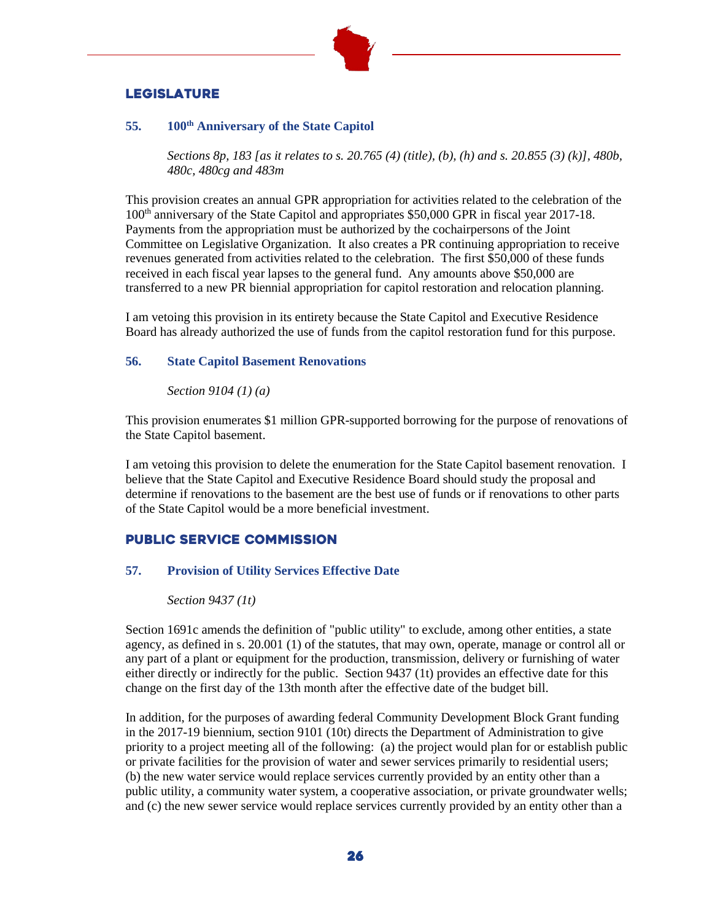## LEGISLATURE

### 55. 100th Anniversary of the State Capitol

*Sections 8p, 183 [as it relates to s. 20.765 (4) (title), (b), (h) and s. 20.855 (3) (k)], 480b, 480c, 480cg and 483m*

This provision creates an annual GPR appropriation for activities related to the celebration of the 100th anniversary of the State Capitol and appropriates $50,000 GPR in fiscal year 2017-18. Payments from the appropriation must be authorized by the cochairpersons of the Joint Committee on Legislative Organization. It also creates a PR continuing appropriation to receive revenues generated from activities related to the celebration. The first $50,000 of these funds received in each fiscal year lapses to the general fund. Any amounts above $50,000 are transferred to a new PR biennial appropriation for capitol restoration and relocation planning.

I am vetoing this provision in its entirety because the State Capitol and Executive Residence Board has already authorized the use of funds from the capitol restoration fund for this purpose.

### 56. State Capitol Basement Renovations

*Section 9104 (1) (a)*

This provision enumerates $1 million GPR-supported borrowing for the purpose of renovations of the State Capitol basement.

I am vetoing this provision to delete the enumeration for the State Capitol basement renovation. I believe that the State Capitol and Executive Residence Board should study the proposal and determine if renovations to the basement are the best use of funds or if renovations to other parts of the State Capitol would be a more beneficial investment.

## PUBLIC SERVICE COMMISSION

### 57. Provision of Utility Services Effective Date

*Section 9437 (1t)*

Section 1691c amends the definition of "public utility" to exclude, among other entities, a state agency, as defined in s. 20.001 (1) of the statutes, that may own, operate, manage or control all or any part of a plant or equipment for the production, transmission, delivery or furnishing of water either directly or indirectly for the public. Section 9437 (1t) provides an effective date for this change on the first day of the 13th month after the effective date of the budget bill.

In addition, for the purposes of awarding federal Community Development Block Grant funding in the 2017-19 biennium, section 9101 (10t) directs the Department of Administration to give priority to a project meeting all of the following: (a) the project would plan for or establish public or private facilities for the provision of water and sewer services primarily to residential users; (b) the new water service would replace services currently provided by an entity other than a public utility, a community water system, a cooperative association, or private groundwater wells; and (c) the new sewer service would replace services currently provided by an entity other than a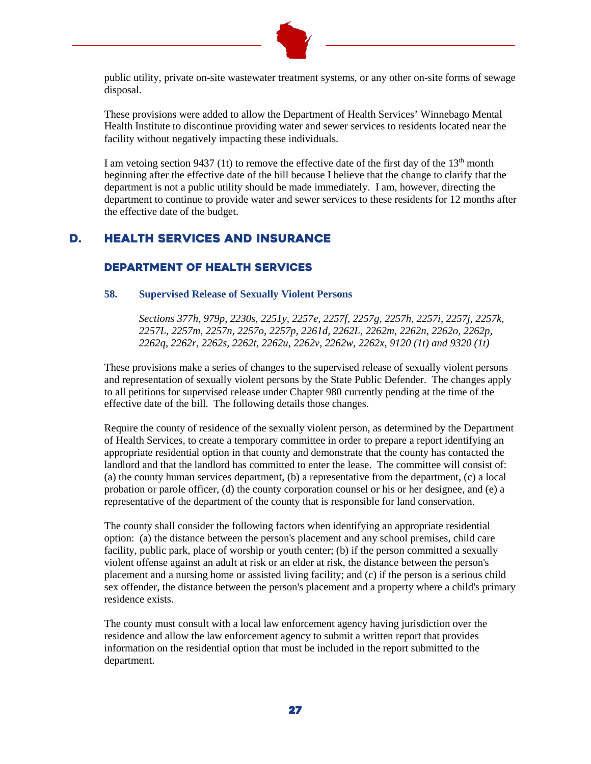public utility, private on-site wastewater treatment systems, or any other on-site forms of sewage disposal.

These provisions were added to allow the Department of Health Services' Winnebago Mental Health Institute to discontinue providing water and sewer services to residents located near the facility without negatively impacting these individuals.

I am vetoing section 9437 (1t) to remove the effective date of the first day of the 13th month beginning after the effective date of the bill because I believe that the change to clarify that the department is not a public utility should be made immediately. I am, however, directing the department to continue to provide water and sewer services to these residents for 12 months after the effective date of the budget.

## D. HEALTH SERVICES AND INSURANCE

### DEPARTMENT OF HEALTH SERVICES

#### 58. Supervised Release of Sexually Violent Persons

*Sections 377h, 979p, 2230s, 2251y, 2257e, 2257f, 2257g, 2257h, 2257i, 2257j, 2257k, 2257L, 2257m, 2257n, 2257o, 2257p, 2261d, 2262L, 2262m, 2262n, 2262o, 2262p, 2262q, 2262r, 2262s, 2262t, 2262u, 2262v, 2262w, 2262x, 9120 (1t) and 9320 (1t)*

These provisions make a series of changes to the supervised release of sexually violent persons and representation of sexually violent persons by the State Public Defender. The changes apply to all petitions for supervised release under Chapter 980 currently pending at the time of the effective date of the bill. The following details those changes.

Require the county of residence of the sexually violent person, as determined by the Department of Health Services, to create a temporary committee in order to prepare a report identifying an appropriate residential option in that county and demonstrate that the county has contacted the landlord and that the landlord has committed to enter the lease. The committee will consist of: (a) the county human services department, (b) a representative from the department, (c) a local probation or parole officer, (d) the county corporation counsel or his or her designee, and (e) a representative of the department of the county that is responsible for land conservation.

The county shall consider the following factors when identifying an appropriate residential option: (a) the distance between the person's placement and any school premises, child care facility, public park, place of worship or youth center; (b) if the person committed a sexually violent offense against an adult at risk or an elder at risk, the distance between the person's placement and a nursing home or assisted living facility; and (c) if the person is a serious child sex offender, the distance between the person's placement and a property where a child's primary residence exists.

The county must consult with a local law enforcement agency having jurisdiction over the residence and allow the law enforcement agency to submit a written report that provides information on the residential option that must be included in the report submitted to the department.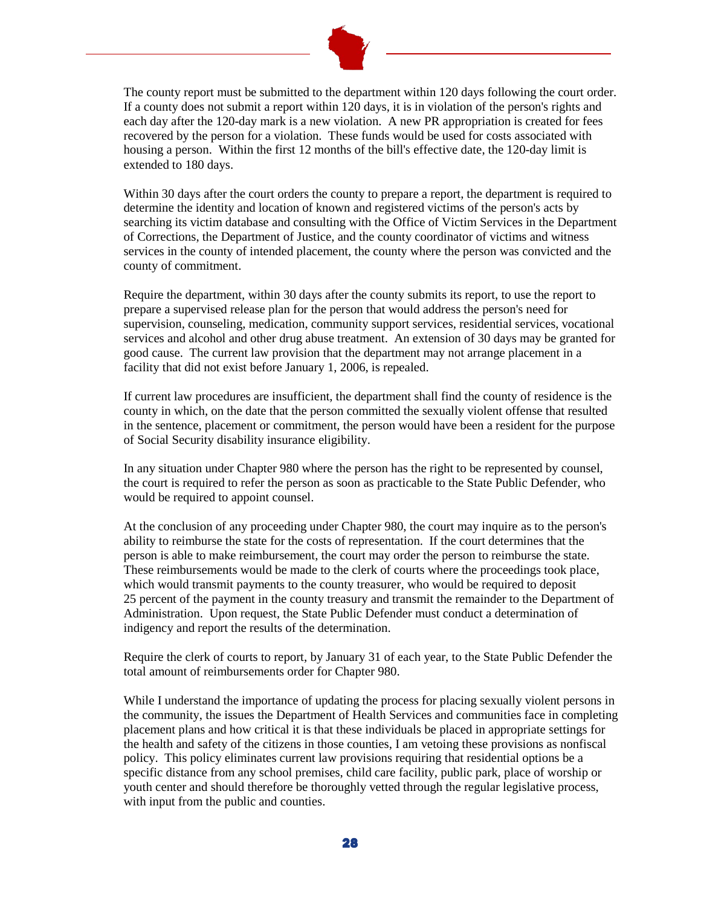The county report must be submitted to the department within 120 days following the court order. If a county does not submit a report within 120 days, it is in violation of the person's rights and each day after the 120-day mark is a new violation. A new PR appropriation is created for fees recovered by the person for a violation. These funds would be used for costs associated with housing a person. Within the first 12 months of the bill's effective date, the 120-day limit is extended to 180 days.

Within 30 days after the court orders the county to prepare a report, the department is required to determine the identity and location of known and registered victims of the person's acts by searching its victim database and consulting with the Office of Victim Services in the Department of Corrections, the Department of Justice, and the county coordinator of victims and witness services in the county of intended placement, the county where the person was convicted and the county of commitment.

Require the department, within 30 days after the county submits its report, to use the report to prepare a supervised release plan for the person that would address the person's need for supervision, counseling, medication, community support services, residential services, vocational services and alcohol and other drug abuse treatment. An extension of 30 days may be granted for good cause. The current law provision that the department may not arrange placement in a facility that did not exist before January 1, 2006, is repealed.

If current law procedures are insufficient, the department shall find the county of residence is the county in which, on the date that the person committed the sexually violent offense that resulted in the sentence, placement or commitment, the person would have been a resident for the purpose of Social Security disability insurance eligibility.

In any situation under Chapter 980 where the person has the right to be represented by counsel, the court is required to refer the person as soon as practicable to the State Public Defender, who would be required to appoint counsel.

At the conclusion of any proceeding under Chapter 980, the court may inquire as to the person's ability to reimburse the state for the costs of representation. If the court determines that the person is able to make reimbursement, the court may order the person to reimburse the state. These reimbursements would be made to the clerk of courts where the proceedings took place, which would transmit payments to the county treasurer, who would be required to deposit 25 percent of the payment in the county treasury and transmit the remainder to the Department of Administration. Upon request, the State Public Defender must conduct a determination of indigency and report the results of the determination.

Require the clerk of courts to report, by January 31 of each year, to the State Public Defender the total amount of reimbursements order for Chapter 980.

While I understand the importance of updating the process for placing sexually violent persons in the community, the issues the Department of Health Services and communities face in completing placement plans and how critical it is that these individuals be placed in appropriate settings for the health and safety of the citizens in those counties, I am vetoing these provisions as nonfiscal policy. This policy eliminates current law provisions requiring that residential options be a specific distance from any school premises, child care facility, public park, place of worship or youth center and should therefore be thoroughly vetted through the regular legislative process, with input from the public and counties.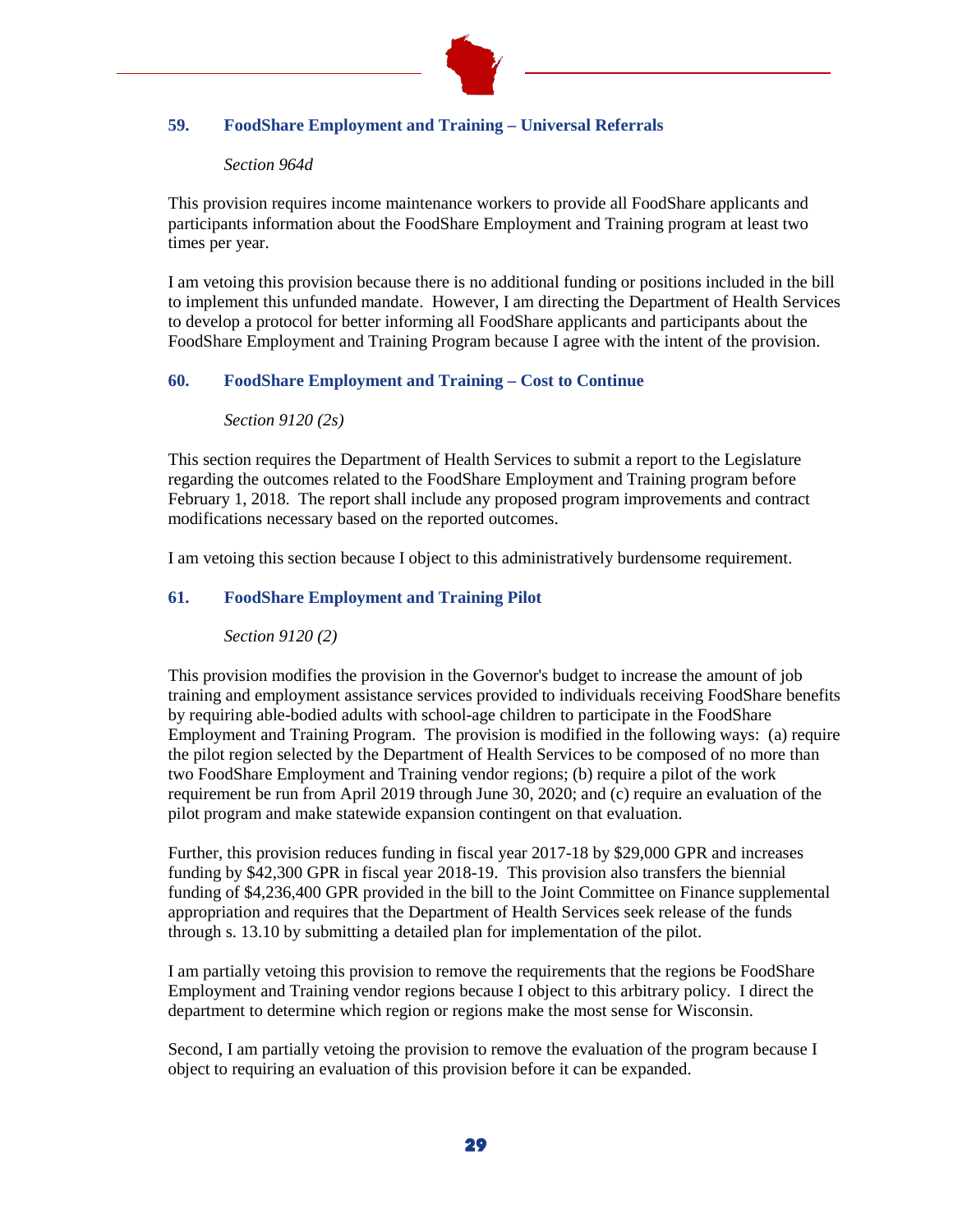## 59. FoodShare Employment and Training – Universal Referrals

*Section 964d*

This provision requires income maintenance workers to provide all FoodShare applicants and participants information about the FoodShare Employment and Training program at least two times per year.

I am vetoing this provision because there is no additional funding or positions included in the bill to implement this unfunded mandate. However, I am directing the Department of Health Services to develop a protocol for better informing all FoodShare applicants and participants about the FoodShare Employment and Training Program because I agree with the intent of the provision.

## 60. FoodShare Employment and Training – Cost to Continue

*Section 9120 (2s)*

This section requires the Department of Health Services to submit a report to the Legislature regarding the outcomes related to the FoodShare Employment and Training program before February 1, 2018. The report shall include any proposed program improvements and contract modifications necessary based on the reported outcomes.

I am vetoing this section because I object to this administratively burdensome requirement.

## 61. FoodShare Employment and Training Pilot

*Section 9120 (2)*

This provision modifies the provision in the Governor's budget to increase the amount of job training and employment assistance services provided to individuals receiving FoodShare benefits by requiring able-bodied adults with school-age children to participate in the FoodShare Employment and Training Program. The provision is modified in the following ways: (a) require the pilot region selected by the Department of Health Services to be composed of no more than two FoodShare Employment and Training vendor regions; (b) require a pilot of the work requirement be run from April 2019 through June 30, 2020; and (c) require an evaluation of the pilot program and make statewide expansion contingent on that evaluation.

Further, this provision reduces funding in fiscal year 2017-18 by $29,000 GPR and increases funding by $42,300 GPR in fiscal year 2018-19. This provision also transfers the biennial funding of $4,236,400 GPR provided in the bill to the Joint Committee on Finance supplemental appropriation and requires that the Department of Health Services seek release of the funds through s. 13.10 by submitting a detailed plan for implementation of the pilot.

I am partially vetoing this provision to remove the requirements that the regions be FoodShare Employment and Training vendor regions because I object to this arbitrary policy. I direct the department to determine which region or regions make the most sense for Wisconsin.

Second, I am partially vetoing the provision to remove the evaluation of the program because I object to requiring an evaluation of this provision before it can be expanded.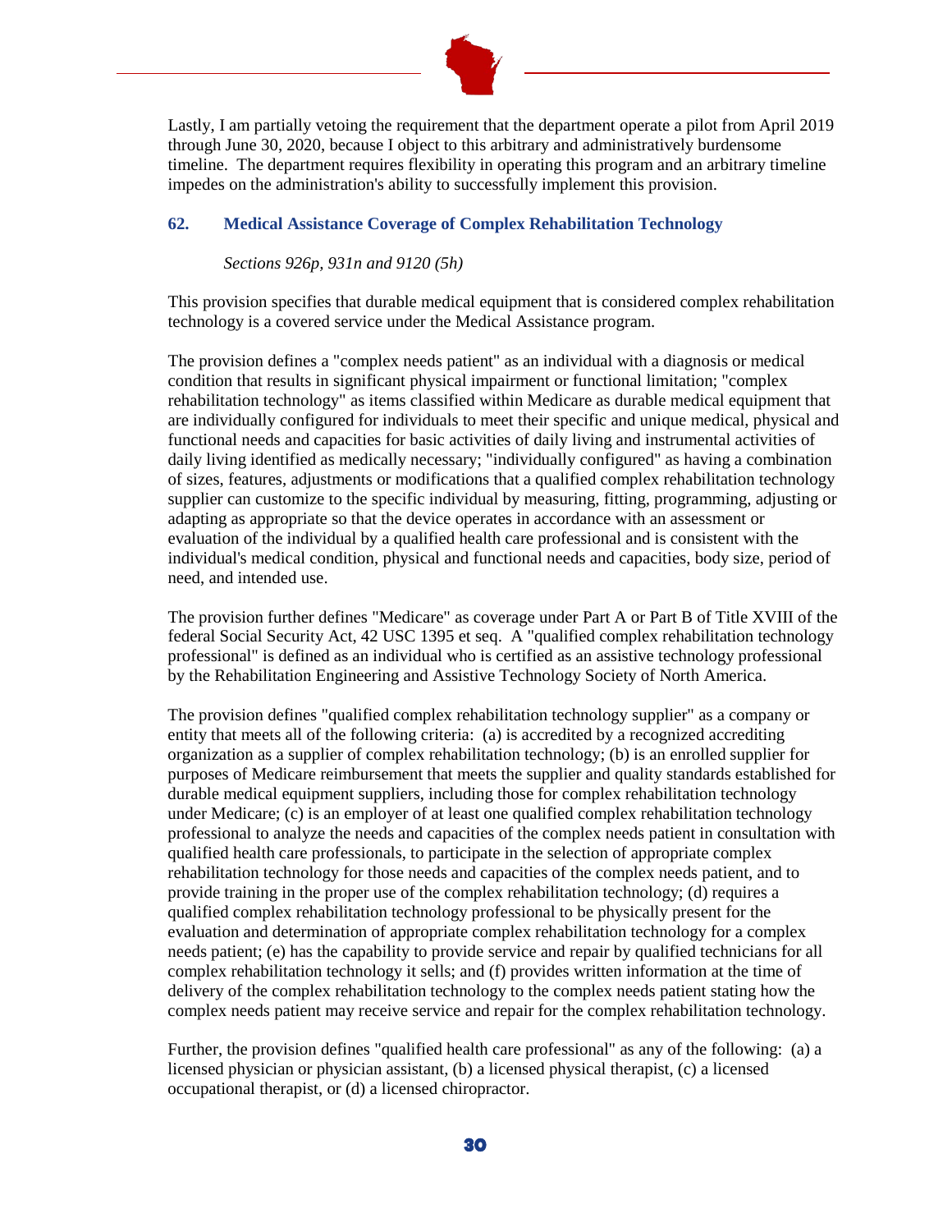Lastly, I am partially vetoing the requirement that the department operate a pilot from April 2019 through June 30, 2020, because I object to this arbitrary and administratively burdensome timeline. The department requires flexibility in operating this program and an arbitrary timeline impedes on the administration's ability to successfully implement this provision.

## 62. Medical Assistance Coverage of Complex Rehabilitation Technology

*Sections 926p, 931n and 9120 (5h)*

This provision specifies that durable medical equipment that is considered complex rehabilitation technology is a covered service under the Medical Assistance program.

The provision defines a "complex needs patient" as an individual with a diagnosis or medical condition that results in significant physical impairment or functional limitation; "complex rehabilitation technology" as items classified within Medicare as durable medical equipment that are individually configured for individuals to meet their specific and unique medical, physical and functional needs and capacities for basic activities of daily living and instrumental activities of daily living identified as medically necessary; "individually configured" as having a combination of sizes, features, adjustments or modifications that a qualified complex rehabilitation technology supplier can customize to the specific individual by measuring, fitting, programming, adjusting or adapting as appropriate so that the device operates in accordance with an assessment or evaluation of the individual by a qualified health care professional and is consistent with the individual's medical condition, physical and functional needs and capacities, body size, period of need, and intended use.

The provision further defines "Medicare" as coverage under Part A or Part B of Title XVIII of the federal Social Security Act, 42 USC 1395 et seq. A "qualified complex rehabilitation technology professional" is defined as an individual who is certified as an assistive technology professional by the Rehabilitation Engineering and Assistive Technology Society of North America.

The provision defines "qualified complex rehabilitation technology supplier" as a company or entity that meets all of the following criteria: (a) is accredited by a recognized accrediting organization as a supplier of complex rehabilitation technology; (b) is an enrolled supplier for purposes of Medicare reimbursement that meets the supplier and quality standards established for durable medical equipment suppliers, including those for complex rehabilitation technology under Medicare; (c) is an employer of at least one qualified complex rehabilitation technology professional to analyze the needs and capacities of the complex needs patient in consultation with qualified health care professionals, to participate in the selection of appropriate complex rehabilitation technology for those needs and capacities of the complex needs patient, and to provide training in the proper use of the complex rehabilitation technology; (d) requires a qualified complex rehabilitation technology professional to be physically present for the evaluation and determination of appropriate complex rehabilitation technology for a complex needs patient; (e) has the capability to provide service and repair by qualified technicians for all complex rehabilitation technology it sells; and (f) provides written information at the time of delivery of the complex rehabilitation technology to the complex needs patient stating how the complex needs patient may receive service and repair for the complex rehabilitation technology.

Further, the provision defines "qualified health care professional" as any of the following: (a) a licensed physician or physician assistant, (b) a licensed physical therapist, (c) a licensed occupational therapist, or (d) a licensed chiropractor.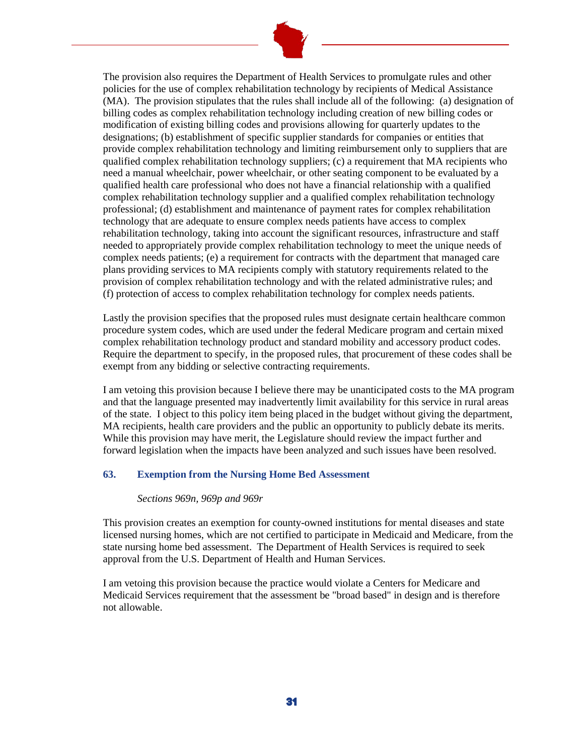The provision also requires the Department of Health Services to promulgate rules and other policies for the use of complex rehabilitation technology by recipients of Medical Assistance (MA). The provision stipulates that the rules shall include all of the following: (a) designation of billing codes as complex rehabilitation technology including creation of new billing codes or modification of existing billing codes and provisions allowing for quarterly updates to the designations; (b) establishment of specific supplier standards for companies or entities that provide complex rehabilitation technology and limiting reimbursement only to suppliers that are qualified complex rehabilitation technology suppliers; (c) a requirement that MA recipients who need a manual wheelchair, power wheelchair, or other seating component to be evaluated by a qualified health care professional who does not have a financial relationship with a qualified complex rehabilitation technology supplier and a qualified complex rehabilitation technology professional; (d) establishment and maintenance of payment rates for complex rehabilitation technology that are adequate to ensure complex needs patients have access to complex rehabilitation technology, taking into account the significant resources, infrastructure and staff needed to appropriately provide complex rehabilitation technology to meet the unique needs of complex needs patients; (e) a requirement for contracts with the department that managed care plans providing services to MA recipients comply with statutory requirements related to the provision of complex rehabilitation technology and with the related administrative rules; and (f) protection of access to complex rehabilitation technology for complex needs patients.

Lastly the provision specifies that the proposed rules must designate certain healthcare common procedure system codes, which are used under the federal Medicare program and certain mixed complex rehabilitation technology product and standard mobility and accessory product codes. Require the department to specify, in the proposed rules, that procurement of these codes shall be exempt from any bidding or selective contracting requirements.

I am vetoing this provision because I believe there may be unanticipated costs to the MA program and that the language presented may inadvertently limit availability for this service in rural areas of the state. I object to this policy item being placed in the budget without giving the department, MA recipients, health care providers and the public an opportunity to publicly debate its merits. While this provision may have merit, the Legislature should review the impact further and forward legislation when the impacts have been analyzed and such issues have been resolved.

### 63. Exemption from the Nursing Home Bed Assessment

*Sections 969n, 969p and 969r*

This provision creates an exemption for county-owned institutions for mental diseases and state licensed nursing homes, which are not certified to participate in Medicaid and Medicare, from the state nursing home bed assessment. The Department of Health Services is required to seek approval from the U.S. Department of Health and Human Services.

I am vetoing this provision because the practice would violate a Centers for Medicare and Medicaid Services requirement that the assessment be "broad based" in design and is therefore not allowable.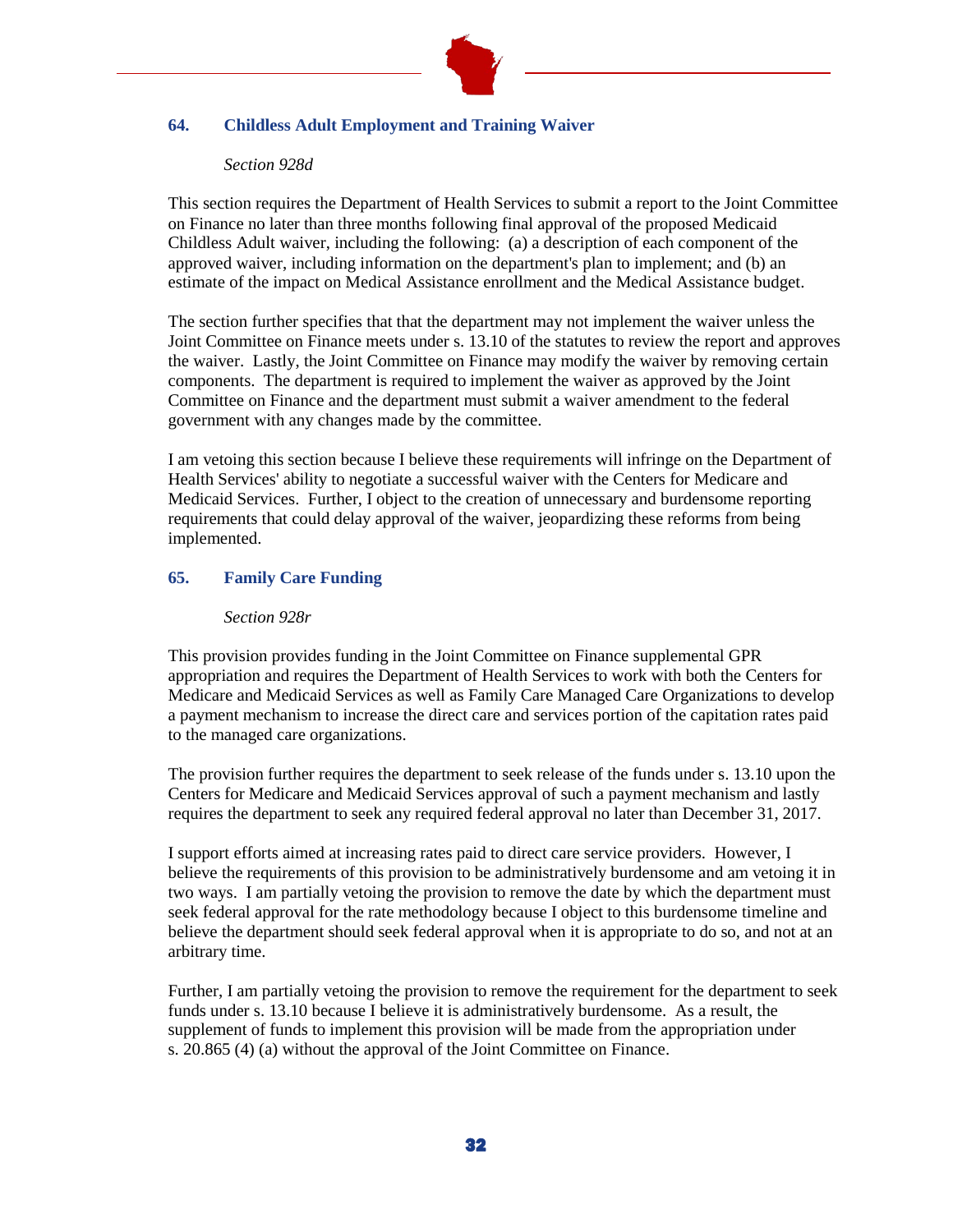### 64. Childless Adult Employment and Training Waiver

*Section 928d*

This section requires the Department of Health Services to submit a report to the Joint Committee on Finance no later than three months following final approval of the proposed Medicaid Childless Adult waiver, including the following: (a) a description of each component of the approved waiver, including information on the department's plan to implement; and (b) an estimate of the impact on Medical Assistance enrollment and the Medical Assistance budget.

The section further specifies that that the department may not implement the waiver unless the Joint Committee on Finance meets under s. 13.10 of the statutes to review the report and approves the waiver. Lastly, the Joint Committee on Finance may modify the waiver by removing certain components. The department is required to implement the waiver as approved by the Joint Committee on Finance and the department must submit a waiver amendment to the federal government with any changes made by the committee.

I am vetoing this section because I believe these requirements will infringe on the Department of Health Services' ability to negotiate a successful waiver with the Centers for Medicare and Medicaid Services. Further, I object to the creation of unnecessary and burdensome reporting requirements that could delay approval of the waiver, jeopardizing these reforms from being implemented.

### 65. Family Care Funding

*Section 928r*

This provision provides funding in the Joint Committee on Finance supplemental GPR appropriation and requires the Department of Health Services to work with both the Centers for Medicare and Medicaid Services as well as Family Care Managed Care Organizations to develop a payment mechanism to increase the direct care and services portion of the capitation rates paid to the managed care organizations.

The provision further requires the department to seek release of the funds under s. 13.10 upon the Centers for Medicare and Medicaid Services approval of such a payment mechanism and lastly requires the department to seek any required federal approval no later than December 31, 2017.

I support efforts aimed at increasing rates paid to direct care service providers. However, I believe the requirements of this provision to be administratively burdensome and am vetoing it in two ways. I am partially vetoing the provision to remove the date by which the department must seek federal approval for the rate methodology because I object to this burdensome timeline and believe the department should seek federal approval when it is appropriate to do so, and not at an arbitrary time.

Further, I am partially vetoing the provision to remove the requirement for the department to seek funds under s. 13.10 because I believe it is administratively burdensome. As a result, the supplement of funds to implement this provision will be made from the appropriation under s. 20.865 (4) (a) without the approval of the Joint Committee on Finance.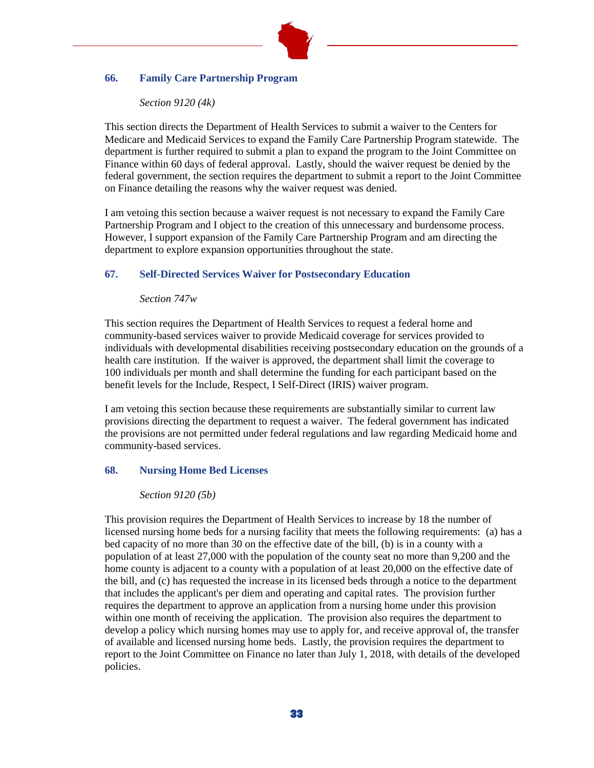### 66. Family Care Partnership Program

*Section 9120 (4k)*

This section directs the Department of Health Services to submit a waiver to the Centers for Medicare and Medicaid Services to expand the Family Care Partnership Program statewide. The department is further required to submit a plan to expand the program to the Joint Committee on Finance within 60 days of federal approval. Lastly, should the waiver request be denied by the federal government, the section requires the department to submit a report to the Joint Committee on Finance detailing the reasons why the waiver request was denied.

I am vetoing this section because a waiver request is not necessary to expand the Family Care Partnership Program and I object to the creation of this unnecessary and burdensome process. However, I support expansion of the Family Care Partnership Program and am directing the department to explore expansion opportunities throughout the state.

### 67. Self-Directed Services Waiver for Postsecondary Education

*Section 747w*

This section requires the Department of Health Services to request a federal home and community-based services waiver to provide Medicaid coverage for services provided to individuals with developmental disabilities receiving postsecondary education on the grounds of a health care institution. If the waiver is approved, the department shall limit the coverage to 100 individuals per month and shall determine the funding for each participant based on the benefit levels for the Include, Respect, I Self-Direct (IRIS) waiver program.

I am vetoing this section because these requirements are substantially similar to current law provisions directing the department to request a waiver. The federal government has indicated the provisions are not permitted under federal regulations and law regarding Medicaid home and community-based services.

### 68. Nursing Home Bed Licenses

*Section 9120 (5b)*

This provision requires the Department of Health Services to increase by 18 the number of licensed nursing home beds for a nursing facility that meets the following requirements: (a) has a bed capacity of no more than 30 on the effective date of the bill, (b) is in a county with a population of at least 27,000 with the population of the county seat no more than 9,200 and the home county is adjacent to a county with a population of at least 20,000 on the effective date of the bill, and (c) has requested the increase in its licensed beds through a notice to the department that includes the applicant's per diem and operating and capital rates. The provision further requires the department to approve an application from a nursing home under this provision within one month of receiving the application. The provision also requires the department to develop a policy which nursing homes may use to apply for, and receive approval of, the transfer of available and licensed nursing home beds. Lastly, the provision requires the department to report to the Joint Committee on Finance no later than July 1, 2018, with details of the developed policies.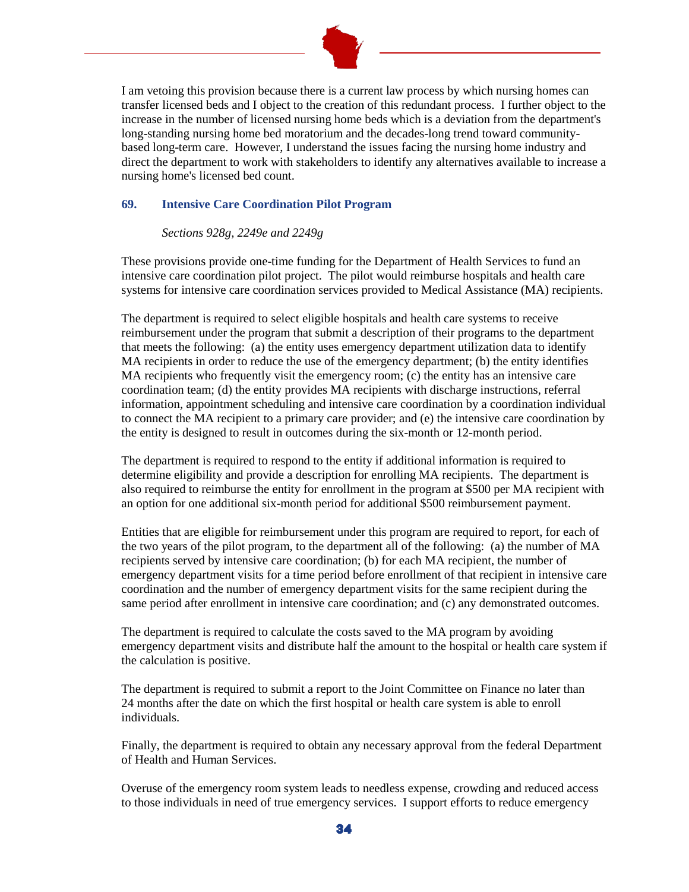I am vetoing this provision because there is a current law process by which nursing homes can transfer licensed beds and I object to the creation of this redundant process. I further object to the increase in the number of licensed nursing home beds which is a deviation from the department's long-standing nursing home bed moratorium and the decades-long trend toward community-based long-term care. However, I understand the issues facing the nursing home industry and direct the department to work with stakeholders to identify any alternatives available to increase a nursing home's licensed bed count.

### 69. Intensive Care Coordination Pilot Program

*Sections 928g, 2249e and 2249g*

These provisions provide one-time funding for the Department of Health Services to fund an intensive care coordination pilot project. The pilot would reimburse hospitals and health care systems for intensive care coordination services provided to Medical Assistance (MA) recipients.

The department is required to select eligible hospitals and health care systems to receive reimbursement under the program that submit a description of their programs to the department that meets the following: (a) the entity uses emergency department utilization data to identify MA recipients in order to reduce the use of the emergency department; (b) the entity identifies MA recipients who frequently visit the emergency room; (c) the entity has an intensive care coordination team; (d) the entity provides MA recipients with discharge instructions, referral information, appointment scheduling and intensive care coordination by a coordination individual to connect the MA recipient to a primary care provider; and (e) the intensive care coordination by the entity is designed to result in outcomes during the six-month or 12-month period.

The department is required to respond to the entity if additional information is required to determine eligibility and provide a description for enrolling MA recipients. The department is also required to reimburse the entity for enrollment in the program at $500 per MA recipient with an option for one additional six-month period for additional $500 reimbursement payment.

Entities that are eligible for reimbursement under this program are required to report, for each of the two years of the pilot program, to the department all of the following: (a) the number of MA recipients served by intensive care coordination; (b) for each MA recipient, the number of emergency department visits for a time period before enrollment of that recipient in intensive care coordination and the number of emergency department visits for the same recipient during the same period after enrollment in intensive care coordination; and (c) any demonstrated outcomes.

The department is required to calculate the costs saved to the MA program by avoiding emergency department visits and distribute half the amount to the hospital or health care system if the calculation is positive.

The department is required to submit a report to the Joint Committee on Finance no later than 24 months after the date on which the first hospital or health care system is able to enroll individuals.

Finally, the department is required to obtain any necessary approval from the federal Department of Health and Human Services.

Overuse of the emergency room system leads to needless expense, crowding and reduced access to those individuals in need of true emergency services. I support efforts to reduce emergency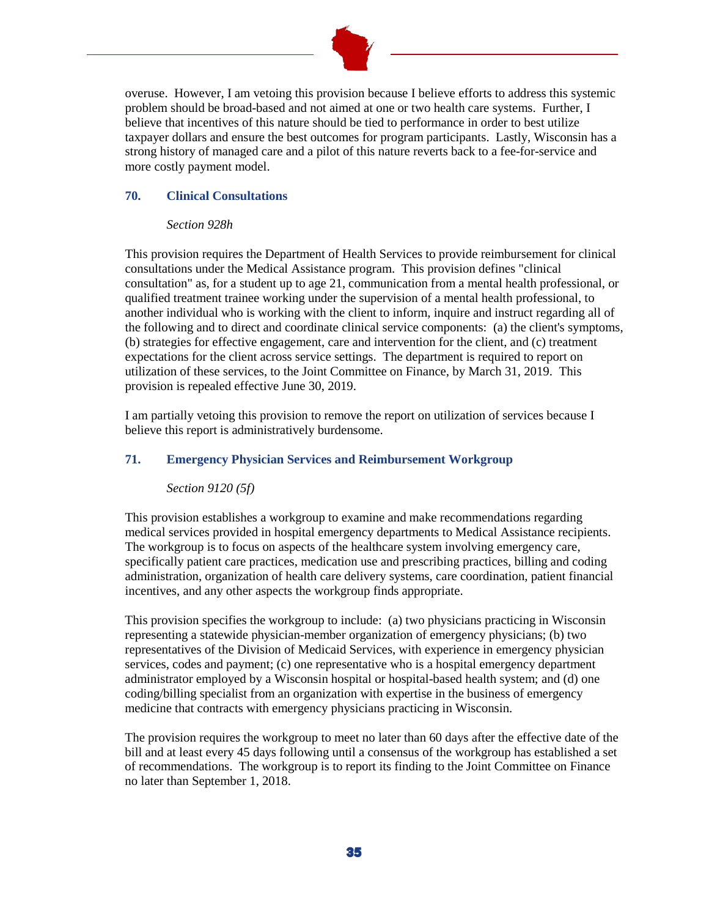overuse. However, I am vetoing this provision because I believe efforts to address this systemic problem should be broad-based and not aimed at one or two health care systems. Further, I believe that incentives of this nature should be tied to performance in order to best utilize taxpayer dollars and ensure the best outcomes for program participants. Lastly, Wisconsin has a strong history of managed care and a pilot of this nature reverts back to a fee-for-service and more costly payment model.

### 70. Clinical Consultations

*Section 928h*

This provision requires the Department of Health Services to provide reimbursement for clinical consultations under the Medical Assistance program. This provision defines "clinical consultation" as, for a student up to age 21, communication from a mental health professional, or qualified treatment trainee working under the supervision of a mental health professional, to another individual who is working with the client to inform, inquire and instruct regarding all of the following and to direct and coordinate clinical service components: (a) the client's symptoms, (b) strategies for effective engagement, care and intervention for the client, and (c) treatment expectations for the client across service settings. The department is required to report on utilization of these services, to the Joint Committee on Finance, by March 31, 2019. This provision is repealed effective June 30, 2019.

I am partially vetoing this provision to remove the report on utilization of services because I believe this report is administratively burdensome.

### 71. Emergency Physician Services and Reimbursement Workgroup

*Section 9120 (5f)*

This provision establishes a workgroup to examine and make recommendations regarding medical services provided in hospital emergency departments to Medical Assistance recipients. The workgroup is to focus on aspects of the healthcare system involving emergency care, specifically patient care practices, medication use and prescribing practices, billing and coding administration, organization of health care delivery systems, care coordination, patient financial incentives, and any other aspects the workgroup finds appropriate.

This provision specifies the workgroup to include: (a) two physicians practicing in Wisconsin representing a statewide physician-member organization of emergency physicians; (b) two representatives of the Division of Medicaid Services, with experience in emergency physician services, codes and payment; (c) one representative who is a hospital emergency department administrator employed by a Wisconsin hospital or hospital-based health system; and (d) one coding/billing specialist from an organization with expertise in the business of emergency medicine that contracts with emergency physicians practicing in Wisconsin.

The provision requires the workgroup to meet no later than 60 days after the effective date of the bill and at least every 45 days following until a consensus of the workgroup has established a set of recommendations. The workgroup is to report its finding to the Joint Committee on Finance no later than September 1, 2018.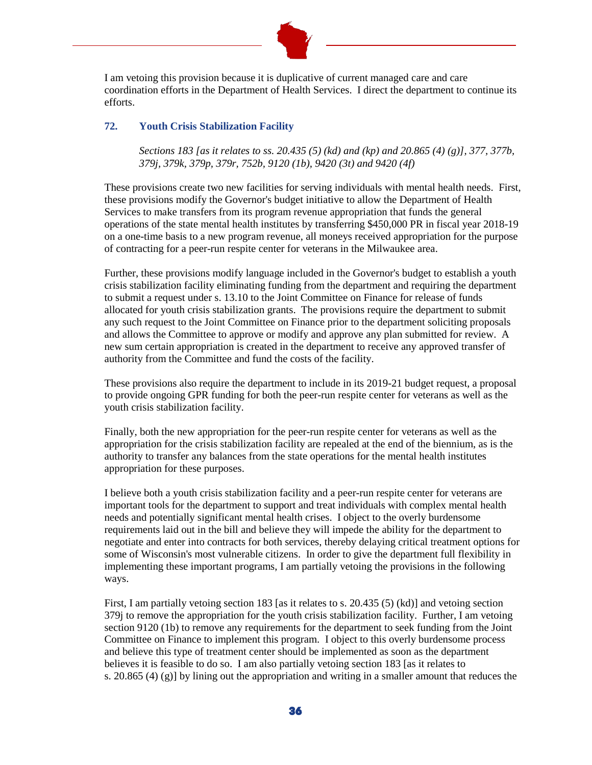I am vetoing this provision because it is duplicative of current managed care and care coordination efforts in the Department of Health Services. I direct the department to continue its efforts.

### 72. Youth Crisis Stabilization Facility

*Sections 183 [as it relates to ss. 20.435 (5) (kd) and (kp) and 20.865 (4) (g)], 377, 377b, 379j, 379k, 379p, 379r, 752b, 9120 (1b), 9420 (3t) and 9420 (4f)*

These provisions create two new facilities for serving individuals with mental health needs. First, these provisions modify the Governor's budget initiative to allow the Department of Health Services to make transfers from its program revenue appropriation that funds the general operations of the state mental health institutes by transferring $450,000 PR in fiscal year 2018-19 on a one-time basis to a new program revenue, all moneys received appropriation for the purpose of contracting for a peer-run respite center for veterans in the Milwaukee area.

Further, these provisions modify language included in the Governor's budget to establish a youth crisis stabilization facility eliminating funding from the department and requiring the department to submit a request under s. 13.10 to the Joint Committee on Finance for release of funds allocated for youth crisis stabilization grants. The provisions require the department to submit any such request to the Joint Committee on Finance prior to the department soliciting proposals and allows the Committee to approve or modify and approve any plan submitted for review. A new sum certain appropriation is created in the department to receive any approved transfer of authority from the Committee and fund the costs of the facility.

These provisions also require the department to include in its 2019-21 budget request, a proposal to provide ongoing GPR funding for both the peer-run respite center for veterans as well as the youth crisis stabilization facility.

Finally, both the new appropriation for the peer-run respite center for veterans as well as the appropriation for the crisis stabilization facility are repealed at the end of the biennium, as is the authority to transfer any balances from the state operations for the mental health institutes appropriation for these purposes.

I believe both a youth crisis stabilization facility and a peer-run respite center for veterans are important tools for the department to support and treat individuals with complex mental health needs and potentially significant mental health crises. I object to the overly burdensome requirements laid out in the bill and believe they will impede the ability for the department to negotiate and enter into contracts for both services, thereby delaying critical treatment options for some of Wisconsin's most vulnerable citizens. In order to give the department full flexibility in implementing these important programs, I am partially vetoing the provisions in the following ways.

First, I am partially vetoing section 183 [as it relates to s. 20.435 (5) (kd)] and vetoing section 379j to remove the appropriation for the youth crisis stabilization facility. Further, I am vetoing section 9120 (1b) to remove any requirements for the department to seek funding from the Joint Committee on Finance to implement this program. I object to this overly burdensome process and believe this type of treatment center should be implemented as soon as the department believes it is feasible to do so. I am also partially vetoing section 183 [as it relates to s. 20.865 (4) (g)] by lining out the appropriation and writing in a smaller amount that reduces the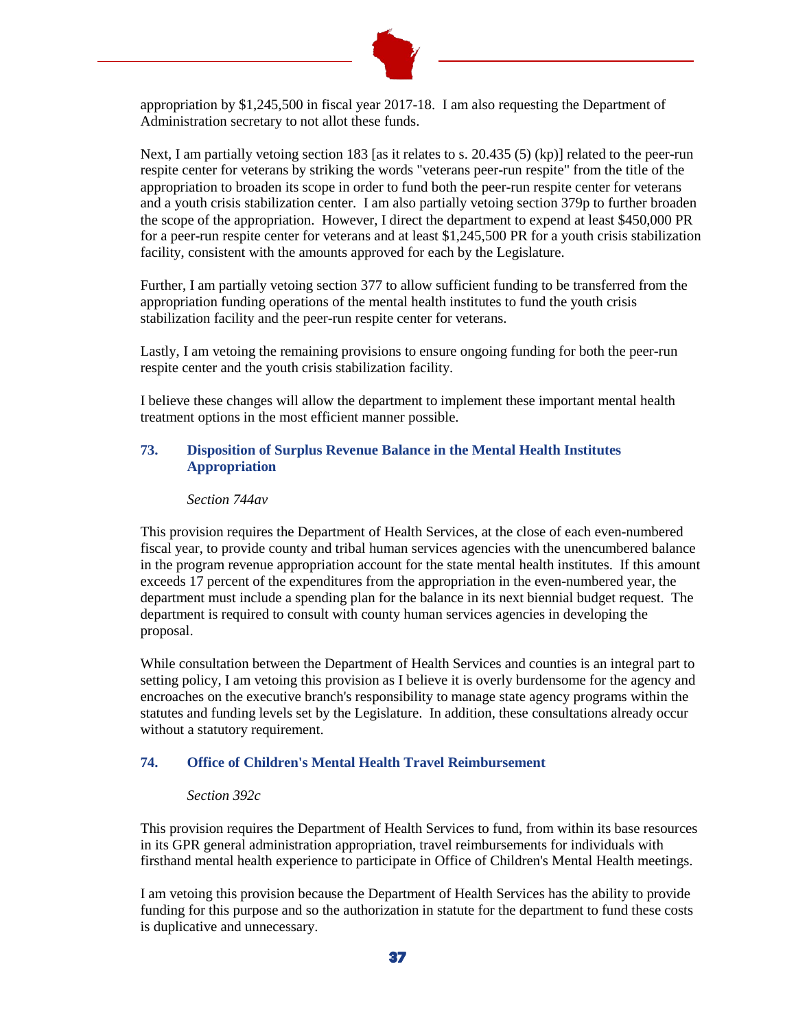appropriation by $1,245,500 in fiscal year 2017-18. I am also requesting the Department of Administration secretary to not allot these funds.

Next, I am partially vetoing section 183 [as it relates to s. 20.435 (5) (kp)] related to the peer-run respite center for veterans by striking the words "veterans peer-run respite" from the title of the appropriation to broaden its scope in order to fund both the peer-run respite center for veterans and a youth crisis stabilization center. I am also partially vetoing section 379p to further broaden the scope of the appropriation. However, I direct the department to expend at least $450,000 PR for a peer-run respite center for veterans and at least $1,245,500 PR for a youth crisis stabilization facility, consistent with the amounts approved for each by the Legislature.

Further, I am partially vetoing section 377 to allow sufficient funding to be transferred from the appropriation funding operations of the mental health institutes to fund the youth crisis stabilization facility and the peer-run respite center for veterans.

Lastly, I am vetoing the remaining provisions to ensure ongoing funding for both the peer-run respite center and the youth crisis stabilization facility.

I believe these changes will allow the department to implement these important mental health treatment options in the most efficient manner possible.

### 73. Disposition of Surplus Revenue Balance in the Mental Health Institutes Appropriation

*Section 744av*

This provision requires the Department of Health Services, at the close of each even-numbered fiscal year, to provide county and tribal human services agencies with the unencumbered balance in the program revenue appropriation account for the state mental health institutes. If this amount exceeds 17 percent of the expenditures from the appropriation in the even-numbered year, the department must include a spending plan for the balance in its next biennial budget request. The department is required to consult with county human services agencies in developing the proposal.

While consultation between the Department of Health Services and counties is an integral part to setting policy, I am vetoing this provision as I believe it is overly burdensome for the agency and encroaches on the executive branch's responsibility to manage state agency programs within the statutes and funding levels set by the Legislature. In addition, these consultations already occur without a statutory requirement.

### 74. Office of Children's Mental Health Travel Reimbursement

*Section 392c*

This provision requires the Department of Health Services to fund, from within its base resources in its GPR general administration appropriation, travel reimbursements for individuals with firsthand mental health experience to participate in Office of Children's Mental Health meetings.

I am vetoing this provision because the Department of Health Services has the ability to provide funding for this purpose and so the authorization in statute for the department to fund these costs is duplicative and unnecessary.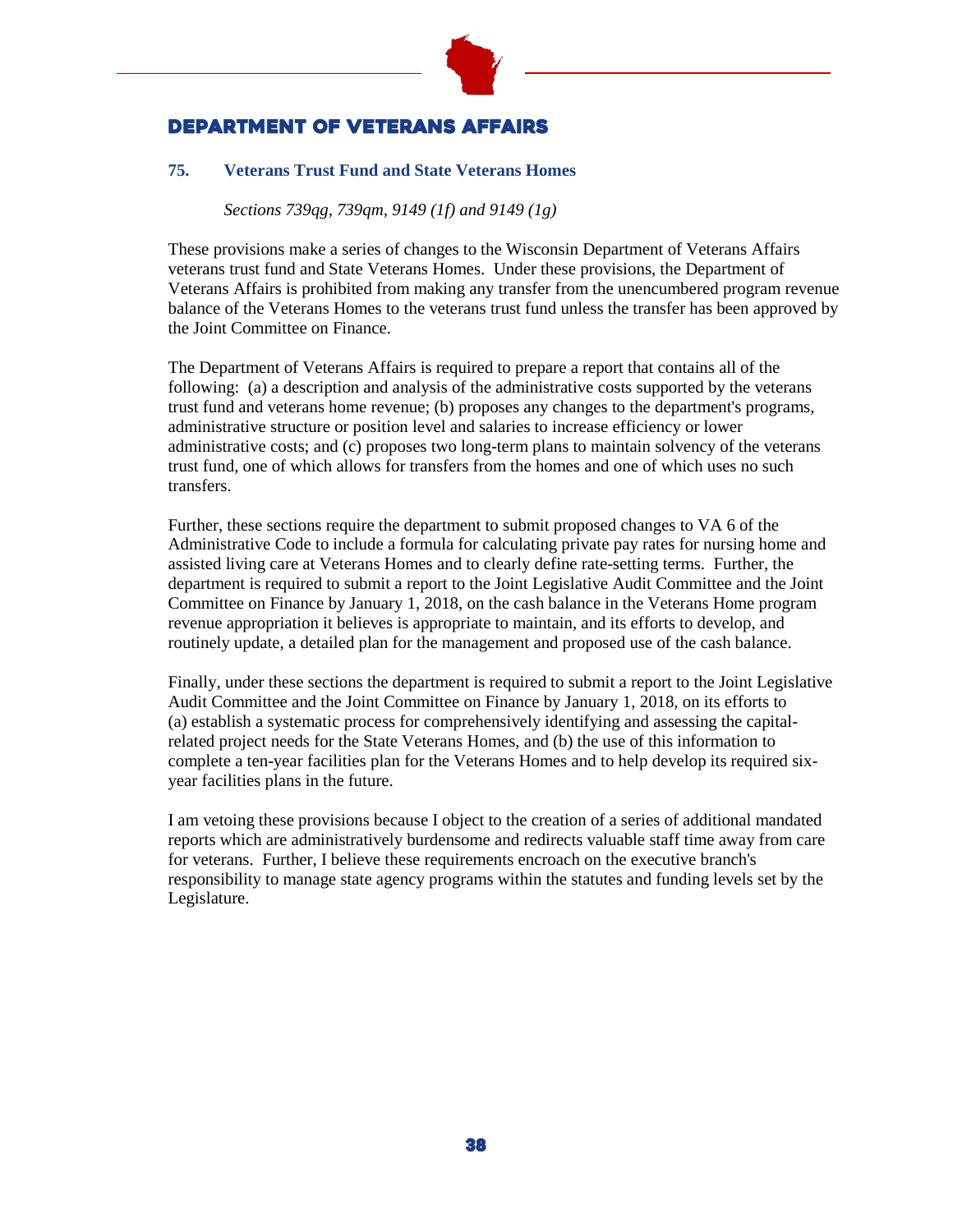# DEPARTMENT OF VETERANS AFFAIRS

### 75. Veterans Trust Fund and State Veterans Homes

*Sections 739qg, 739qm, 9149 (1f) and 9149 (1g)*

These provisions make a series of changes to the Wisconsin Department of Veterans Affairs veterans trust fund and State Veterans Homes. Under these provisions, the Department of Veterans Affairs is prohibited from making any transfer from the unencumbered program revenue balance of the Veterans Homes to the veterans trust fund unless the transfer has been approved by the Joint Committee on Finance.

The Department of Veterans Affairs is required to prepare a report that contains all of the following: (a) a description and analysis of the administrative costs supported by the veterans trust fund and veterans home revenue; (b) proposes any changes to the department's programs, administrative structure or position level and salaries to increase efficiency or lower administrative costs; and (c) proposes two long-term plans to maintain solvency of the veterans trust fund, one of which allows for transfers from the homes and one of which uses no such transfers.

Further, these sections require the department to submit proposed changes to VA 6 of the Administrative Code to include a formula for calculating private pay rates for nursing home and assisted living care at Veterans Homes and to clearly define rate-setting terms. Further, the department is required to submit a report to the Joint Legislative Audit Committee and the Joint Committee on Finance by January 1, 2018, on the cash balance in the Veterans Home program revenue appropriation it believes is appropriate to maintain, and its efforts to develop, and routinely update, a detailed plan for the management and proposed use of the cash balance.

Finally, under these sections the department is required to submit a report to the Joint Legislative Audit Committee and the Joint Committee on Finance by January 1, 2018, on its efforts to (a) establish a systematic process for comprehensively identifying and assessing the capital-related project needs for the State Veterans Homes, and (b) the use of this information to complete a ten-year facilities plan for the Veterans Homes and to help develop its required six-year facilities plans in the future.

I am vetoing these provisions because I object to the creation of a series of additional mandated reports which are administratively burdensome and redirects valuable staff time away from care for veterans. Further, I believe these requirements encroach on the executive branch's responsibility to manage state agency programs within the statutes and funding levels set by the Legislature.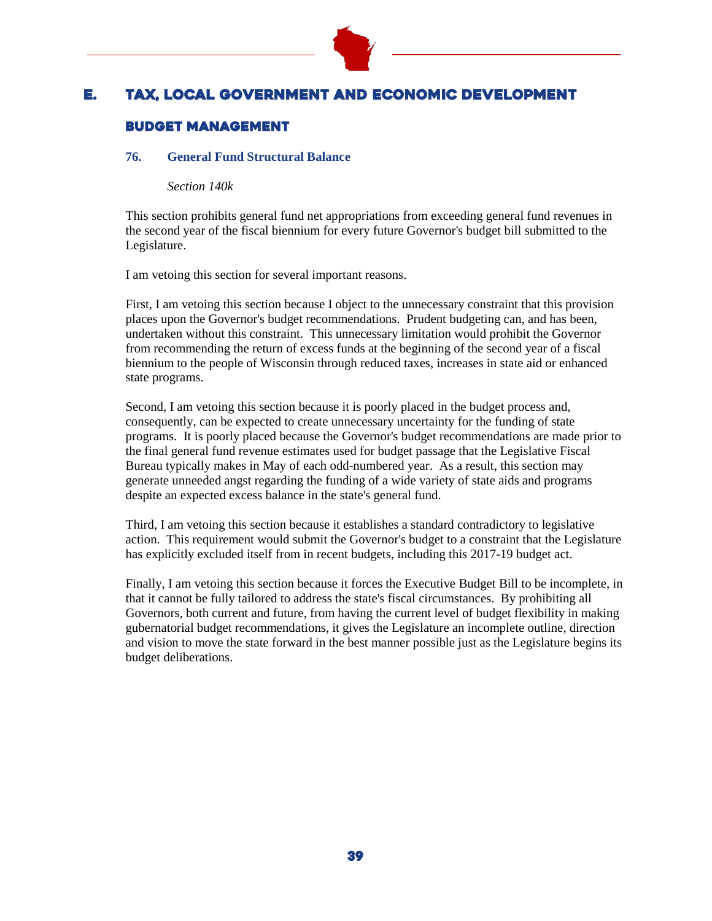# E. TAX, LOCAL GOVERNMENT AND ECONOMIC DEVELOPMENT

## BUDGET MANAGEMENT

### 76. General Fund Structural Balance

*Section 140k*

This section prohibits general fund net appropriations from exceeding general fund revenues in the second year of the fiscal biennium for every future Governor's budget bill submitted to the Legislature.

I am vetoing this section for several important reasons.

First, I am vetoing this section because I object to the unnecessary constraint that this provision places upon the Governor's budget recommendations. Prudent budgeting can, and has been, undertaken without this constraint. This unnecessary limitation would prohibit the Governor from recommending the return of excess funds at the beginning of the second year of a fiscal biennium to the people of Wisconsin through reduced taxes, increases in state aid or enhanced state programs.

Second, I am vetoing this section because it is poorly placed in the budget process and, consequently, can be expected to create unnecessary uncertainty for the funding of state programs. It is poorly placed because the Governor's budget recommendations are made prior to the final general fund revenue estimates used for budget passage that the Legislative Fiscal Bureau typically makes in May of each odd-numbered year. As a result, this section may generate unneeded angst regarding the funding of a wide variety of state aids and programs despite an expected excess balance in the state's general fund.

Third, I am vetoing this section because it establishes a standard contradictory to legislative action. This requirement would submit the Governor's budget to a constraint that the Legislature has explicitly excluded itself from in recent budgets, including this 2017-19 budget act.

Finally, I am vetoing this section because it forces the Executive Budget Bill to be incomplete, in that it cannot be fully tailored to address the state's fiscal circumstances. By prohibiting all Governors, both current and future, from having the current level of budget flexibility in making gubernatorial budget recommendations, it gives the Legislature an incomplete outline, direction and vision to move the state forward in the best manner possible just as the Legislature begins its budget deliberations.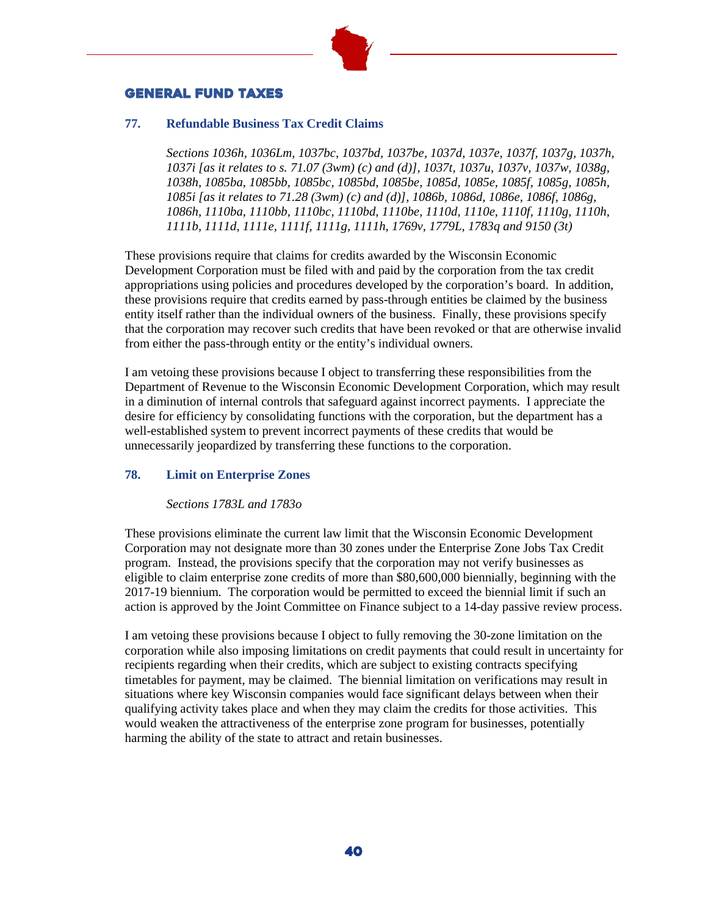## GENERAL FUND TAXES

### 77. Refundable Business Tax Credit Claims

*Sections 1036h, 1036Lm, 1037bc, 1037bd, 1037be, 1037d, 1037e, 1037f, 1037g, 1037h, 1037i [as it relates to s. 71.07 (3wm) (c) and (d)], 1037t, 1037u, 1037v, 1037w, 1038g, 1038h, 1085ba, 1085bb, 1085bc, 1085bd, 1085be, 1085d, 1085e, 1085f, 1085g, 1085h, 1085i [as it relates to 71.28 (3wm) (c) and (d)], 1086b, 1086d, 1086e, 1086f, 1086g, 1086h, 1110ba, 1110bb, 1110bc, 1110bd, 1110be, 1110d, 1110e, 1110f, 1110g, 1110h, 1111b, 1111d, 1111e, 1111f, 1111g, 1111h, 1769v, 1779L, 1783q and 9150 (3t)*

These provisions require that claims for credits awarded by the Wisconsin Economic Development Corporation must be filed with and paid by the corporation from the tax credit appropriations using policies and procedures developed by the corporation's board. In addition, these provisions require that credits earned by pass-through entities be claimed by the business entity itself rather than the individual owners of the business. Finally, these provisions specify that the corporation may recover such credits that have been revoked or that are otherwise invalid from either the pass-through entity or the entity's individual owners.

I am vetoing these provisions because I object to transferring these responsibilities from the Department of Revenue to the Wisconsin Economic Development Corporation, which may result in a diminution of internal controls that safeguard against incorrect payments. I appreciate the desire for efficiency by consolidating functions with the corporation, but the department has a well-established system to prevent incorrect payments of these credits that would be unnecessarily jeopardized by transferring these functions to the corporation.

### 78. Limit on Enterprise Zones

*Sections 1783L and 1783o*

These provisions eliminate the current law limit that the Wisconsin Economic Development Corporation may not designate more than 30 zones under the Enterprise Zone Jobs Tax Credit program. Instead, the provisions specify that the corporation may not verify businesses as eligible to claim enterprise zone credits of more than $80,600,000 biennially, beginning with the 2017-19 biennium. The corporation would be permitted to exceed the biennial limit if such an action is approved by the Joint Committee on Finance subject to a 14-day passive review process.

I am vetoing these provisions because I object to fully removing the 30-zone limitation on the corporation while also imposing limitations on credit payments that could result in uncertainty for recipients regarding when their credits, which are subject to existing contracts specifying timetables for payment, may be claimed. The biennial limitation on verifications may result in situations where key Wisconsin companies would face significant delays between when their qualifying activity takes place and when they may claim the credits for those activities. This would weaken the attractiveness of the enterprise zone program for businesses, potentially harming the ability of the state to attract and retain businesses.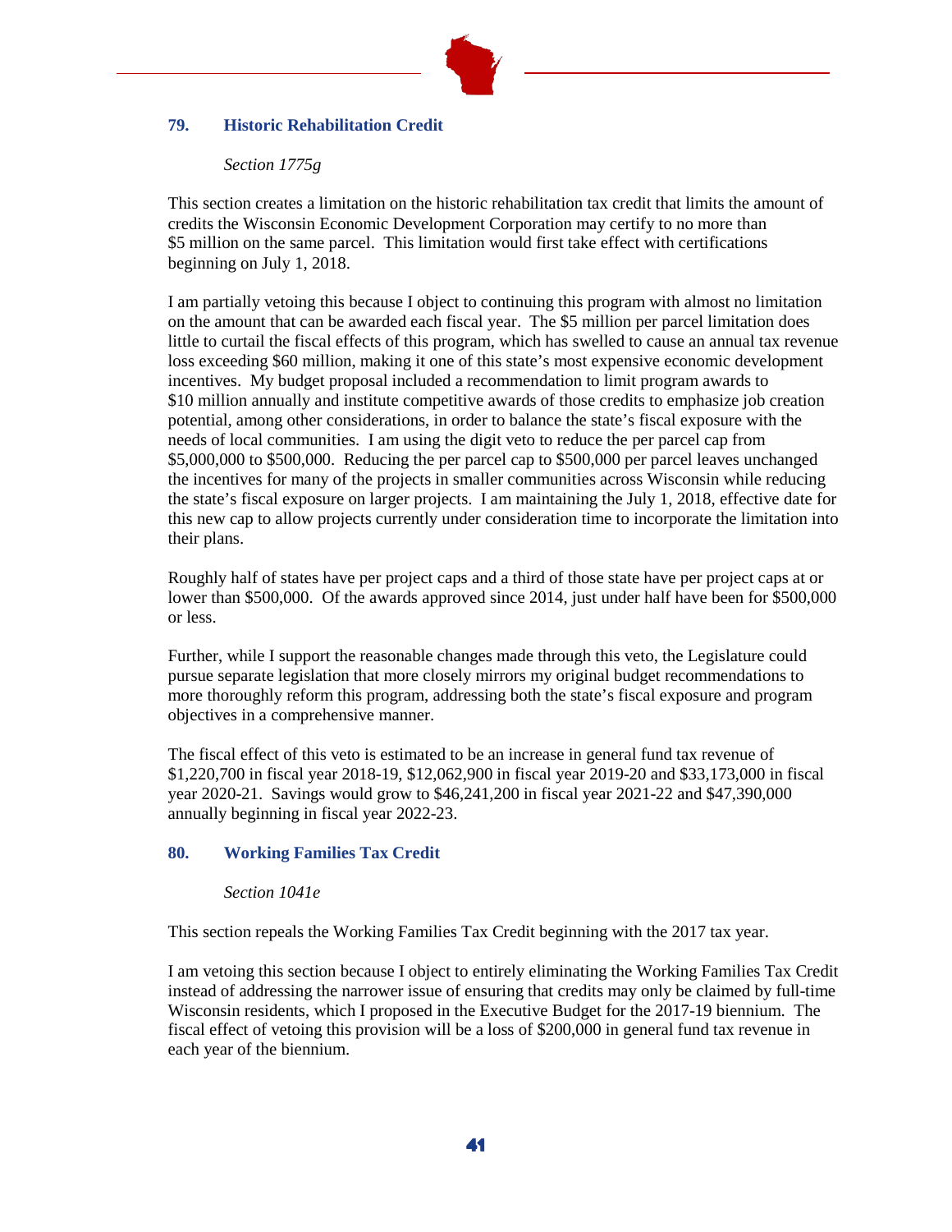## 79. Historic Rehabilitation Credit

*Section 1775g*

This section creates a limitation on the historic rehabilitation tax credit that limits the amount of credits the Wisconsin Economic Development Corporation may certify to no more than $5 million on the same parcel. This limitation would first take effect with certifications beginning on July 1, 2018.

I am partially vetoing this because I object to continuing this program with almost no limitation on the amount that can be awarded each fiscal year. The $5 million per parcel limitation does little to curtail the fiscal effects of this program, which has swelled to cause an annual tax revenue loss exceeding $60 million, making it one of this state's most expensive economic development incentives. My budget proposal included a recommendation to limit program awards to $10 million annually and institute competitive awards of those credits to emphasize job creation potential, among other considerations, in order to balance the state's fiscal exposure with the needs of local communities. I am using the digit veto to reduce the per parcel cap from $5,000,000 to $500,000. Reducing the per parcel cap to $500,000 per parcel leaves unchanged the incentives for many of the projects in smaller communities across Wisconsin while reducing the state's fiscal exposure on larger projects. I am maintaining the July 1, 2018, effective date for this new cap to allow projects currently under consideration time to incorporate the limitation into their plans.

Roughly half of states have per project caps and a third of those state have per project caps at or lower than $500,000. Of the awards approved since 2014, just under half have been for $500,000 or less.

Further, while I support the reasonable changes made through this veto, the Legislature could pursue separate legislation that more closely mirrors my original budget recommendations to more thoroughly reform this program, addressing both the state's fiscal exposure and program objectives in a comprehensive manner.

The fiscal effect of this veto is estimated to be an increase in general fund tax revenue of $1,220,700 in fiscal year 2018-19, $12,062,900 in fiscal year 2019-20 and $33,173,000 in fiscal year 2020-21. Savings would grow to $46,241,200 in fiscal year 2021-22 and $47,390,000 annually beginning in fiscal year 2022-23.

## 80. Working Families Tax Credit

*Section 1041e*

This section repeals the Working Families Tax Credit beginning with the 2017 tax year.

I am vetoing this section because I object to entirely eliminating the Working Families Tax Credit instead of addressing the narrower issue of ensuring that credits may only be claimed by full-time Wisconsin residents, which I proposed in the Executive Budget for the 2017-19 biennium. The fiscal effect of vetoing this provision will be a loss of $200,000 in general fund tax revenue in each year of the biennium.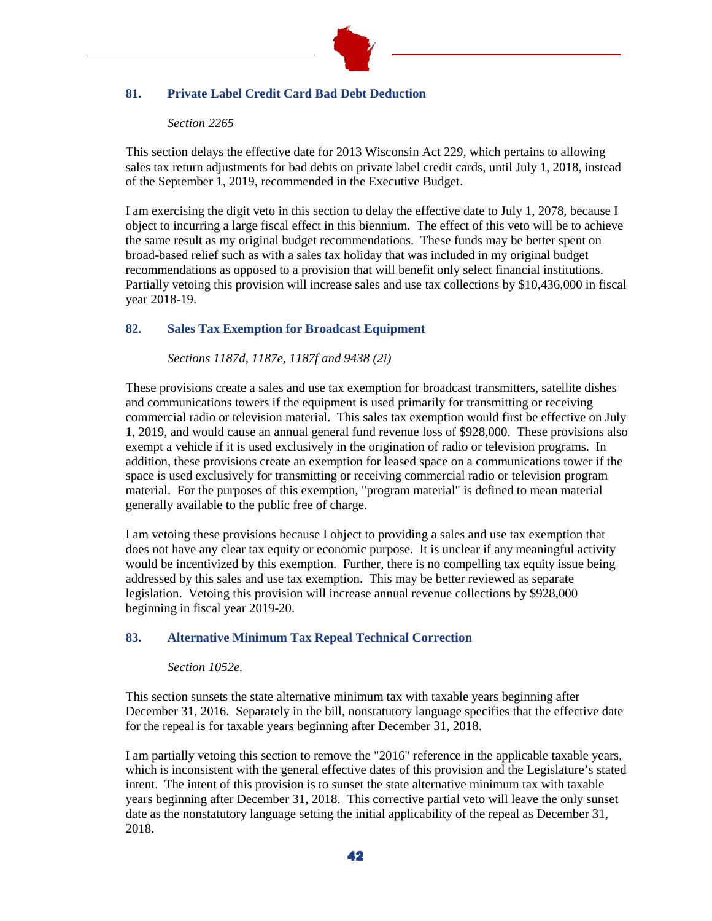## 81. Private Label Credit Card Bad Debt Deduction

*Section 2265*

This section delays the effective date for 2013 Wisconsin Act 229, which pertains to allowing sales tax return adjustments for bad debts on private label credit cards, until July 1, 2018, instead of the September 1, 2019, recommended in the Executive Budget.

I am exercising the digit veto in this section to delay the effective date to July 1, 2078, because I object to incurring a large fiscal effect in this biennium. The effect of this veto will be to achieve the same result as my original budget recommendations. These funds may be better spent on broad-based relief such as with a sales tax holiday that was included in my original budget recommendations as opposed to a provision that will benefit only select financial institutions. Partially vetoing this provision will increase sales and use tax collections by $10,436,000 in fiscal year 2018-19.

## 82. Sales Tax Exemption for Broadcast Equipment

*Sections 1187d, 1187e, 1187f and 9438 (2i)*

These provisions create a sales and use tax exemption for broadcast transmitters, satellite dishes and communications towers if the equipment is used primarily for transmitting or receiving commercial radio or television material. This sales tax exemption would first be effective on July 1, 2019, and would cause an annual general fund revenue loss of $928,000. These provisions also exempt a vehicle if it is used exclusively in the origination of radio or television programs. In addition, these provisions create an exemption for leased space on a communications tower if the space is used exclusively for transmitting or receiving commercial radio or television program material. For the purposes of this exemption, "program material" is defined to mean material generally available to the public free of charge.

I am vetoing these provisions because I object to providing a sales and use tax exemption that does not have any clear tax equity or economic purpose. It is unclear if any meaningful activity would be incentivized by this exemption. Further, there is no compelling tax equity issue being addressed by this sales and use tax exemption. This may be better reviewed as separate legislation. Vetoing this provision will increase annual revenue collections by $928,000 beginning in fiscal year 2019-20.

## 83. Alternative Minimum Tax Repeal Technical Correction

*Section 1052e.*

This section sunsets the state alternative minimum tax with taxable years beginning after December 31, 2016. Separately in the bill, nonstatutory language specifies that the effective date for the repeal is for taxable years beginning after December 31, 2018.

I am partially vetoing this section to remove the "2016" reference in the applicable taxable years, which is inconsistent with the general effective dates of this provision and the Legislature's stated intent. The intent of this provision is to sunset the state alternative minimum tax with taxable years beginning after December 31, 2018. This corrective partial veto will leave the only sunset date as the nonstatutory language setting the initial applicability of the repeal as December 31, 2018.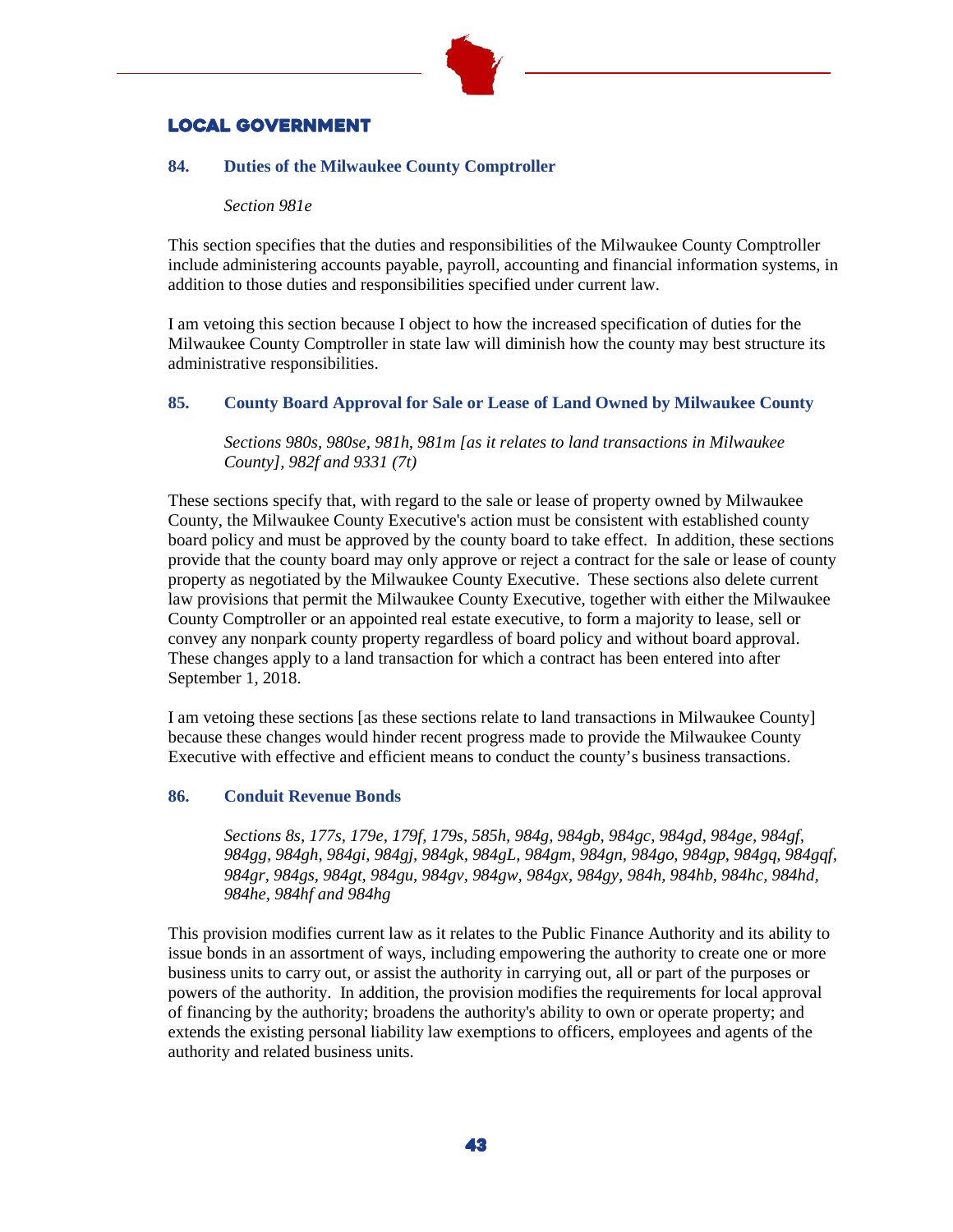## LOCAL GOVERNMENT

### 84. Duties of the Milwaukee County Comptroller

*Section 981e*

This section specifies that the duties and responsibilities of the Milwaukee County Comptroller include administering accounts payable, payroll, accounting and financial information systems, in addition to those duties and responsibilities specified under current law.

I am vetoing this section because I object to how the increased specification of duties for the Milwaukee County Comptroller in state law will diminish how the county may best structure its administrative responsibilities.

### 85. County Board Approval for Sale or Lease of Land Owned by Milwaukee County

*Sections 980s, 980se, 981h, 981m [as it relates to land transactions in Milwaukee County], 982f and 9331 (7t)*

These sections specify that, with regard to the sale or lease of property owned by Milwaukee County, the Milwaukee County Executive's action must be consistent with established county board policy and must be approved by the county board to take effect. In addition, these sections provide that the county board may only approve or reject a contract for the sale or lease of county property as negotiated by the Milwaukee County Executive. These sections also delete current law provisions that permit the Milwaukee County Executive, together with either the Milwaukee County Comptroller or an appointed real estate executive, to form a majority to lease, sell or convey any nonpark county property regardless of board policy and without board approval. These changes apply to a land transaction for which a contract has been entered into after September 1, 2018.

I am vetoing these sections [as these sections relate to land transactions in Milwaukee County] because these changes would hinder recent progress made to provide the Milwaukee County Executive with effective and efficient means to conduct the county's business transactions.

### 86. Conduit Revenue Bonds

*Sections 8s, 177s, 179e, 179f, 179s, 585h, 984g, 984gb, 984gc, 984gd, 984ge, 984gf, 984gg, 984gh, 984gi, 984gj, 984gk, 984gL, 984gm, 984gn, 984go, 984gp, 984gq, 984gqf, 984gr, 984gs, 984gt, 984gu, 984gv, 984gw, 984gx, 984gy, 984h, 984hb, 984hc, 984hd, 984he, 984hf and 984hg*

This provision modifies current law as it relates to the Public Finance Authority and its ability to issue bonds in an assortment of ways, including empowering the authority to create one or more business units to carry out, or assist the authority in carrying out, all or part of the purposes or powers of the authority. In addition, the provision modifies the requirements for local approval of financing by the authority; broadens the authority's ability to own or operate property; and extends the existing personal liability law exemptions to officers, employees and agents of the authority and related business units.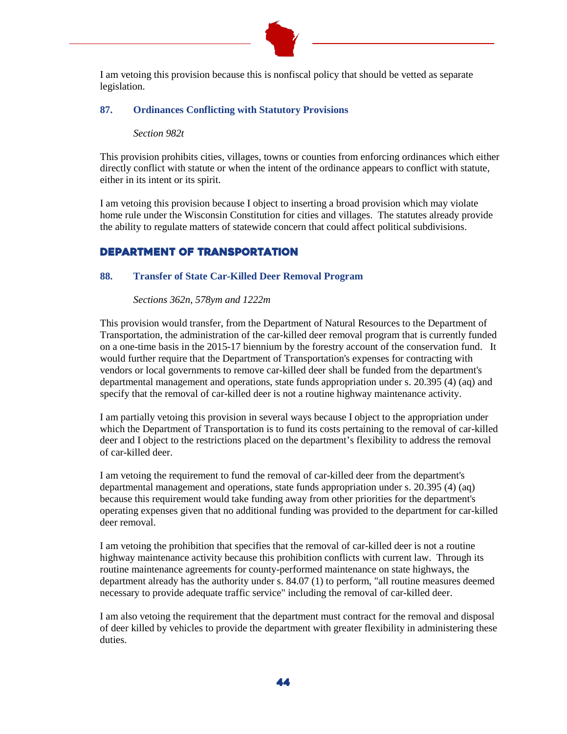I am vetoing this provision because this is nonfiscal policy that should be vetted as separate legislation.

### 87. Ordinances Conflicting with Statutory Provisions

*Section 982t*

This provision prohibits cities, villages, towns or counties from enforcing ordinances which either directly conflict with statute or when the intent of the ordinance appears to conflict with statute, either in its intent or its spirit.

I am vetoing this provision because I object to inserting a broad provision which may violate home rule under the Wisconsin Constitution for cities and villages. The statutes already provide the ability to regulate matters of statewide concern that could affect political subdivisions.

## DEPARTMENT OF TRANSPORTATION

### 88. Transfer of State Car-Killed Deer Removal Program

*Sections 362n, 578ym and 1222m*

This provision would transfer, from the Department of Natural Resources to the Department of Transportation, the administration of the car-killed deer removal program that is currently funded on a one-time basis in the 2015-17 biennium by the forestry account of the conservation fund. It would further require that the Department of Transportation's expenses for contracting with vendors or local governments to remove car-killed deer shall be funded from the department's departmental management and operations, state funds appropriation under s. 20.395 (4) (aq) and specify that the removal of car-killed deer is not a routine highway maintenance activity.

I am partially vetoing this provision in several ways because I object to the appropriation under which the Department of Transportation is to fund its costs pertaining to the removal of car-killed deer and I object to the restrictions placed on the department's flexibility to address the removal of car-killed deer.

I am vetoing the requirement to fund the removal of car-killed deer from the department's departmental management and operations, state funds appropriation under s. 20.395 (4) (aq) because this requirement would take funding away from other priorities for the department's operating expenses given that no additional funding was provided to the department for car-killed deer removal.

I am vetoing the prohibition that specifies that the removal of car-killed deer is not a routine highway maintenance activity because this prohibition conflicts with current law. Through its routine maintenance agreements for county-performed maintenance on state highways, the department already has the authority under s. 84.07 (1) to perform, "all routine measures deemed necessary to provide adequate traffic service" including the removal of car-killed deer.

I am also vetoing the requirement that the department must contract for the removal and disposal of deer killed by vehicles to provide the department with greater flexibility in administering these duties.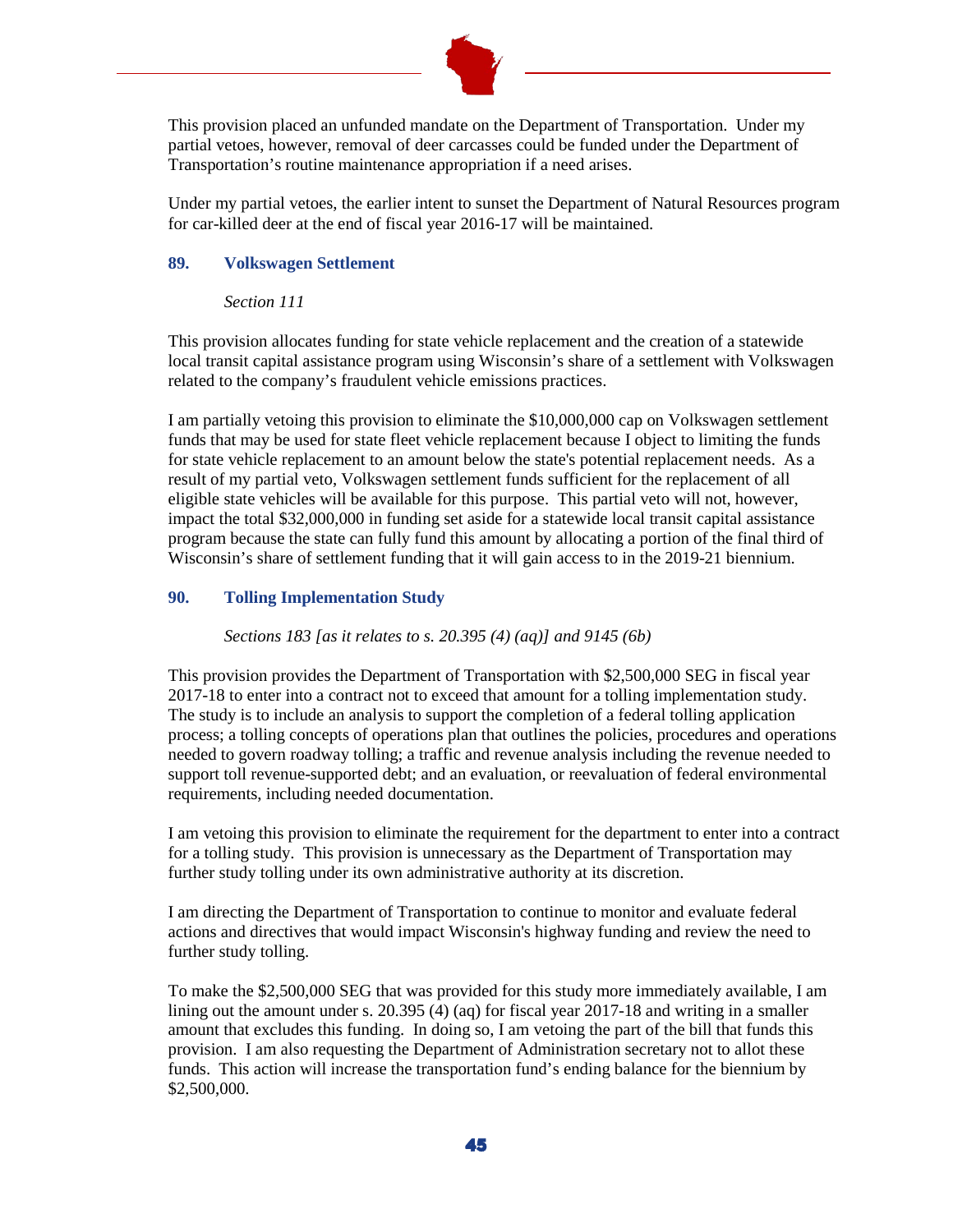This provision placed an unfunded mandate on the Department of Transportation. Under my partial vetoes, however, removal of deer carcasses could be funded under the Department of Transportation's routine maintenance appropriation if a need arises.

Under my partial vetoes, the earlier intent to sunset the Department of Natural Resources program for car-killed deer at the end of fiscal year 2016-17 will be maintained.

### 89. Volkswagen Settlement

*Section 111*

This provision allocates funding for state vehicle replacement and the creation of a statewide local transit capital assistance program using Wisconsin's share of a settlement with Volkswagen related to the company's fraudulent vehicle emissions practices.

I am partially vetoing this provision to eliminate the $10,000,000 cap on Volkswagen settlement funds that may be used for state fleet vehicle replacement because I object to limiting the funds for state vehicle replacement to an amount below the state's potential replacement needs. As a result of my partial veto, Volkswagen settlement funds sufficient for the replacement of all eligible state vehicles will be available for this purpose. This partial veto will not, however, impact the total $32,000,000 in funding set aside for a statewide local transit capital assistance program because the state can fully fund this amount by allocating a portion of the final third of Wisconsin's share of settlement funding that it will gain access to in the 2019-21 biennium.

### 90. Tolling Implementation Study

*Sections 183 [as it relates to s. 20.395 (4) (aq)] and 9145 (6b)*

This provision provides the Department of Transportation with $2,500,000 SEG in fiscal year 2017-18 to enter into a contract not to exceed that amount for a tolling implementation study. The study is to include an analysis to support the completion of a federal tolling application process; a tolling concepts of operations plan that outlines the policies, procedures and operations needed to govern roadway tolling; a traffic and revenue analysis including the revenue needed to support toll revenue-supported debt; and an evaluation, or reevaluation of federal environmental requirements, including needed documentation.

I am vetoing this provision to eliminate the requirement for the department to enter into a contract for a tolling study. This provision is unnecessary as the Department of Transportation may further study tolling under its own administrative authority at its discretion.

I am directing the Department of Transportation to continue to monitor and evaluate federal actions and directives that would impact Wisconsin's highway funding and review the need to further study tolling.

To make the $2,500,000 SEG that was provided for this study more immediately available, I am lining out the amount under s. 20.395 (4) (aq) for fiscal year 2017-18 and writing in a smaller amount that excludes this funding. In doing so, I am vetoing the part of the bill that funds this provision. I am also requesting the Department of Administration secretary not to allot these funds. This action will increase the transportation fund's ending balance for the biennium by $2,500,000.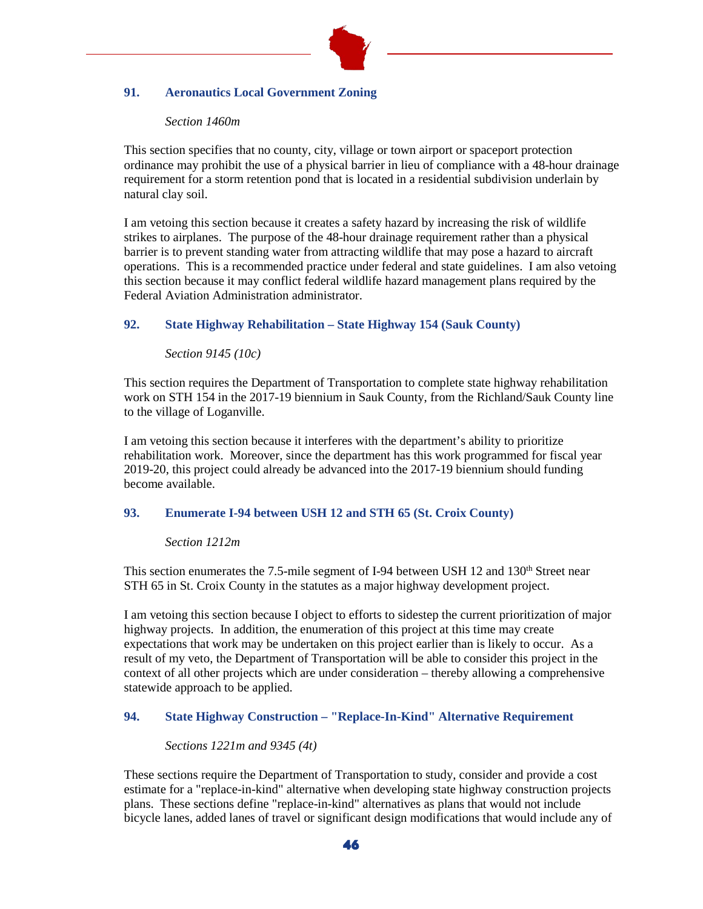### 91. Aeronautics Local Government Zoning

*Section 1460m*

This section specifies that no county, city, village or town airport or spaceport protection ordinance may prohibit the use of a physical barrier in lieu of compliance with a 48-hour drainage requirement for a storm retention pond that is located in a residential subdivision underlain by natural clay soil.

I am vetoing this section because it creates a safety hazard by increasing the risk of wildlife strikes to airplanes. The purpose of the 48-hour drainage requirement rather than a physical barrier is to prevent standing water from attracting wildlife that may pose a hazard to aircraft operations. This is a recommended practice under federal and state guidelines. I am also vetoing this section because it may conflict federal wildlife hazard management plans required by the Federal Aviation Administration administrator.

### 92. State Highway Rehabilitation – State Highway 154 (Sauk County)

*Section 9145 (10c)*

This section requires the Department of Transportation to complete state highway rehabilitation work on STH 154 in the 2017-19 biennium in Sauk County, from the Richland/Sauk County line to the village of Loganville.

I am vetoing this section because it interferes with the department's ability to prioritize rehabilitation work. Moreover, since the department has this work programmed for fiscal year 2019-20, this project could already be advanced into the 2017-19 biennium should funding become available.

### 93. Enumerate I-94 between USH 12 and STH 65 (St. Croix County)

*Section 1212m*

This section enumerates the 7.5-mile segment of I-94 between USH 12 and 130th Street near STH 65 in St. Croix County in the statutes as a major highway development project.

I am vetoing this section because I object to efforts to sidestep the current prioritization of major highway projects. In addition, the enumeration of this project at this time may create expectations that work may be undertaken on this project earlier than is likely to occur. As a result of my veto, the Department of Transportation will be able to consider this project in the context of all other projects which are under consideration – thereby allowing a comprehensive statewide approach to be applied.

### 94. State Highway Construction – "Replace-In-Kind" Alternative Requirement

*Sections 1221m and 9345 (4t)*

These sections require the Department of Transportation to study, consider and provide a cost estimate for a "replace-in-kind" alternative when developing state highway construction projects plans. These sections define "replace-in-kind" alternatives as plans that would not include bicycle lanes, added lanes of travel or significant design modifications that would include any of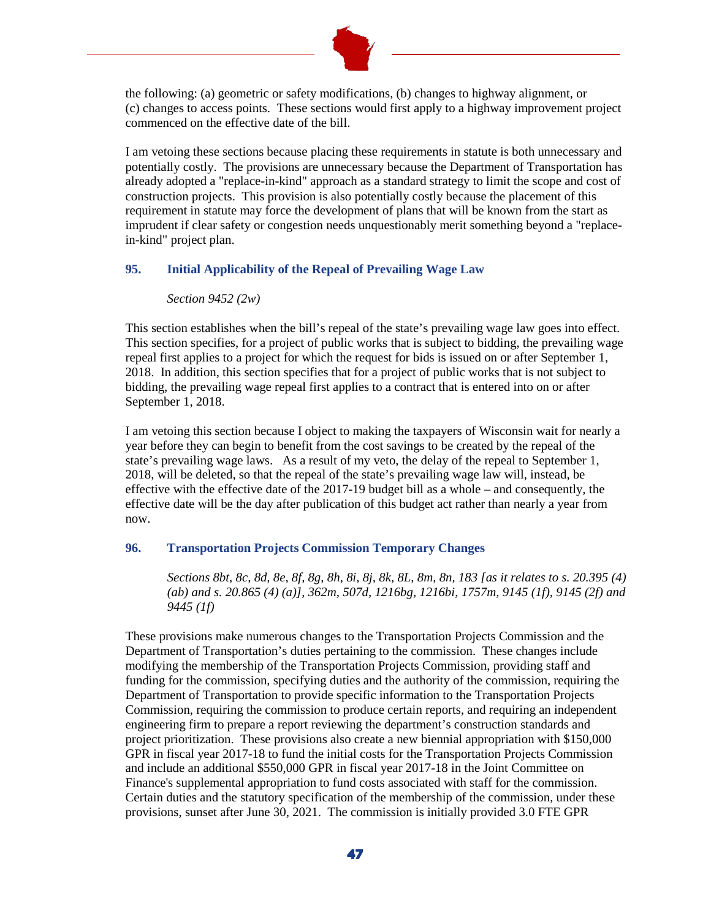the following: (a) geometric or safety modifications, (b) changes to highway alignment, or (c) changes to access points. These sections would first apply to a highway improvement project commenced on the effective date of the bill.

I am vetoing these sections because placing these requirements in statute is both unnecessary and potentially costly. The provisions are unnecessary because the Department of Transportation has already adopted a "replace-in-kind" approach as a standard strategy to limit the scope and cost of construction projects. This provision is also potentially costly because the placement of this requirement in statute may force the development of plans that will be known from the start as imprudent if clear safety or congestion needs unquestionably merit something beyond a "replace-in-kind" project plan.

### 95. Initial Applicability of the Repeal of Prevailing Wage Law

*Section 9452 (2w)*

This section establishes when the bill's repeal of the state's prevailing wage law goes into effect. This section specifies, for a project of public works that is subject to bidding, the prevailing wage repeal first applies to a project for which the request for bids is issued on or after September 1, 2018. In addition, this section specifies that for a project of public works that is not subject to bidding, the prevailing wage repeal first applies to a contract that is entered into on or after September 1, 2018.

I am vetoing this section because I object to making the taxpayers of Wisconsin wait for nearly a year before they can begin to benefit from the cost savings to be created by the repeal of the state's prevailing wage laws. As a result of my veto, the delay of the repeal to September 1, 2018, will be deleted, so that the repeal of the state's prevailing wage law will, instead, be effective with the effective date of the 2017-19 budget bill as a whole – and consequently, the effective date will be the day after publication of this budget act rather than nearly a year from now.

### 96. Transportation Projects Commission Temporary Changes

*Sections 8bt, 8c, 8d, 8e, 8f, 8g, 8h, 8i, 8j, 8k, 8L, 8m, 8n, 183 [as it relates to s. 20.395 (4) (ab) and s. 20.865 (4) (a)], 362m, 507d, 1216bg, 1216bi, 1757m, 9145 (1f), 9145 (2f) and 9445 (1f)*

These provisions make numerous changes to the Transportation Projects Commission and the Department of Transportation's duties pertaining to the commission. These changes include modifying the membership of the Transportation Projects Commission, providing staff and funding for the commission, specifying duties and the authority of the commission, requiring the Department of Transportation to provide specific information to the Transportation Projects Commission, requiring the commission to produce certain reports, and requiring an independent engineering firm to prepare a report reviewing the department's construction standards and project prioritization. These provisions also create a new biennial appropriation with $150,000 GPR in fiscal year 2017-18 to fund the initial costs for the Transportation Projects Commission and include an additional $550,000 GPR in fiscal year 2017-18 in the Joint Committee on Finance's supplemental appropriation to fund costs associated with staff for the commission. Certain duties and the statutory specification of the membership of the commission, under these provisions, sunset after June 30, 2021. The commission is initially provided 3.0 FTE GPR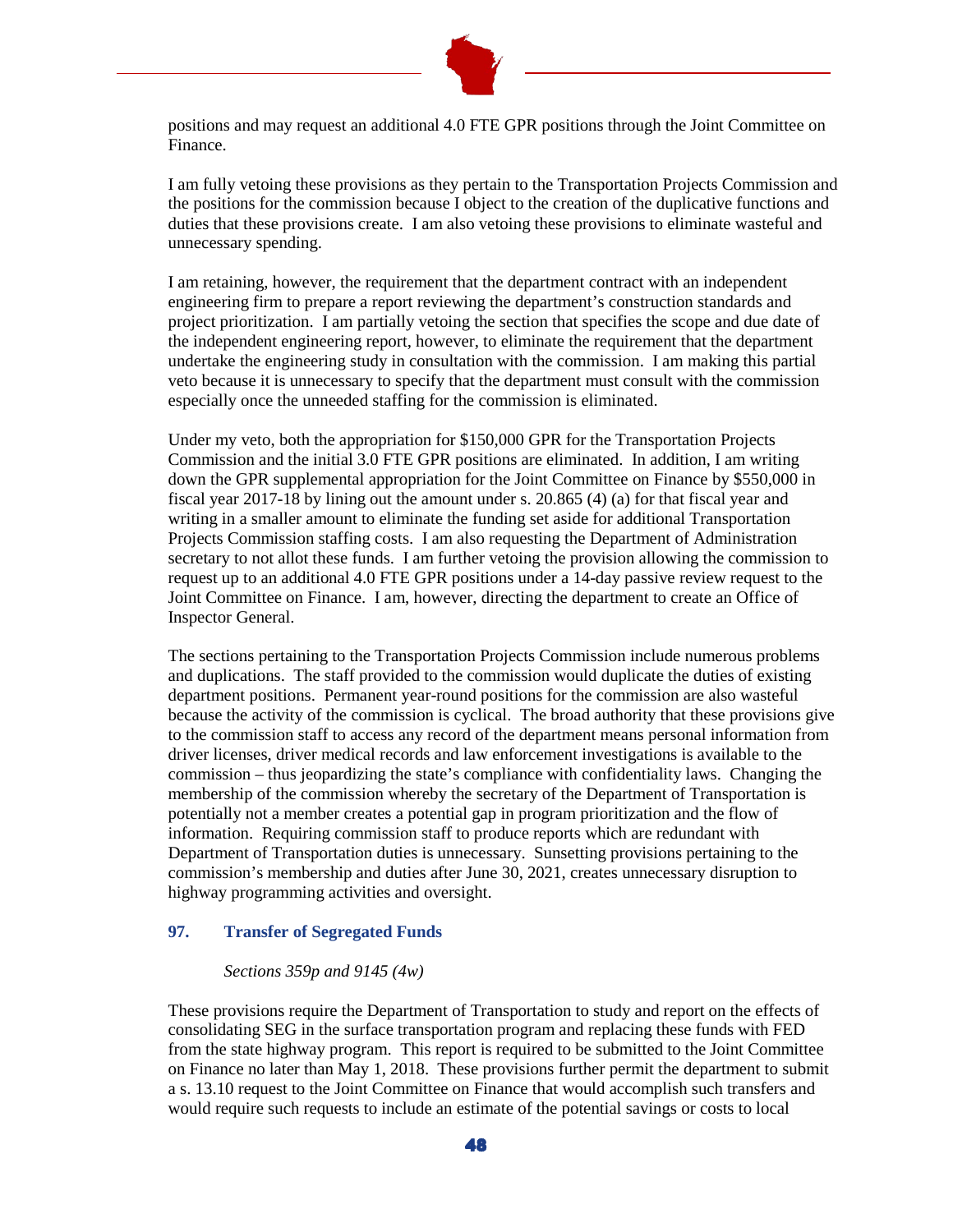positions and may request an additional 4.0 FTE GPR positions through the Joint Committee on Finance.

I am fully vetoing these provisions as they pertain to the Transportation Projects Commission and the positions for the commission because I object to the creation of the duplicative functions and duties that these provisions create. I am also vetoing these provisions to eliminate wasteful and unnecessary spending.

I am retaining, however, the requirement that the department contract with an independent engineering firm to prepare a report reviewing the department's construction standards and project prioritization. I am partially vetoing the section that specifies the scope and due date of the independent engineering report, however, to eliminate the requirement that the department undertake the engineering study in consultation with the commission. I am making this partial veto because it is unnecessary to specify that the department must consult with the commission especially once the unneeded staffing for the commission is eliminated.

Under my veto, both the appropriation for $150,000 GPR for the Transportation Projects Commission and the initial 3.0 FTE GPR positions are eliminated. In addition, I am writing down the GPR supplemental appropriation for the Joint Committee on Finance by $550,000 in fiscal year 2017-18 by lining out the amount under s. 20.865 (4) (a) for that fiscal year and writing in a smaller amount to eliminate the funding set aside for additional Transportation Projects Commission staffing costs. I am also requesting the Department of Administration secretary to not allot these funds. I am further vetoing the provision allowing the commission to request up to an additional 4.0 FTE GPR positions under a 14-day passive review request to the Joint Committee on Finance. I am, however, directing the department to create an Office of Inspector General.

The sections pertaining to the Transportation Projects Commission include numerous problems and duplications. The staff provided to the commission would duplicate the duties of existing department positions. Permanent year-round positions for the commission are also wasteful because the activity of the commission is cyclical. The broad authority that these provisions give to the commission staff to access any record of the department means personal information from driver licenses, driver medical records and law enforcement investigations is available to the commission – thus jeopardizing the state's compliance with confidentiality laws. Changing the membership of the commission whereby the secretary of the Department of Transportation is potentially not a member creates a potential gap in program prioritization and the flow of information. Requiring commission staff to produce reports which are redundant with Department of Transportation duties is unnecessary. Sunsetting provisions pertaining to the commission's membership and duties after June 30, 2021, creates unnecessary disruption to highway programming activities and oversight.

### 97. Transfer of Segregated Funds

*Sections 359p and 9145 (4w)*

These provisions require the Department of Transportation to study and report on the effects of consolidating SEG in the surface transportation program and replacing these funds with FED from the state highway program. This report is required to be submitted to the Joint Committee on Finance no later than May 1, 2018. These provisions further permit the department to submit a s. 13.10 request to the Joint Committee on Finance that would accomplish such transfers and would require such requests to include an estimate of the potential savings or costs to local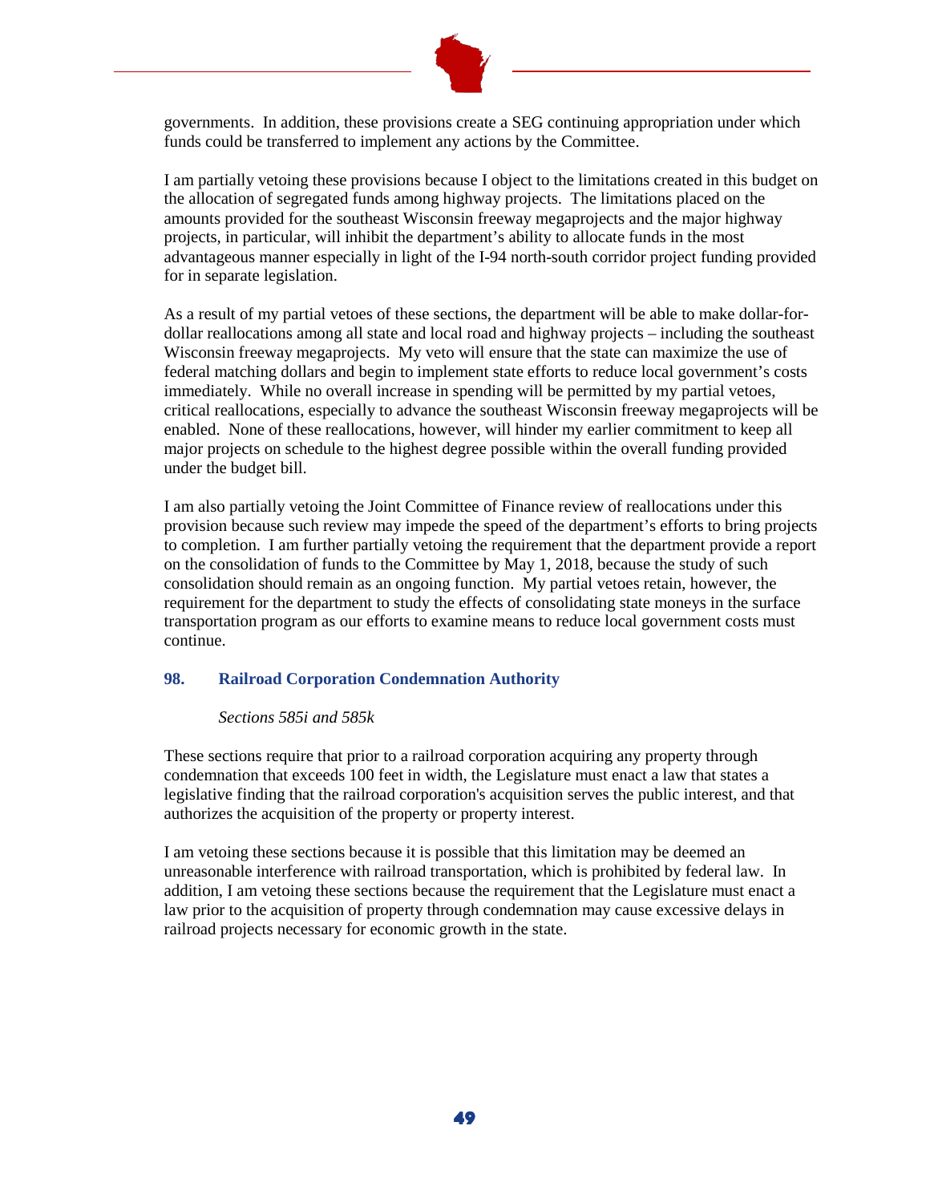governments. In addition, these provisions create a SEG continuing appropriation under which funds could be transferred to implement any actions by the Committee.

I am partially vetoing these provisions because I object to the limitations created in this budget on the allocation of segregated funds among highway projects. The limitations placed on the amounts provided for the southeast Wisconsin freeway megaprojects and the major highway projects, in particular, will inhibit the department's ability to allocate funds in the most advantageous manner especially in light of the I-94 north-south corridor project funding provided for in separate legislation.

As a result of my partial vetoes of these sections, the department will be able to make dollar-for-dollar reallocations among all state and local road and highway projects – including the southeast Wisconsin freeway megaprojects. My veto will ensure that the state can maximize the use of federal matching dollars and begin to implement state efforts to reduce local government's costs immediately. While no overall increase in spending will be permitted by my partial vetoes, critical reallocations, especially to advance the southeast Wisconsin freeway megaprojects will be enabled. None of these reallocations, however, will hinder my earlier commitment to keep all major projects on schedule to the highest degree possible within the overall funding provided under the budget bill.

I am also partially vetoing the Joint Committee of Finance review of reallocations under this provision because such review may impede the speed of the department's efforts to bring projects to completion. I am further partially vetoing the requirement that the department provide a report on the consolidation of funds to the Committee by May 1, 2018, because the study of such consolidation should remain as an ongoing function. My partial vetoes retain, however, the requirement for the department to study the effects of consolidating state moneys in the surface transportation program as our efforts to examine means to reduce local government costs must continue.

### 98. Railroad Corporation Condemnation Authority

*Sections 585i and 585k*

These sections require that prior to a railroad corporation acquiring any property through condemnation that exceeds 100 feet in width, the Legislature must enact a law that states a legislative finding that the railroad corporation's acquisition serves the public interest, and that authorizes the acquisition of the property or property interest.

I am vetoing these sections because it is possible that this limitation may be deemed an unreasonable interference with railroad transportation, which is prohibited by federal law. In addition, I am vetoing these sections because the requirement that the Legislature must enact a law prior to the acquisition of property through condemnation may cause excessive delays in railroad projects necessary for economic growth in the state.